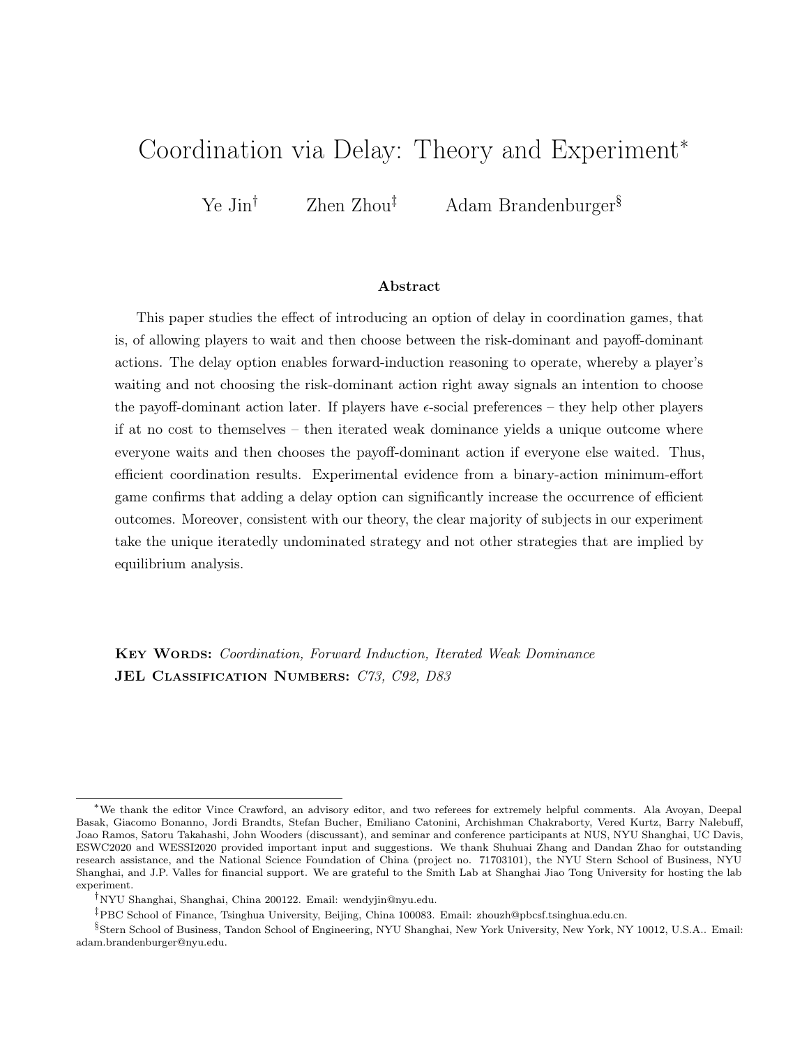# Coordination via Delay: Theory and Experiment*

Ye Jin[†] Zhen Zhou[‡] Adam Brandenburger[§]

### Abstract

This paper studies the effect of introducing an option of delay in coordination games, that is, of allowing players to wait and then choose between the risk-dominant and payoff-dominant actions. The delay option enables forward-induction reasoning to operate, whereby a player's waiting and not choosing the risk-dominant action right away signals an intention to choose the payoff-dominant action later. If players have $\epsilon$-social preferences – they help other players if at no cost to themselves – then iterated weak dominance yields a unique outcome where everyone waits and then chooses the payoff-dominant action if everyone else waited. Thus, efficient coordination results. Experimental evidence from a binary-action minimum-effort game confirms that adding a delay option can significantly increase the occurrence of efficient outcomes. Moreover, consistent with our theory, the clear majority of subjects in our experiment take the unique iteratedly undominated strategy and not other strategies that are implied by equilibrium analysis.

**Key Words:** *Coordination, Forward Induction, Iterated Weak Dominance*
**JEL Classification Numbers:** *C73, C92, D83*

---

*We thank the editor Vince Crawford, an advisory editor, and two referees for extremely helpful comments. Ala Avoyan, Deepal Basak, Giacomo Bonanno, Jordi Brandts, Stefan Bucher, Emiliano Catonini, Archishman Chakraborty, Vered Kurtz, Barry Nalebuff, Joao Ramos, Satoru Takahashi, John Wooders (discussant), and seminar and conference participants at NUS, NYU Shanghai, UC Davis, ESWC2020 and WESSI2020 provided important input and suggestions. We thank Shuhuai Zhang and Dandan Zhao for outstanding research assistance, and the National Science Foundation of China (project no. 71703101), the NYU Stern School of Business, NYU Shanghai, and J.P. Valles for financial support. We are grateful to the Smith Lab at Shanghai Jiao Tong University for hosting the lab experiment.

[†]NYU Shanghai, Shanghai, China 200122. Email: wendyjin@nyu.edu.

[‡]PBC School of Finance, Tsinghua University, Beijing, China 100083. Email: zhouzh@pbcsf.tsinghua.edu.cn.

[§]Stern School of Business, Tandon School of Engineering, NYU Shanghai, New York University, New York, NY 10012, U.S.A.. Email: adam.brandenburger@nyu.edu.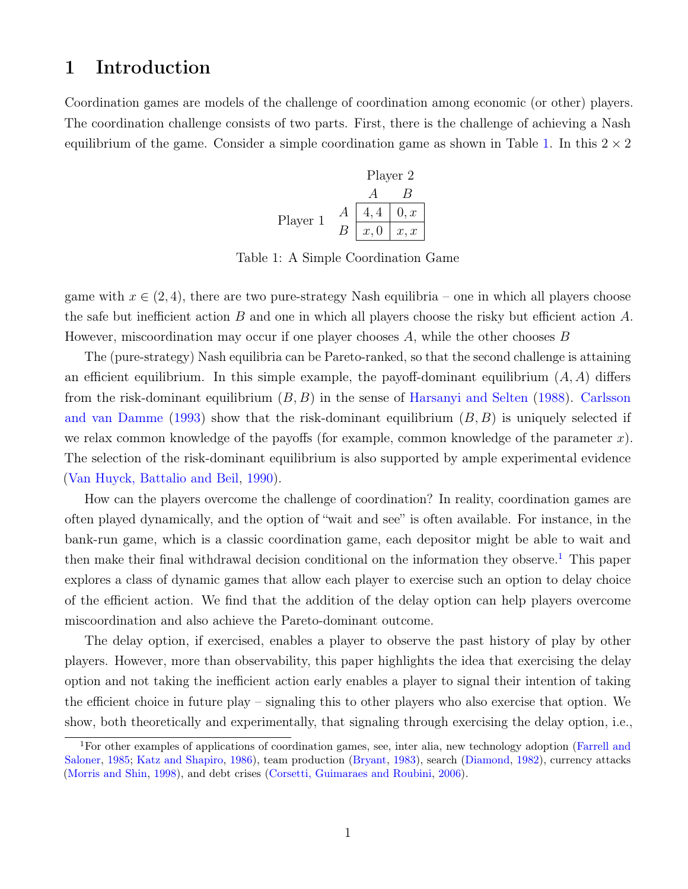# 1 Introduction

Coordination games are models of the challenge of coordination among economic (or other) players. The coordination challenge consists of two parts. First, there is the challenge of achieving a Nash equilibrium of the game. Consider a simple coordination game as shown in Table 1. In this $2 \times 2$

| | | Player 2 | |
|---|---|---|---|
| | | $A$ | $B$ |
| Player 1 | $A$ | $4, 4$ | $0, x$ |
| | $B$ | $x, 0$ | $x, x$ |

Table 1: A Simple Coordination Game

game with $x \in (2, 4)$, there are two pure-strategy Nash equilibria – one in which all players choose the safe but inefficient action $B$ and one in which all players choose the risky but efficient action $A$. However, miscoordination may occur if one player chooses $A$, while the other chooses $B$

The (pure-strategy) Nash equilibria can be Pareto-ranked, so that the second challenge is attaining an efficient equilibrium. In this simple example, the payoff-dominant equilibrium $(A, A)$ differs from the risk-dominant equilibrium $(B, B)$ in the sense of Harsanyi and Selten (1988). Carlsson and van Damme (1993) show that the risk-dominant equilibrium $(B, B)$ is uniquely selected if we relax common knowledge of the payoffs (for example, common knowledge of the parameter $x$). The selection of the risk-dominant equilibrium is also supported by ample experimental evidence (Van Huyck, Battalio and Beil, 1990).

How can the players overcome the challenge of coordination? In reality, coordination games are often played dynamically, and the option of "wait and see" is often available. For instance, in the bank-run game, which is a classic coordination game, each depositor might be able to wait and then make their final withdrawal decision conditional on the information they observe.[1] This paper explores a class of dynamic games that allow each player to exercise such an option to delay choice of the efficient action. We find that the addition of the delay option can help players overcome miscoordination and also achieve the Pareto-dominant outcome.

The delay option, if exercised, enables a player to observe the past history of play by other players. However, more than observability, this paper highlights the idea that exercising the delay option and not taking the inefficient action early enables a player to signal their intention of taking the efficient choice in future play – signaling this to other players who also exercise that option. We show, both theoretically and experimentally, that signaling through exercising the delay option, i.e.,

[1] For other examples of applications of coordination games, see, inter alia, new technology adoption (Farrell and Saloner, 1985; Katz and Shapiro, 1986), team production (Bryant, 1983), search (Diamond, 1982), currency attacks (Morris and Shin, 1998), and debt crises (Corsetti, Guimaraes and Roubini, 2006).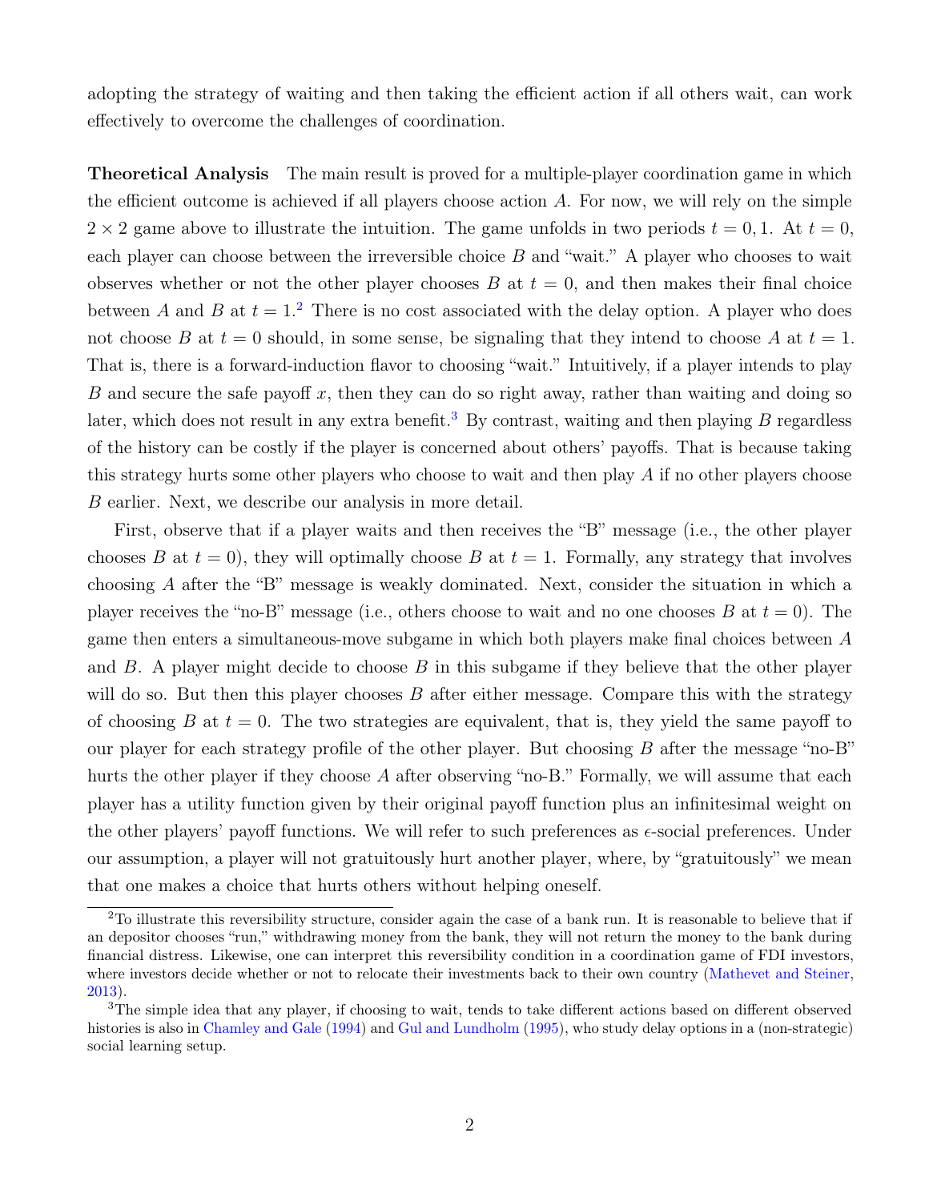adopting the strategy of waiting and then taking the efficient action if all others wait, can work effectively to overcome the challenges of coordination.

**Theoretical Analysis** The main result is proved for a multiple-player coordination game in which the efficient outcome is achieved if all players choose action $A$. For now, we will rely on the simple $2 \times 2$ game above to illustrate the intuition. The game unfolds in two periods $t = 0, 1$. At $t = 0$, each player can choose between the irreversible choice $B$ and "wait." A player who chooses to wait observes whether or not the other player chooses $B$ at $t = 0$, and then makes their final choice between $A$ and $B$ at $t = 1$.[2] There is no cost associated with the delay option. A player who does not choose $B$ at $t = 0$ should, in some sense, be signaling that they intend to choose $A$ at $t = 1$. That is, there is a forward-induction flavor to choosing "wait." Intuitively, if a player intends to play $B$ and secure the safe payoff $x$, then they can do so right away, rather than waiting and doing so later, which does not result in any extra benefit.[3] By contrast, waiting and then playing $B$ regardless of the history can be costly if the player is concerned about others' payoffs. That is because taking this strategy hurts some other players who choose to wait and then play $A$ if no other players choose $B$ earlier. Next, we describe our analysis in more detail.

First, observe that if a player waits and then receives the "B" message (i.e., the other player chooses $B$ at $t = 0$), they will optimally choose $B$ at $t = 1$. Formally, any strategy that involves choosing $A$ after the "B" message is weakly dominated. Next, consider the situation in which a player receives the "no-B" message (i.e., others choose to wait and no one chooses $B$ at $t = 0$). The game then enters a simultaneous-move subgame in which both players make final choices between $A$ and $B$. A player might decide to choose $B$ in this subgame if they believe that the other player will do so. But then this player chooses $B$ after either message. Compare this with the strategy of choosing $B$ at $t = 0$. The two strategies are equivalent, that is, they yield the same payoff to our player for each strategy profile of the other player. But choosing $B$ after the message "no-B" hurts the other player if they choose $A$ after observing "no-B." Formally, we will assume that each player has a utility function given by their original payoff function plus an infinitesimal weight on the other players' payoff functions. We will refer to such preferences as $\epsilon$-social preferences. Under our assumption, a player will not gratuitously hurt another player, where, by "gratuitously" we mean that one makes a choice that hurts others without helping oneself.

[2] To illustrate this reversibility structure, consider again the case of a bank run. It is reasonable to believe that if an depositor chooses "run," withdrawing money from the bank, they will not return the money to the bank during financial distress. Likewise, one can interpret this reversibility condition in a coordination game of FDI investors, where investors decide whether or not to relocate their investments back to their own country (Mathevet and Steiner, 2013).

[3] The simple idea that any player, if choosing to wait, tends to take different actions based on different observed histories is also in Chamley and Gale (1994) and Gul and Lundholm (1995), who study delay options in a (non-strategic) social learning setup.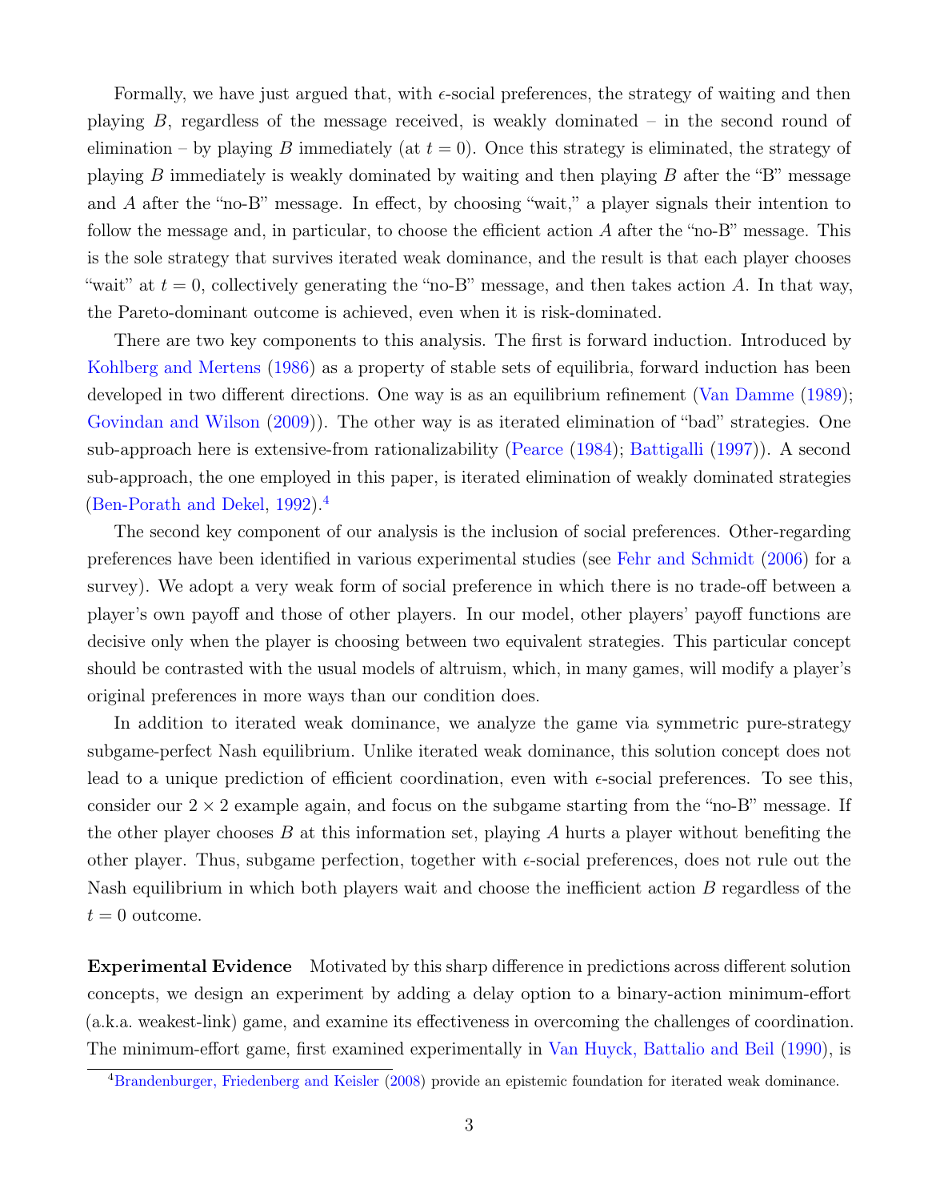Formally, we have just argued that, with $\epsilon$-social preferences, the strategy of waiting and then playing $B$, regardless of the message received, is weakly dominated – in the second round of elimination – by playing $B$ immediately (at $t = 0$). Once this strategy is eliminated, the strategy of playing $B$ immediately is weakly dominated by waiting and then playing $B$ after the "B" message and $A$ after the "no-B" message. In effect, by choosing "wait," a player signals their intention to follow the message and, in particular, to choose the efficient action $A$ after the "no-B" message. This is the sole strategy that survives iterated weak dominance, and the result is that each player chooses "wait" at $t = 0$, collectively generating the "no-B" message, and then takes action $A$. In that way, the Pareto-dominant outcome is achieved, even when it is risk-dominated.

There are two key components to this analysis. The first is forward induction. Introduced by Kohlberg and Mertens (1986) as a property of stable sets of equilibria, forward induction has been developed in two different directions. One way is as an equilibrium refinement (Van Damme (1989); Govindan and Wilson (2009)). The other way is as iterated elimination of "bad" strategies. One sub-approach here is extensive-from rationalizability (Pearce (1984); Battigalli (1997)). A second sub-approach, the one employed in this paper, is iterated elimination of weakly dominated strategies (Ben-Porath and Dekel, 1992).[4]

The second key component of our analysis is the inclusion of social preferences. Other-regarding preferences have been identified in various experimental studies (see Fehr and Schmidt (2006) for a survey). We adopt a very weak form of social preference in which there is no trade-off between a player's own payoff and those of other players. In our model, other players' payoff functions are decisive only when the player is choosing between two equivalent strategies. This particular concept should be contrasted with the usual models of altruism, which, in many games, will modify a player's original preferences in more ways than our condition does.

In addition to iterated weak dominance, we analyze the game via symmetric pure-strategy subgame-perfect Nash equilibrium. Unlike iterated weak dominance, this solution concept does not lead to a unique prediction of efficient coordination, even with $\epsilon$-social preferences. To see this, consider our $2 \times 2$ example again, and focus on the subgame starting from the "no-B" message. If the other player chooses $B$ at this information set, playing $A$ hurts a player without benefiting the other player. Thus, subgame perfection, together with $\epsilon$-social preferences, does not rule out the Nash equilibrium in which both players wait and choose the inefficient action $B$ regardless of the $t = 0$ outcome.

**Experimental Evidence** Motivated by this sharp difference in predictions across different solution concepts, we design an experiment by adding a delay option to a binary-action minimum-effort (a.k.a. weakest-link) game, and examine its effectiveness in overcoming the challenges of coordination. The minimum-effort game, first examined experimentally in Van Huyck, Battalio and Beil (1990), is

[4] Brandenburger, Friedenberg and Keisler (2008) provide an epistemic foundation for iterated weak dominance.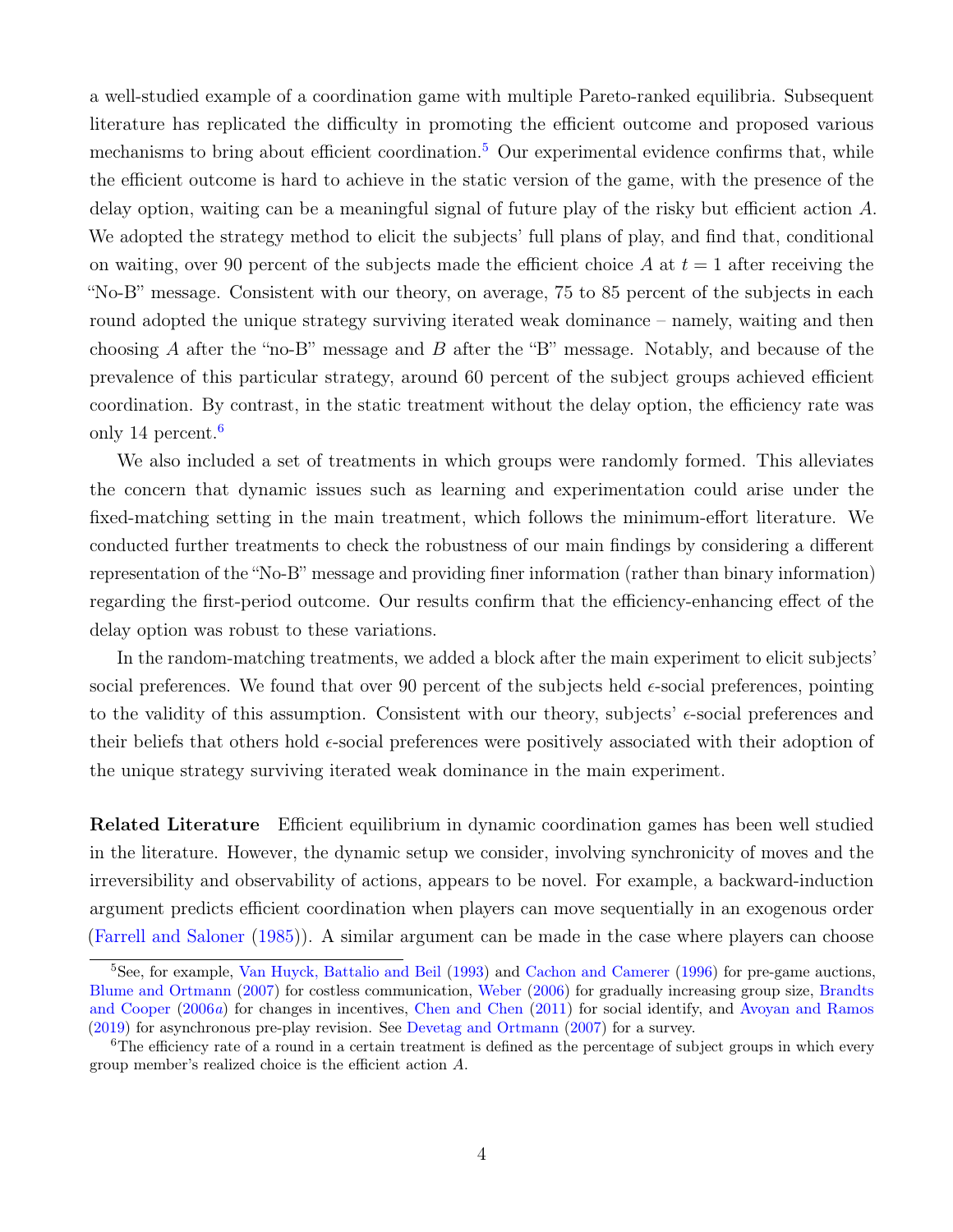a well-studied example of a coordination game with multiple Pareto-ranked equilibria. Subsequent literature has replicated the difficulty in promoting the efficient outcome and proposed various mechanisms to bring about efficient coordination.[5] Our experimental evidence confirms that, while the efficient outcome is hard to achieve in the static version of the game, with the presence of the delay option, waiting can be a meaningful signal of future play of the risky but efficient action $A$. We adopted the strategy method to elicit the subjects' full plans of play, and find that, conditional on waiting, over 90 percent of the subjects made the efficient choice $A$ at $t = 1$ after receiving the "No-B" message. Consistent with our theory, on average, 75 to 85 percent of the subjects in each round adopted the unique strategy surviving iterated weak dominance – namely, waiting and then choosing $A$ after the "no-B" message and $B$ after the "B" message. Notably, and because of the prevalence of this particular strategy, around 60 percent of the subject groups achieved efficient coordination. By contrast, in the static treatment without the delay option, the efficiency rate was only 14 percent.[6]

We also included a set of treatments in which groups were randomly formed. This alleviates the concern that dynamic issues such as learning and experimentation could arise under the fixed-matching setting in the main treatment, which follows the minimum-effort literature. We conducted further treatments to check the robustness of our main findings by considering a different representation of the "No-B" message and providing finer information (rather than binary information) regarding the first-period outcome. Our results confirm that the efficiency-enhancing effect of the delay option was robust to these variations.

In the random-matching treatments, we added a block after the main experiment to elicit subjects' social preferences. We found that over 90 percent of the subjects held $\epsilon$-social preferences, pointing to the validity of this assumption. Consistent with our theory, subjects' $\epsilon$-social preferences and their beliefs that others hold $\epsilon$-social preferences were positively associated with their adoption of the unique strategy surviving iterated weak dominance in the main experiment.

**Related Literature** Efficient equilibrium in dynamic coordination games has been well studied in the literature. However, the dynamic setup we consider, involving synchronicity of moves and the irreversibility and observability of actions, appears to be novel. For example, a backward-induction argument predicts efficient coordination when players can move sequentially in an exogenous order (Farrell and Saloner (1985)). A similar argument can be made in the case where players can choose

[5] See, for example, Van Huyck, Battalio and Beil (1993) and Cachon and Camerer (1996) for pre-game auctions, Blume and Ortmann (2007) for costless communication, Weber (2006) for gradually increasing group size, Brandts and Cooper (2006a) for changes in incentives, Chen and Chen (2011) for social identify, and Avoyan and Ramos (2019) for asynchronous pre-play revision. See Devetag and Ortmann (2007) for a survey.

[6] The efficiency rate of a round in a certain treatment is defined as the percentage of subject groups in which every group member's realized choice is the efficient action $A$.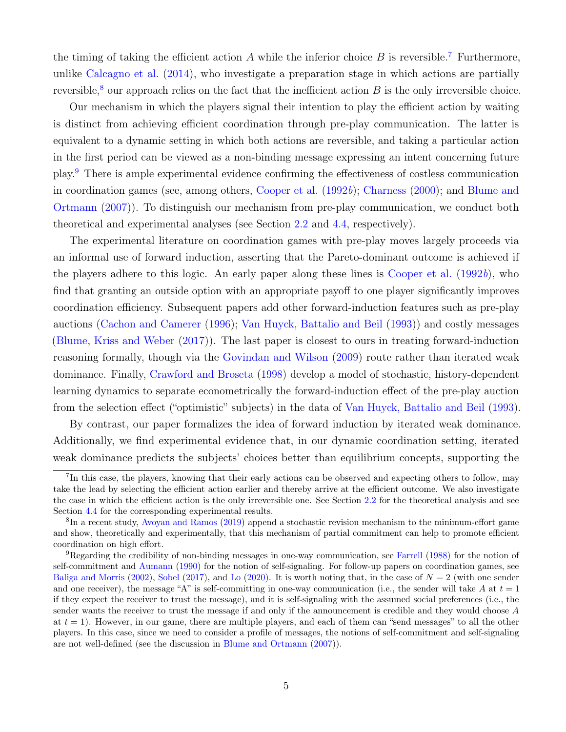the timing of taking the efficient action $A$ while the inferior choice $B$ is reversible.[7] Furthermore, unlike Calcagno et al. (2014), who investigate a preparation stage in which actions are partially reversible,[8] our approach relies on the fact that the inefficient action $B$ is the only irreversible choice.

Our mechanism in which the players signal their intention to play the efficient action by waiting is distinct from achieving efficient coordination through pre-play communication. The latter is equivalent to a dynamic setting in which both actions are reversible, and taking a particular action in the first period can be viewed as a non-binding message expressing an intent concerning future play.[9] There is ample experimental evidence confirming the effectiveness of costless communication in coordination games (see, among others, Cooper et al. (1992*b*); Charness (2000); and Blume and Ortmann (2007)). To distinguish our mechanism from pre-play communication, we conduct both theoretical and experimental analyses (see Section 2.2 and 4.4, respectively).

The experimental literature on coordination games with pre-play moves largely proceeds via an informal use of forward induction, asserting that the Pareto-dominant outcome is achieved if the players adhere to this logic. An early paper along these lines is Cooper et al. (1992*b*), who find that granting an outside option with an appropriate payoff to one player significantly improves coordination efficiency. Subsequent papers add other forward-induction features such as pre-play auctions (Cachon and Camerer (1996); Van Huyck, Battalio and Beil (1993)) and costly messages (Blume, Kriss and Weber (2017)). The last paper is closest to ours in treating forward-induction reasoning formally, though via the Govindan and Wilson (2009) route rather than iterated weak dominance. Finally, Crawford and Broseta (1998) develop a model of stochastic, history-dependent learning dynamics to separate econometrically the forward-induction effect of the pre-play auction from the selection effect ("optimistic" subjects) in the data of Van Huyck, Battalio and Beil (1993).

By contrast, our paper formalizes the idea of forward induction by iterated weak dominance. Additionally, we find experimental evidence that, in our dynamic coordination setting, iterated weak dominance predicts the subjects' choices better than equilibrium concepts, supporting the

---

[7] In this case, the players, knowing that their early actions can be observed and expecting others to follow, may take the lead by selecting the efficient action earlier and thereby arrive at the efficient outcome. We also investigate the case in which the efficient action is the only irreversible one. See Section 2.2 for the theoretical analysis and see Section 4.4 for the corresponding experimental results.

[8] In a recent study, Avoyan and Ramos (2019) append a stochastic revision mechanism to the minimum-effort game and show, theoretically and experimentally, that this mechanism of partial commitment can help to promote efficient coordination on high effort.

[9] Regarding the credibility of non-binding messages in one-way communication, see Farrell (1988) for the notion of self-commitment and Aumann (1990) for the notion of self-signaling. For follow-up papers on coordination games, see Baliga and Morris (2002), Sobel (2017), and Lo (2020). It is worth noting that, in the case of $N = 2$ (with one sender and one receiver), the message "A" is self-committing in one-way communication (i.e., the sender will take $A$ at $t = 1$ if they expect the receiver to trust the message), and it is self-signaling with the assumed social preferences (i.e., the sender wants the receiver to trust the message if and only if the announcement is credible and they would choose $A$ at $t = 1$). However, in our game, there are multiple players, and each of them can "send messages" to all the other players. In this case, since we need to consider a profile of messages, the notions of self-commitment and self-signaling are not well-defined (see the discussion in Blume and Ortmann (2007)).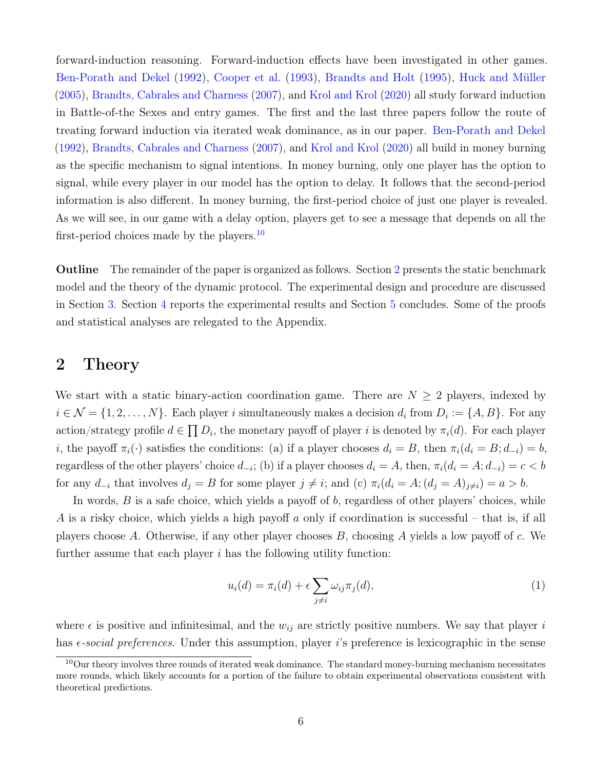forward-induction reasoning. Forward-induction effects have been investigated in other games. Ben-Porath and Dekel (1992), Cooper et al. (1993), Brandts and Holt (1995), Huck and Müller (2005), Brandts, Cabrales and Charness (2007), and Krol and Krol (2020) all study forward induction in Battle-of-the Sexes and entry games. The first and the last three papers follow the route of treating forward induction via iterated weak dominance, as in our paper. Ben-Porath and Dekel (1992), Brandts, Cabrales and Charness (2007), and Krol and Krol (2020) all build in money burning as the specific mechanism to signal intentions. In money burning, only one player has the option to signal, while every player in our model has the option to delay. It follows that the second-period information is also different. In money burning, the first-period choice of just one player is revealed. As we will see, in our game with a delay option, players get to see a message that depends on all the first-period choices made by the players.[10]

**Outline** The remainder of the paper is organized as follows. Section 2 presents the static benchmark model and the theory of the dynamic protocol. The experimental design and procedure are discussed in Section 3. Section 4 reports the experimental results and Section 5 concludes. Some of the proofs and statistical analyses are relegated to the Appendix.

## 2 Theory

We start with a static binary-action coordination game. There are $N \geq 2$ players, indexed by $i \in \mathcal{N} = \{1, 2, \ldots, N\}$. Each player $i$ simultaneously makes a decision $d_i$ from $D_i := \{A, B\}$. For any action/strategy profile $d \in \prod D_i$, the monetary payoff of player $i$ is denoted by $\pi_i(d)$. For each player $i$, the payoff $\pi_i(\cdot)$ satisfies the conditions: (a) if a player chooses $d_i = B$, then $\pi_i(d_i = B; d_{-i}) = b$, regardless of the other players' choice $d_{-i}$; (b) if a player chooses $d_i = A$, then, $\pi_i(d_i = A; d_{-i}) = c < b$ for any $d_{-i}$ that involves $d_j = B$ for some player $j \neq i$; and (c) $\pi_i(d_i = A; (d_j = A)_{j \neq i}) = a > b$.

In words, $B$ is a safe choice, which yields a payoff of $b$, regardless of other players' choices, while $A$ is a risky choice, which yields a high payoff $a$ only if coordination is successful – that is, if all players choose $A$. Otherwise, if any other player chooses $B$, choosing $A$ yields a low payoff of $c$. We further assume that each player $i$ has the following utility function:

$$u_i(d) = \pi_i(d) + \epsilon \sum_{j \neq i} \omega_{ij} \pi_j(d), \tag{1}$$

where $\epsilon$ is positive and infinitesimal, and the $w_{ij}$ are strictly positive numbers. We say that player $i$ has *$\epsilon$-social preferences*. Under this assumption, player $i$'s preference is lexicographic in the sense

[10]Our theory involves three rounds of iterated weak dominance. The standard money-burning mechanism necessitates more rounds, which likely accounts for a portion of the failure to obtain experimental observations consistent with theoretical predictions.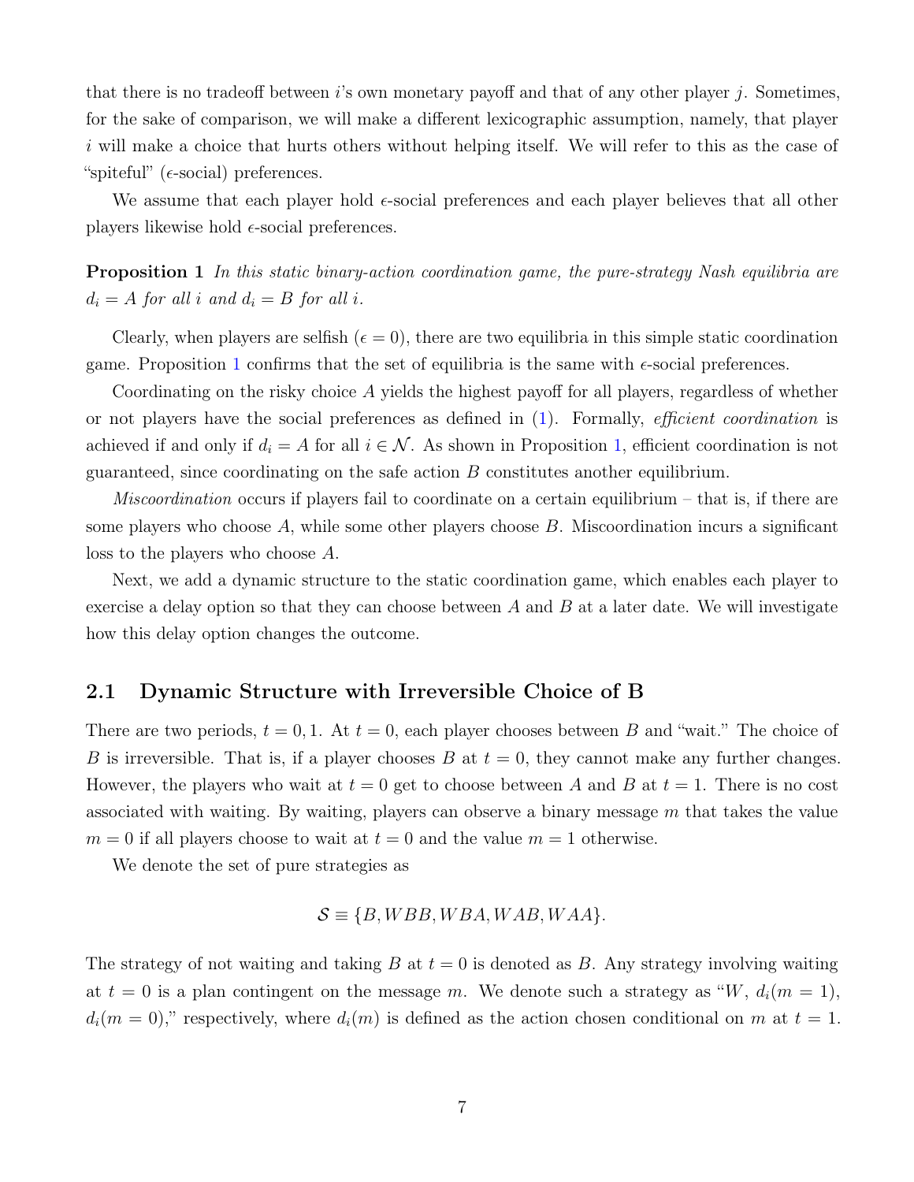that there is no tradeoff between $i$'s own monetary payoff and that of any other player $j$. Sometimes, for the sake of comparison, we will make a different lexicographic assumption, namely, that player $i$ will make a choice that hurts others without helping itself. We will refer to this as the case of "spiteful" ($\epsilon$-social) preferences.

We assume that each player hold $\epsilon$-social preferences and each player believes that all other players likewise hold $\epsilon$-social preferences.

**Proposition 1** *In this static binary-action coordination game, the pure-strategy Nash equilibria are $d_i = A$ for all $i$ and $d_i = B$ for all $i$.*

Clearly, when players are selfish ($\epsilon = 0$), there are two equilibria in this simple static coordination game. Proposition 1 confirms that the set of equilibria is the same with $\epsilon$-social preferences.

Coordinating on the risky choice $A$ yields the highest payoff for all players, regardless of whether or not players have the social preferences as defined in (1). Formally, *efficient coordination* is achieved if and only if $d_i = A$ for all $i \in \mathcal{N}$. As shown in Proposition 1, efficient coordination is not guaranteed, since coordinating on the safe action $B$ constitutes another equilibrium.

*Miscoordination* occurs if players fail to coordinate on a certain equilibrium – that is, if there are some players who choose $A$, while some other players choose $B$. Miscoordination incurs a significant loss to the players who choose $A$.

Next, we add a dynamic structure to the static coordination game, which enables each player to exercise a delay option so that they can choose between $A$ and $B$ at a later date. We will investigate how this delay option changes the outcome.

## 2.1 Dynamic Structure with Irreversible Choice of B

There are two periods, $t = 0, 1$. At $t = 0$, each player chooses between $B$ and "wait." The choice of $B$ is irreversible. That is, if a player chooses $B$ at $t = 0$, they cannot make any further changes. However, the players who wait at $t = 0$ get to choose between $A$ and $B$ at $t = 1$. There is no cost associated with waiting. By waiting, players can observe a binary message $m$ that takes the value $m = 0$ if all players choose to wait at $t = 0$ and the value $m = 1$ otherwise.

We denote the set of pure strategies as

$$\mathcal{S} \equiv \{B, WBB, WBA, WAB, WAA\}.$$

The strategy of not waiting and taking $B$ at $t = 0$ is denoted as $B$. Any strategy involving waiting at $t = 0$ is a plan contingent on the message $m$. We denote such a strategy as "$W$, $d_i(m = 1)$, $d_i(m = 0)$," respectively, where $d_i(m)$ is defined as the action chosen conditional on $m$ at $t = 1$.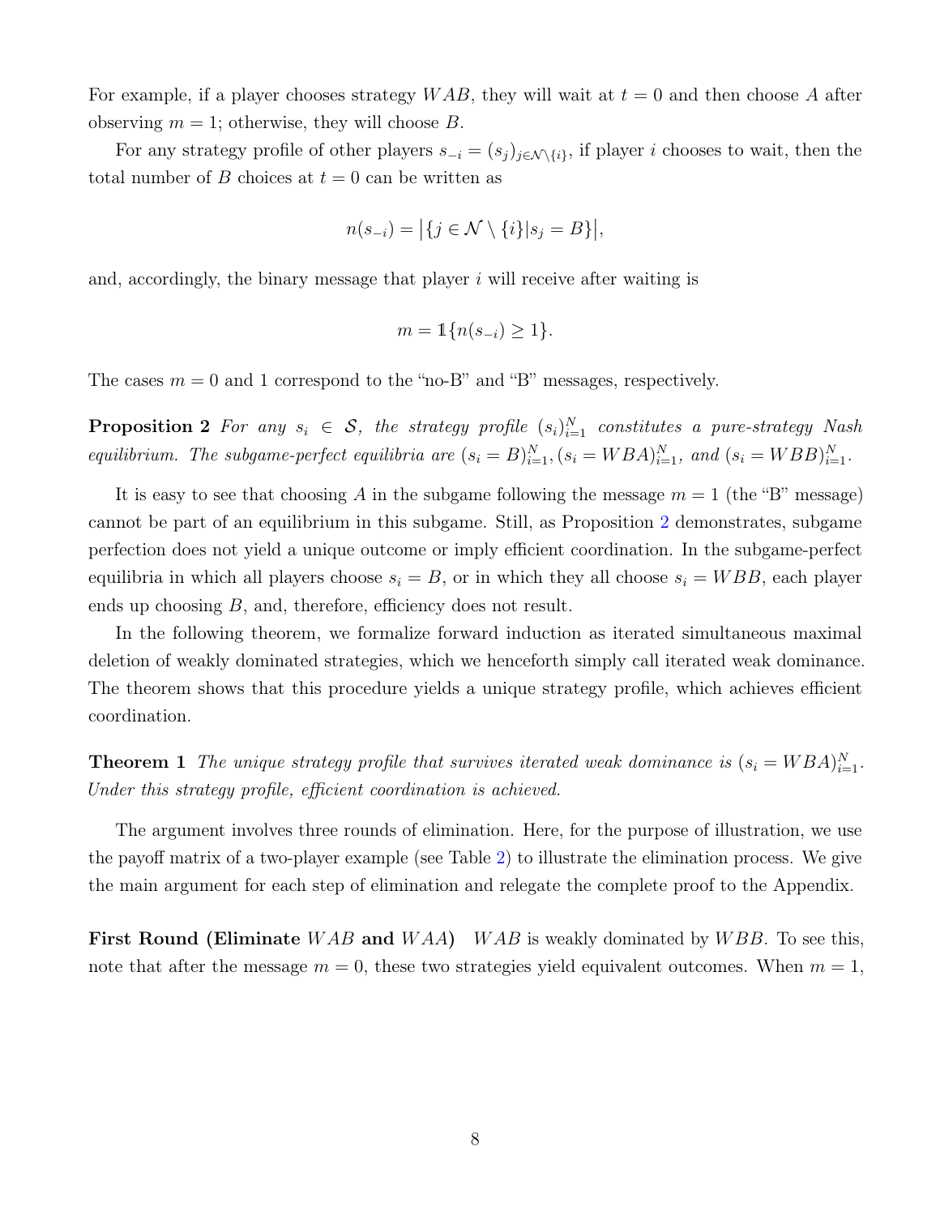For example, if a player chooses strategy $WAB$, they will wait at $t = 0$ and then choose $A$ after observing $m = 1$; otherwise, they will choose $B$.

For any strategy profile of other players $s_{-i} = (s_j)_{j \in \mathcal{N} \setminus \{i\}}$, if player $i$ chooses to wait, then the total number of $B$ choices at $t = 0$ can be written as

$$n(s_{-i}) = \big|\{j \in \mathcal{N} \setminus \{i\} | s_j = B\}\big|,$$

and, accordingly, the binary message that player $i$ will receive after waiting is

$$m = \mathbb{1}\{n(s_{-i}) \geq 1\}.$$

The cases $m = 0$ and 1 correspond to the "no-B" and "B" messages, respectively.

**Proposition 2** *For any $s_i \in \mathcal{S}$, the strategy profile $(s_i)_{i=1}^N$ constitutes a pure-strategy Nash equilibrium. The subgame-perfect equilibria are $(s_i = B)_{i=1}^N, (s_i = WBA)_{i=1}^N$, and $(s_i = WBB)_{i=1}^N$.*

It is easy to see that choosing $A$ in the subgame following the message $m = 1$ (the "B" message) cannot be part of an equilibrium in this subgame. Still, as Proposition 2 demonstrates, subgame perfection does not yield a unique outcome or imply efficient coordination. In the subgame-perfect equilibria in which all players choose $s_i = B$, or in which they all choose $s_i = WBB$, each player ends up choosing $B$, and, therefore, efficiency does not result.

In the following theorem, we formalize forward induction as iterated simultaneous maximal deletion of weakly dominated strategies, which we henceforth simply call iterated weak dominance. The theorem shows that this procedure yields a unique strategy profile, which achieves efficient coordination.

**Theorem 1** *The unique strategy profile that survives iterated weak dominance is $(s_i = WBA)_{i=1}^N$. Under this strategy profile, efficient coordination is achieved.*

The argument involves three rounds of elimination. Here, for the purpose of illustration, we use the payoff matrix of a two-player example (see Table 2) to illustrate the elimination process. We give the main argument for each step of elimination and relegate the complete proof to the Appendix.

**First Round (Eliminate $WAB$ and $WAA$)** $WAB$ is weakly dominated by $WBB$. To see this, note that after the message $m = 0$, these two strategies yield equivalent outcomes. When $m = 1$,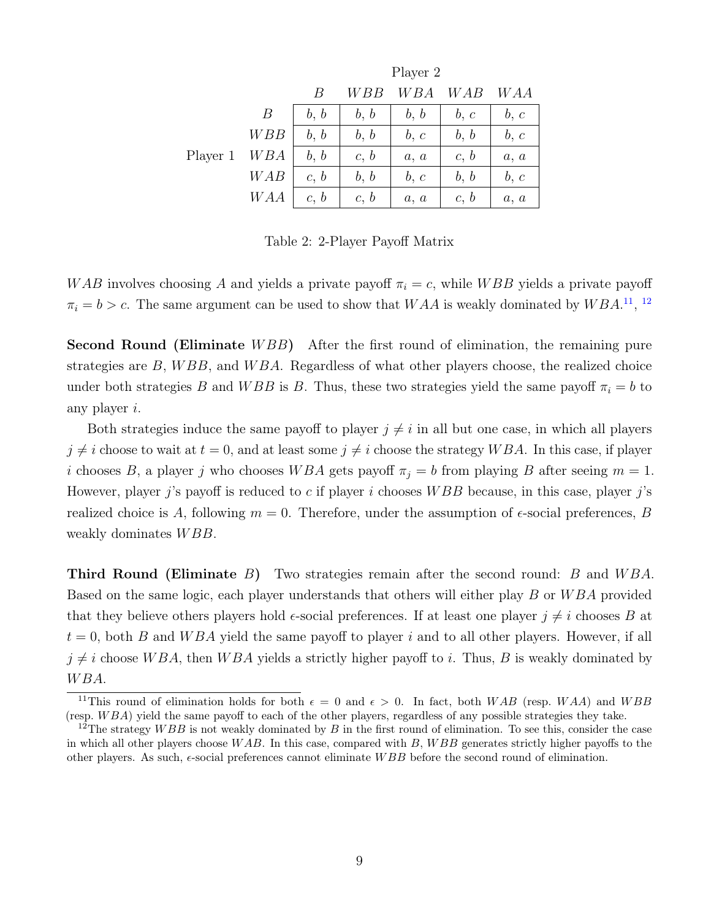| | | Player 2 | | | | |
|---|---|---|---|---|---|---|
| | | $B$ | $WBB$ | $WBA$ | $WAB$ | $WAA$ |
| | $B$ | $b$, $b$ | $b$, $b$ | $b$, $b$ | $b$, $c$ | $b$, $c$ |
| | $WBB$ | $b$, $b$ | $b$, $b$ | $b$, $c$ | $b$, $b$ | $b$, $c$ |
| Player 1 | $WBA$ | $b$, $b$ | $c$, $b$ | $a$, $a$ | $c$, $b$ | $a$, $a$ |
| | $WAB$ | $c$, $b$ | $b$, $b$ | $b$, $c$ | $b$, $b$ | $b$, $c$ |
| | $WAA$ | $c$, $b$ | $c$, $b$ | $a$, $a$ | $c$, $b$ | $a$, $a$ |

Table 2: 2-Player Payoff Matrix

$WAB$ involves choosing $A$ and yields a private payoff $\pi_i = c$, while $WBB$ yields a private payoff $\pi_i = b > c$. The same argument can be used to show that $WAA$ is weakly dominated by $WBA$.[11], [12]

**Second Round (Eliminate $WBB$)** After the first round of elimination, the remaining pure strategies are $B$, $WBB$, and $WBA$. Regardless of what other players choose, the realized choice under both strategies $B$ and $WBB$ is $B$. Thus, these two strategies yield the same payoff $\pi_i = b$ to any player $i$.

Both strategies induce the same payoff to player $j \neq i$ in all but one case, in which all players $j \neq i$ choose to wait at $t = 0$, and at least some $j \neq i$ choose the strategy $WBA$. In this case, if player $i$ chooses $B$, a player $j$ who chooses $WBA$ gets payoff $\pi_j = b$ from playing $B$ after seeing $m = 1$. However, player $j$'s payoff is reduced to $c$ if player $i$ chooses $WBB$ because, in this case, player $j$'s realized choice is $A$, following $m = 0$. Therefore, under the assumption of $\epsilon$-social preferences, $B$ weakly dominates $WBB$.

**Third Round (Eliminate $B$)** Two strategies remain after the second round: $B$ and $WBA$. Based on the same logic, each player understands that others will either play $B$ or $WBA$ provided that they believe others players hold $\epsilon$-social preferences. If at least one player $j \neq i$ chooses $B$ at $t = 0$, both $B$ and $WBA$ yield the same payoff to player $i$ and to all other players. However, if all $j \neq i$ choose $WBA$, then $WBA$ yields a strictly higher payoff to $i$. Thus, $B$ is weakly dominated by $WBA$.

[11] This round of elimination holds for both $\epsilon = 0$ and $\epsilon > 0$. In fact, both $WAB$ (resp. $WAA$) and $WBB$ (resp. $WBA$) yield the same payoff to each of the other players, regardless of any possible strategies they take.

[12] The strategy $WBB$ is not weakly dominated by $B$ in the first round of elimination. To see this, consider the case in which all other players choose $WAB$. In this case, compared with $B$, $WBB$ generates strictly higher payoffs to the other players. As such, $\epsilon$-social preferences cannot eliminate $WBB$ before the second round of elimination.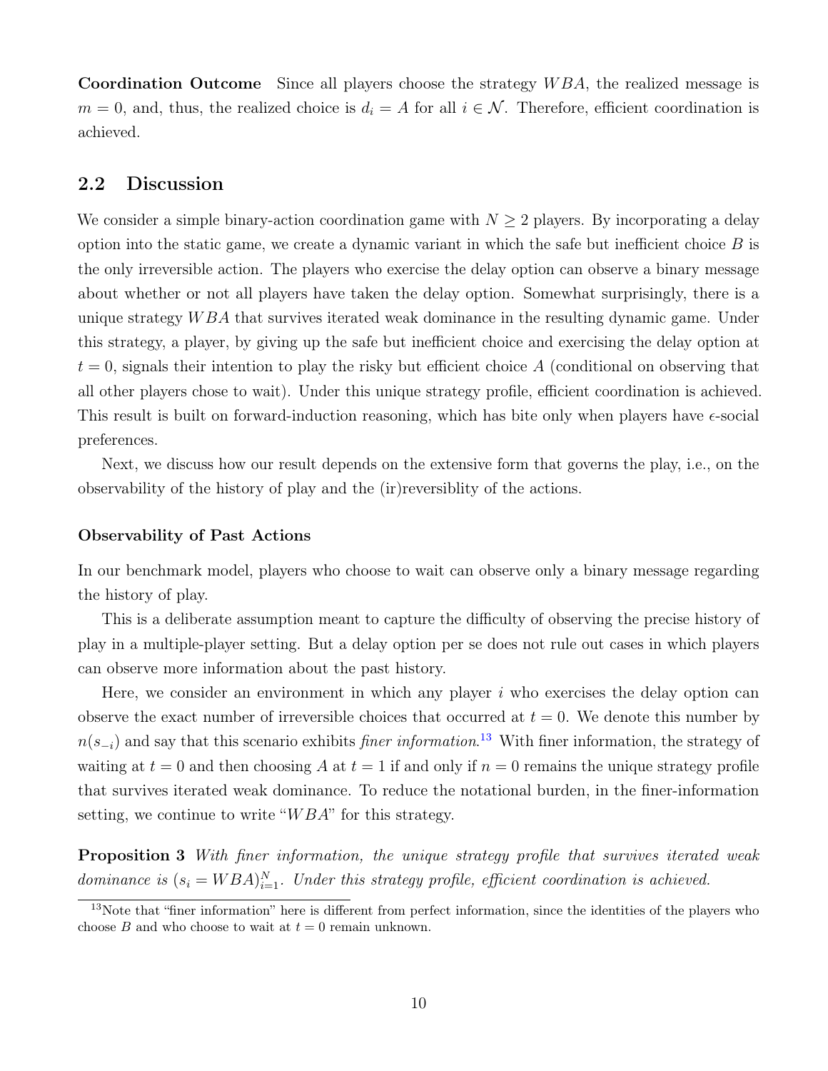**Coordination Outcome** Since all players choose the strategy $WBA$, the realized message is $m = 0$, and, thus, the realized choice is $d_i = A$ for all $i \in \mathcal{N}$. Therefore, efficient coordination is achieved.

## 2.2 Discussion

We consider a simple binary-action coordination game with $N \geq 2$ players. By incorporating a delay option into the static game, we create a dynamic variant in which the safe but inefficient choice $B$ is the only irreversible action. The players who exercise the delay option can observe a binary message about whether or not all players have taken the delay option. Somewhat surprisingly, there is a unique strategy $WBA$ that survives iterated weak dominance in the resulting dynamic game. Under this strategy, a player, by giving up the safe but inefficient choice and exercising the delay option at $t = 0$, signals their intention to play the risky but efficient choice $A$ (conditional on observing that all other players chose to wait). Under this unique strategy profile, efficient coordination is achieved. This result is built on forward-induction reasoning, which has bite only when players have $\epsilon$-social preferences.

Next, we discuss how our result depends on the extensive form that governs the play, i.e., on the observability of the history of play and the (ir)reversiblity of the actions.

### Observability of Past Actions

In our benchmark model, players who choose to wait can observe only a binary message regarding the history of play.

This is a deliberate assumption meant to capture the difficulty of observing the precise history of play in a multiple-player setting. But a delay option per se does not rule out cases in which players can observe more information about the past history.

Here, we consider an environment in which any player $i$ who exercises the delay option can observe the exact number of irreversible choices that occurred at $t = 0$. We denote this number by $n(s_{-i})$ and say that this scenario exhibits *finer information*.[13] With finer information, the strategy of waiting at $t = 0$ and then choosing $A$ at $t = 1$ if and only if $n = 0$ remains the unique strategy profile that survives iterated weak dominance. To reduce the notational burden, in the finer-information setting, we continue to write "$WBA$" for this strategy.

**Proposition 3** *With finer information, the unique strategy profile that survives iterated weak dominance is $(s_i = WBA)_{i=1}^{N}$. Under this strategy profile, efficient coordination is achieved.*

[13]Note that "finer information" here is different from perfect information, since the identities of the players who choose $B$ and who choose to wait at $t = 0$ remain unknown.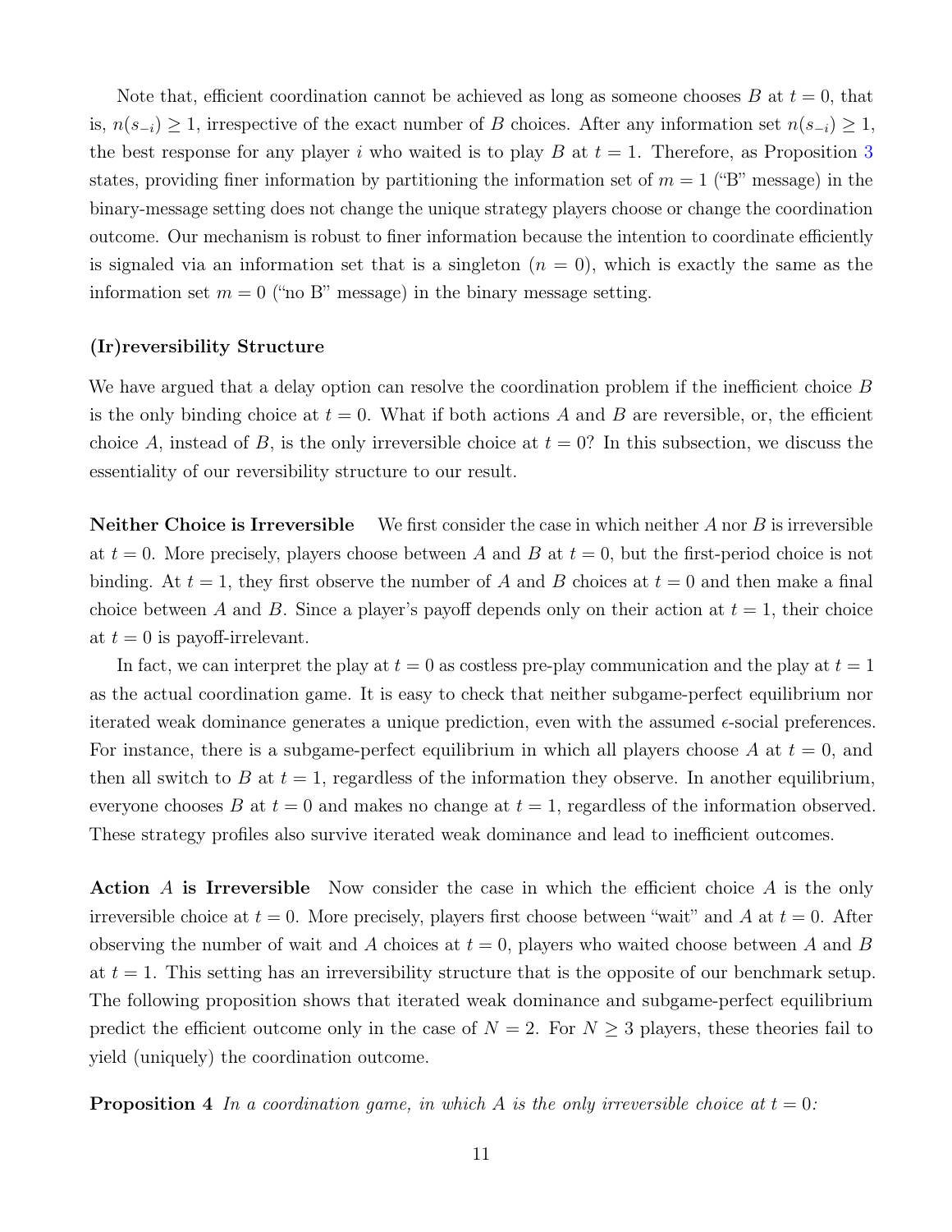Note that, efficient coordination cannot be achieved as long as someone chooses $B$ at $t = 0$, that is, $n(s_{-i}) \geq 1$, irrespective of the exact number of $B$ choices. After any information set $n(s_{-i}) \geq 1$, the best response for any player $i$ who waited is to play $B$ at $t = 1$. Therefore, as Proposition 3 states, providing finer information by partitioning the information set of $m = 1$ ("B" message) in the binary-message setting does not change the unique strategy players choose or change the coordination outcome. Our mechanism is robust to finer information because the intention to coordinate efficiently is signaled via an information set that is a singleton ($n = 0$), which is exactly the same as the information set $m = 0$ ("no B" message) in the binary message setting.

**(Ir)reversibility Structure**

We have argued that a delay option can resolve the coordination problem if the inefficient choice $B$ is the only binding choice at $t = 0$. What if both actions $A$ and $B$ are reversible, or, the efficient choice $A$, instead of $B$, is the only irreversible choice at $t = 0$? In this subsection, we discuss the essentiality of our reversibility structure to our result.

**Neither Choice is Irreversible** We first consider the case in which neither $A$ nor $B$ is irreversible at $t = 0$. More precisely, players choose between $A$ and $B$ at $t = 0$, but the first-period choice is not binding. At $t = 1$, they first observe the number of $A$ and $B$ choices at $t = 0$ and then make a final choice between $A$ and $B$. Since a player's payoff depends only on their action at $t = 1$, their choice at $t = 0$ is payoff-irrelevant.

In fact, we can interpret the play at $t = 0$ as costless pre-play communication and the play at $t = 1$ as the actual coordination game. It is easy to check that neither subgame-perfect equilibrium nor iterated weak dominance generates a unique prediction, even with the assumed $\epsilon$-social preferences. For instance, there is a subgame-perfect equilibrium in which all players choose $A$ at $t = 0$, and then all switch to $B$ at $t = 1$, regardless of the information they observe. In another equilibrium, everyone chooses $B$ at $t = 0$ and makes no change at $t = 1$, regardless of the information observed. These strategy profiles also survive iterated weak dominance and lead to inefficient outcomes.

**Action $A$ is Irreversible** Now consider the case in which the efficient choice $A$ is the only irreversible choice at $t = 0$. More precisely, players first choose between "wait" and $A$ at $t = 0$. After observing the number of wait and $A$ choices at $t = 0$, players who waited choose between $A$ and $B$ at $t = 1$. This setting has an irreversibility structure that is the opposite of our benchmark setup. The following proposition shows that iterated weak dominance and subgame-perfect equilibrium predict the efficient outcome only in the case of $N = 2$. For $N \geq 3$ players, these theories fail to yield (uniquely) the coordination outcome.

**Proposition 4** *In a coordination game, in which $A$ is the only irreversible choice at $t = 0$:*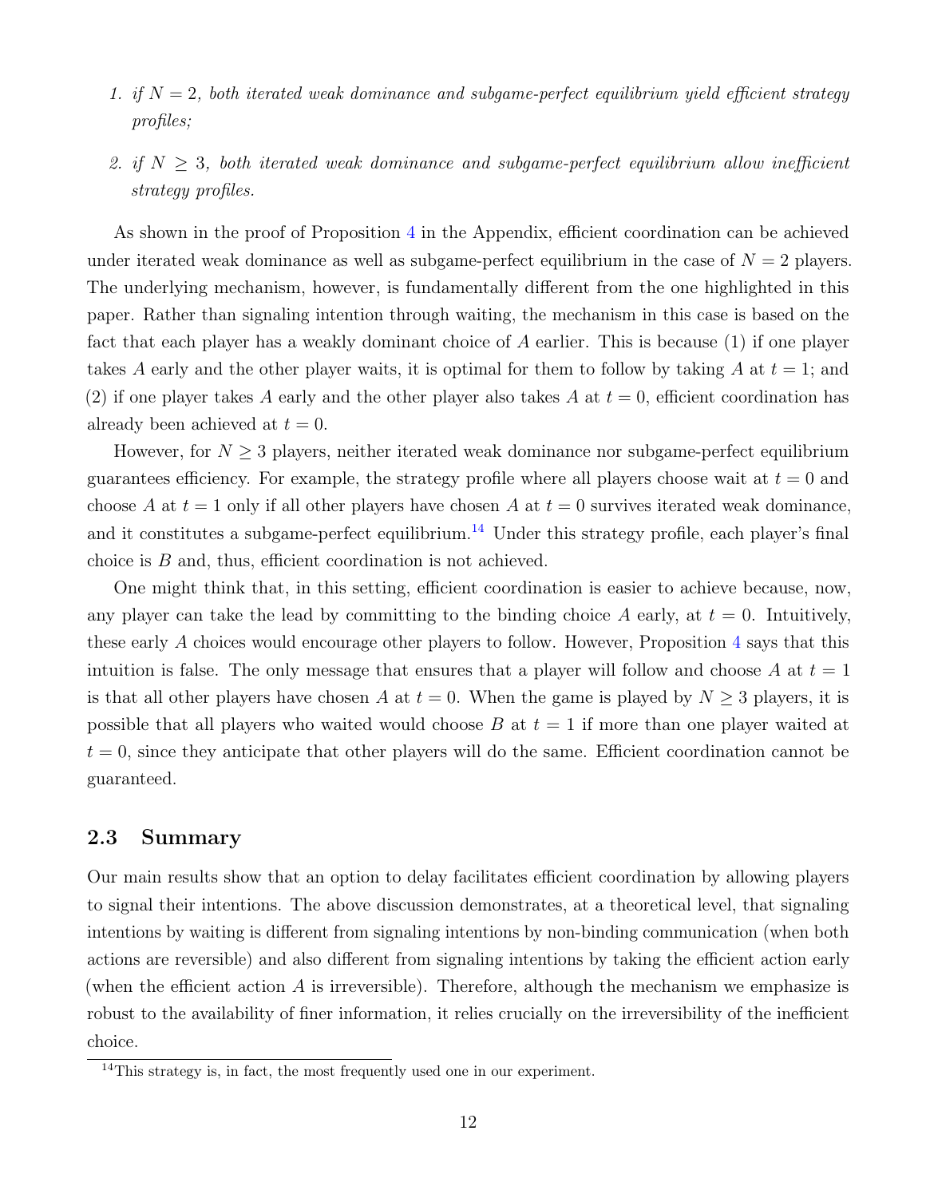1. *if $N = 2$, both iterated weak dominance and subgame-perfect equilibrium yield efficient strategy profiles;*
2. *if $N \geq 3$, both iterated weak dominance and subgame-perfect equilibrium allow inefficient strategy profiles.*

As shown in the proof of Proposition 4 in the Appendix, efficient coordination can be achieved under iterated weak dominance as well as subgame-perfect equilibrium in the case of $N = 2$ players. The underlying mechanism, however, is fundamentally different from the one highlighted in this paper. Rather than signaling intention through waiting, the mechanism in this case is based on the fact that each player has a weakly dominant choice of $A$ earlier. This is because (1) if one player takes $A$ early and the other player waits, it is optimal for them to follow by taking $A$ at $t = 1$; and (2) if one player takes $A$ early and the other player also takes $A$ at $t = 0$, efficient coordination has already been achieved at $t = 0$.

However, for $N \geq 3$ players, neither iterated weak dominance nor subgame-perfect equilibrium guarantees efficiency. For example, the strategy profile where all players choose wait at $t = 0$ and choose $A$ at $t = 1$ only if all other players have chosen $A$ at $t = 0$ survives iterated weak dominance, and it constitutes a subgame-perfect equilibrium.[14] Under this strategy profile, each player's final choice is $B$ and, thus, efficient coordination is not achieved.

One might think that, in this setting, efficient coordination is easier to achieve because, now, any player can take the lead by committing to the binding choice $A$ early, at $t = 0$. Intuitively, these early $A$ choices would encourage other players to follow. However, Proposition 4 says that this intuition is false. The only message that ensures that a player will follow and choose $A$ at $t = 1$ is that all other players have chosen $A$ at $t = 0$. When the game is played by $N \geq 3$ players, it is possible that all players who waited would choose $B$ at $t = 1$ if more than one player waited at $t = 0$, since they anticipate that other players will do the same. Efficient coordination cannot be guaranteed.

## 2.3 Summary

Our main results show that an option to delay facilitates efficient coordination by allowing players to signal their intentions. The above discussion demonstrates, at a theoretical level, that signaling intentions by waiting is different from signaling intentions by non-binding communication (when both actions are reversible) and also different from signaling intentions by taking the efficient action early (when the efficient action $A$ is irreversible). Therefore, although the mechanism we emphasize is robust to the availability of finer information, it relies crucially on the irreversibility of the inefficient choice.

[14] This strategy is, in fact, the most frequently used one in our experiment.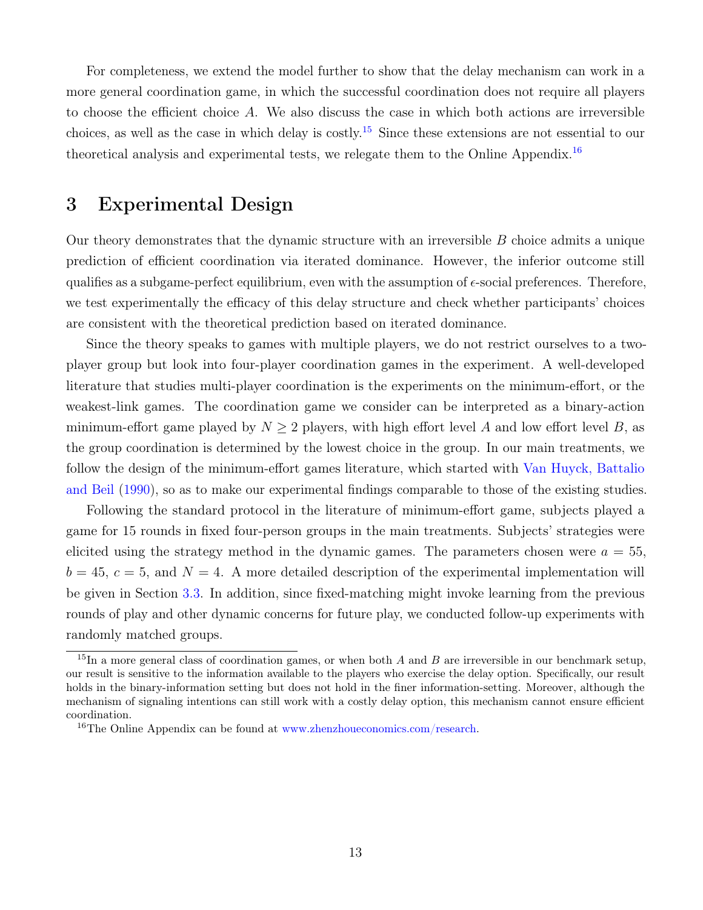For completeness, we extend the model further to show that the delay mechanism can work in a more general coordination game, in which the successful coordination does not require all players to choose the efficient choice $A$. We also discuss the case in which both actions are irreversible choices, as well as the case in which delay is costly.[15] Since these extensions are not essential to our theoretical analysis and experimental tests, we relegate them to the Online Appendix.[16]

# 3 Experimental Design

Our theory demonstrates that the dynamic structure with an irreversible $B$ choice admits a unique prediction of efficient coordination via iterated dominance. However, the inferior outcome still qualifies as a subgame-perfect equilibrium, even with the assumption of $\epsilon$-social preferences. Therefore, we test experimentally the efficacy of this delay structure and check whether participants' choices are consistent with the theoretical prediction based on iterated dominance.

Since the theory speaks to games with multiple players, we do not restrict ourselves to a two-player group but look into four-player coordination games in the experiment. A well-developed literature that studies multi-player coordination is the experiments on the minimum-effort, or the weakest-link games. The coordination game we consider can be interpreted as a binary-action minimum-effort game played by $N \geq 2$ players, with high effort level $A$ and low effort level $B$, as the group coordination is determined by the lowest choice in the group. In our main treatments, we follow the design of the minimum-effort games literature, which started with Van Huyck, Battalio and Beil (1990), so as to make our experimental findings comparable to those of the existing studies.

Following the standard protocol in the literature of minimum-effort game, subjects played a game for 15 rounds in fixed four-person groups in the main treatments. Subjects' strategies were elicited using the strategy method in the dynamic games. The parameters chosen were $a = 55$, $b = 45$, $c = 5$, and $N = 4$. A more detailed description of the experimental implementation will be given in Section 3.3. In addition, since fixed-matching might invoke learning from the previous rounds of play and other dynamic concerns for future play, we conducted follow-up experiments with randomly matched groups.

---

[15] In a more general class of coordination games, or when both $A$ and $B$ are irreversible in our benchmark setup, our result is sensitive to the information available to the players who exercise the delay option. Specifically, our result holds in the binary-information setting but does not hold in the finer information-setting. Moreover, although the mechanism of signaling intentions can still work with a costly delay option, this mechanism cannot ensure efficient coordination.

[16] The Online Appendix can be found at www.zhenzhoueconomics.com/research.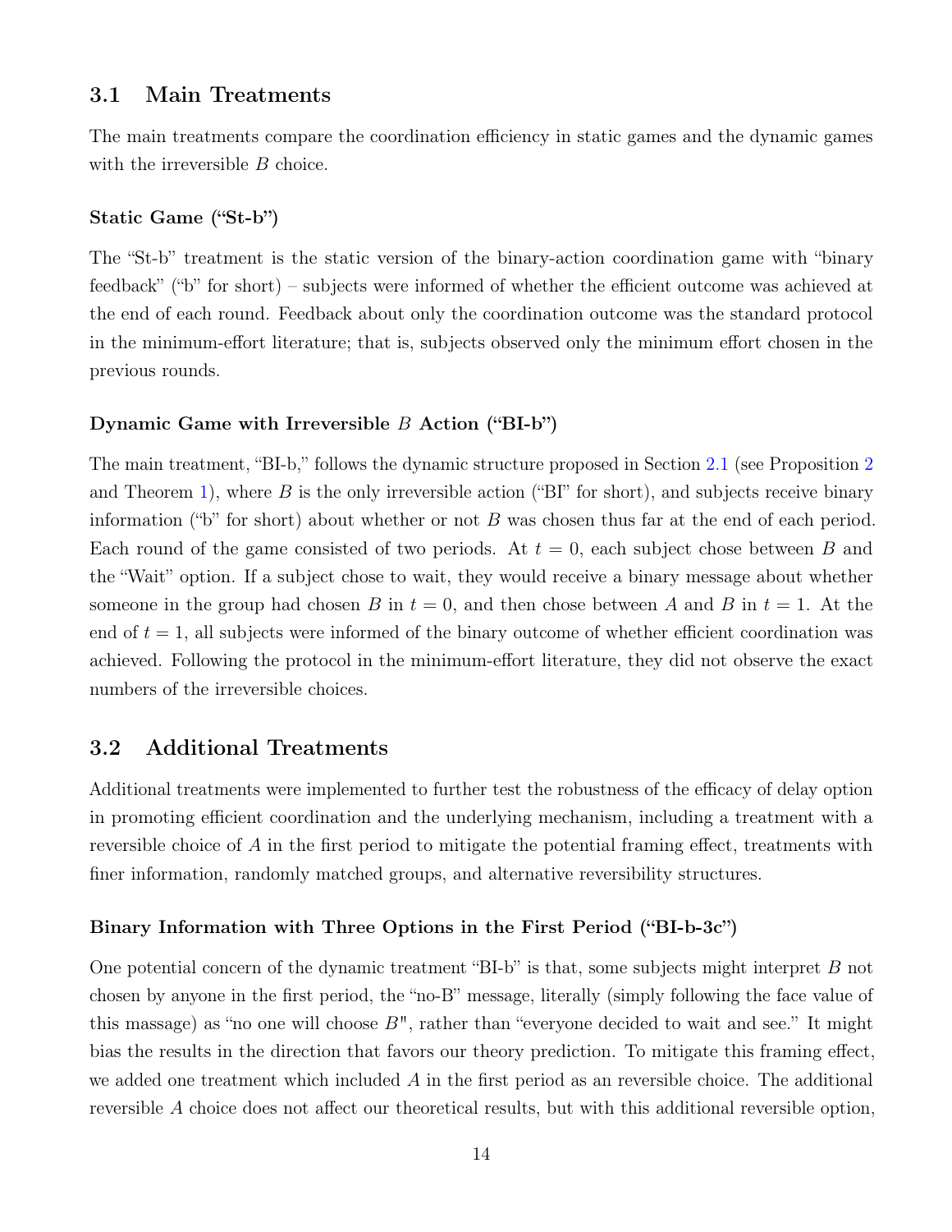## 3.1 Main Treatments

The main treatments compare the coordination efficiency in static games and the dynamic games with the irreversible $B$ choice.

### Static Game ("St-b")

The "St-b" treatment is the static version of the binary-action coordination game with "binary feedback" ("b" for short) – subjects were informed of whether the efficient outcome was achieved at the end of each round. Feedback about only the coordination outcome was the standard protocol in the minimum-effort literature; that is, subjects observed only the minimum effort chosen in the previous rounds.

### Dynamic Game with Irreversible $B$ Action ("BI-b")

The main treatment, "BI-b," follows the dynamic structure proposed in Section 2.1 (see Proposition 2 and Theorem 1), where $B$ is the only irreversible action ("BI" for short), and subjects receive binary information ("b" for short) about whether or not $B$ was chosen thus far at the end of each period. Each round of the game consisted of two periods. At $t = 0$, each subject chose between $B$ and the "Wait" option. If a subject chose to wait, they would receive a binary message about whether someone in the group had chosen $B$ in $t = 0$, and then chose between $A$ and $B$ in $t = 1$. At the end of $t = 1$, all subjects were informed of the binary outcome of whether efficient coordination was achieved. Following the protocol in the minimum-effort literature, they did not observe the exact numbers of the irreversible choices.

## 3.2 Additional Treatments

Additional treatments were implemented to further test the robustness of the efficacy of delay option in promoting efficient coordination and the underlying mechanism, including a treatment with a reversible choice of $A$ in the first period to mitigate the potential framing effect, treatments with finer information, randomly matched groups, and alternative reversibility structures.

### Binary Information with Three Options in the First Period ("BI-b-3c")

One potential concern of the dynamic treatment "BI-b" is that, some subjects might interpret $B$ not chosen by anyone in the first period, the "no-B" message, literally (simply following the face value of this massage) as "no one will choose $B$", rather than "everyone decided to wait and see." It might bias the results in the direction that favors our theory prediction. To mitigate this framing effect, we added one treatment which included $A$ in the first period as an reversible choice. The additional reversible $A$ choice does not affect our theoretical results, but with this additional reversible option,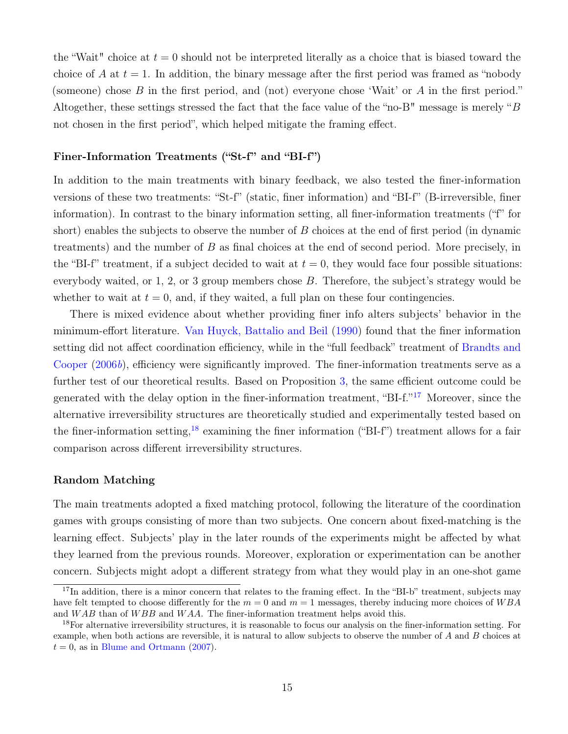the "Wait" choice at $t = 0$ should not be interpreted literally as a choice that is biased toward the choice of $A$ at $t = 1$. In addition, the binary message after the first period was framed as "nobody (someone) chose $B$ in the first period, and (not) everyone chose 'Wait' or $A$ in the first period." Altogether, these settings stressed the fact that the face value of the "no-B" message is merely "$B$ not chosen in the first period", which helped mitigate the framing effect.

**Finer-Information Treatments ("St-f" and "BI-f")**

In addition to the main treatments with binary feedback, we also tested the finer-information versions of these two treatments: "St-f" (static, finer information) and "BI-f" (B-irreversible, finer information). In contrast to the binary information setting, all finer-information treatments ("f" for short) enables the subjects to observe the number of $B$ choices at the end of first period (in dynamic treatments) and the number of $B$ as final choices at the end of second period. More precisely, in the "BI-f" treatment, if a subject decided to wait at $t = 0$, they would face four possible situations: everybody waited, or 1, 2, or 3 group members chose $B$. Therefore, the subject's strategy would be whether to wait at $t = 0$, and, if they waited, a full plan on these four contingencies.

There is mixed evidence about whether providing finer info alters subjects' behavior in the minimum-effort literature. Van Huyck, Battalio and Beil (1990) found that the finer information setting did not affect coordination efficiency, while in the "full feedback" treatment of Brandts and Cooper (2006*b*), efficiency were significantly improved. The finer-information treatments serve as a further test of our theoretical results. Based on Proposition 3, the same efficient outcome could be generated with the delay option in the finer-information treatment, "BI-f."[17] Moreover, since the alternative irreversibility structures are theoretically studied and experimentally tested based on the finer-information setting,[18] examining the finer information ("BI-f") treatment allows for a fair comparison across different irreversibility structures.

**Random Matching**

The main treatments adopted a fixed matching protocol, following the literature of the coordination games with groups consisting of more than two subjects. One concern about fixed-matching is the learning effect. Subjects' play in the later rounds of the experiments might be affected by what they learned from the previous rounds. Moreover, exploration or experimentation can be another concern. Subjects might adopt a different strategy from what they would play in an one-shot game

[17] In addition, there is a minor concern that relates to the framing effect. In the "BI-b" treatment, subjects may have felt tempted to choose differently for the $m = 0$ and $m = 1$ messages, thereby inducing more choices of $WBA$ and $WAB$ than of $WBB$ and $WAA$. The finer-information treatment helps avoid this.

[18] For alternative irreversibility structures, it is reasonable to focus our analysis on the finer-information setting. For example, when both actions are reversible, it is natural to allow subjects to observe the number of $A$ and $B$ choices at $t = 0$, as in Blume and Ortmann (2007).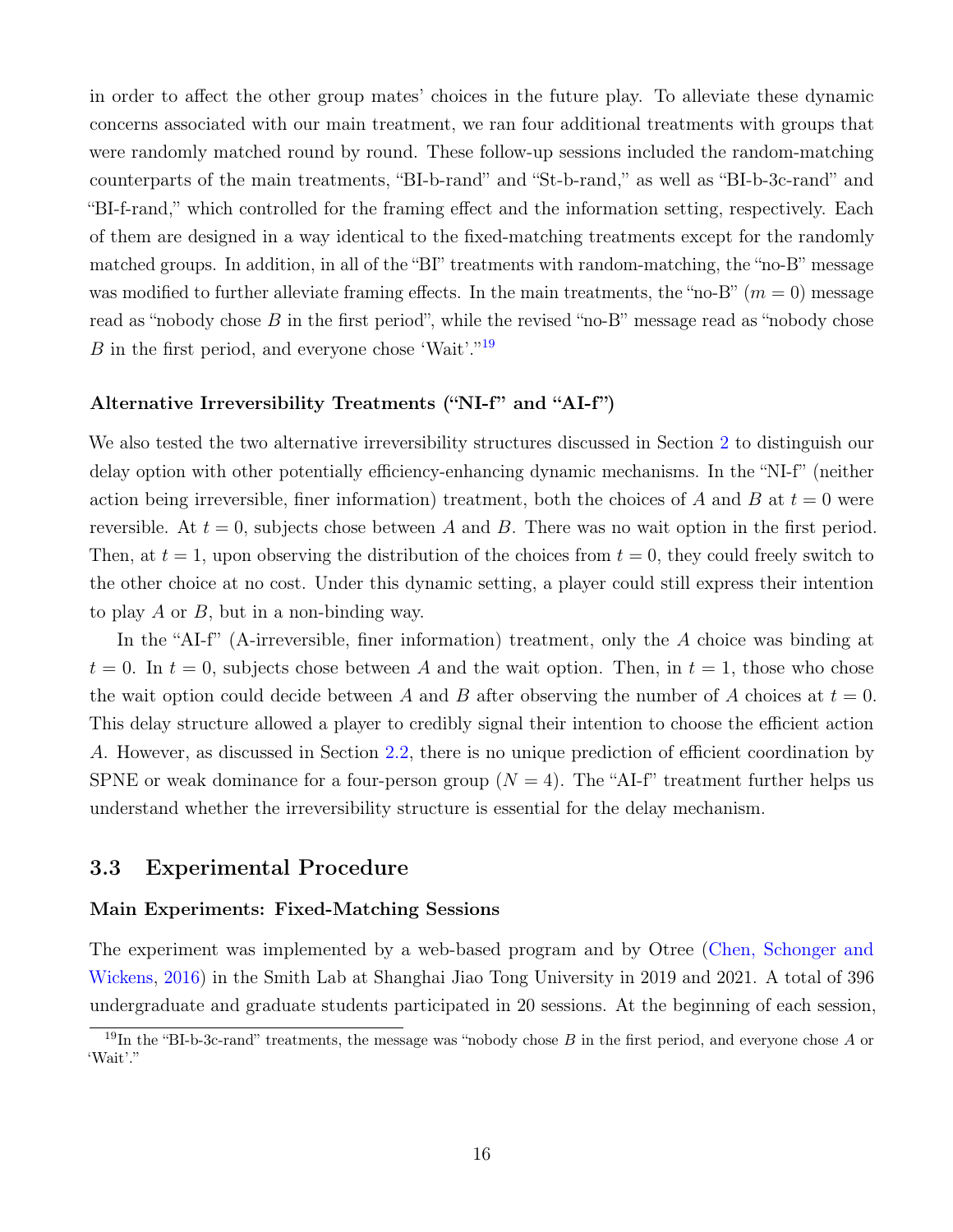in order to affect the other group mates' choices in the future play. To alleviate these dynamic concerns associated with our main treatment, we ran four additional treatments with groups that were randomly matched round by round. These follow-up sessions included the random-matching counterparts of the main treatments, "BI-b-rand" and "St-b-rand," as well as "BI-b-3c-rand" and "BI-f-rand," which controlled for the framing effect and the information setting, respectively. Each of them are designed in a way identical to the fixed-matching treatments except for the randomly matched groups. In addition, in all of the "BI" treatments with random-matching, the "no-B" message was modified to further alleviate framing effects. In the main treatments, the "no-B" ($m = 0$) message read as "nobody chose $B$ in the first period", while the revised "no-B" message read as "nobody chose $B$ in the first period, and everyone chose 'Wait'."[19]

#### Alternative Irreversibility Treatments ("NI-f" and "AI-f")

We also tested the two alternative irreversibility structures discussed in Section 2 to distinguish our delay option with other potentially efficiency-enhancing dynamic mechanisms. In the "NI-f" (neither action being irreversible, finer information) treatment, both the choices of $A$ and $B$ at $t = 0$ were reversible. At $t = 0$, subjects chose between $A$ and $B$. There was no wait option in the first period. Then, at $t = 1$, upon observing the distribution of the choices from $t = 0$, they could freely switch to the other choice at no cost. Under this dynamic setting, a player could still express their intention to play $A$ or $B$, but in a non-binding way.

In the "AI-f" (A-irreversible, finer information) treatment, only the $A$ choice was binding at $t = 0$. In $t = 0$, subjects chose between $A$ and the wait option. Then, in $t = 1$, those who chose the wait option could decide between $A$ and $B$ after observing the number of $A$ choices at $t = 0$. This delay structure allowed a player to credibly signal their intention to choose the efficient action $A$. However, as discussed in Section 2.2, there is no unique prediction of efficient coordination by SPNE or weak dominance for a four-person group ($N = 4$). The "AI-f" treatment further helps us understand whether the irreversibility structure is essential for the delay mechanism.

## 3.3 Experimental Procedure

#### Main Experiments: Fixed-Matching Sessions

The experiment was implemented by a web-based program and by Otree (Chen, Schonger and Wickens, 2016) in the Smith Lab at Shanghai Jiao Tong University in 2019 and 2021. A total of 396 undergraduate and graduate students participated in 20 sessions. At the beginning of each session,

[19] In the "BI-b-3c-rand" treatments, the message was "nobody chose $B$ in the first period, and everyone chose $A$ or 'Wait'."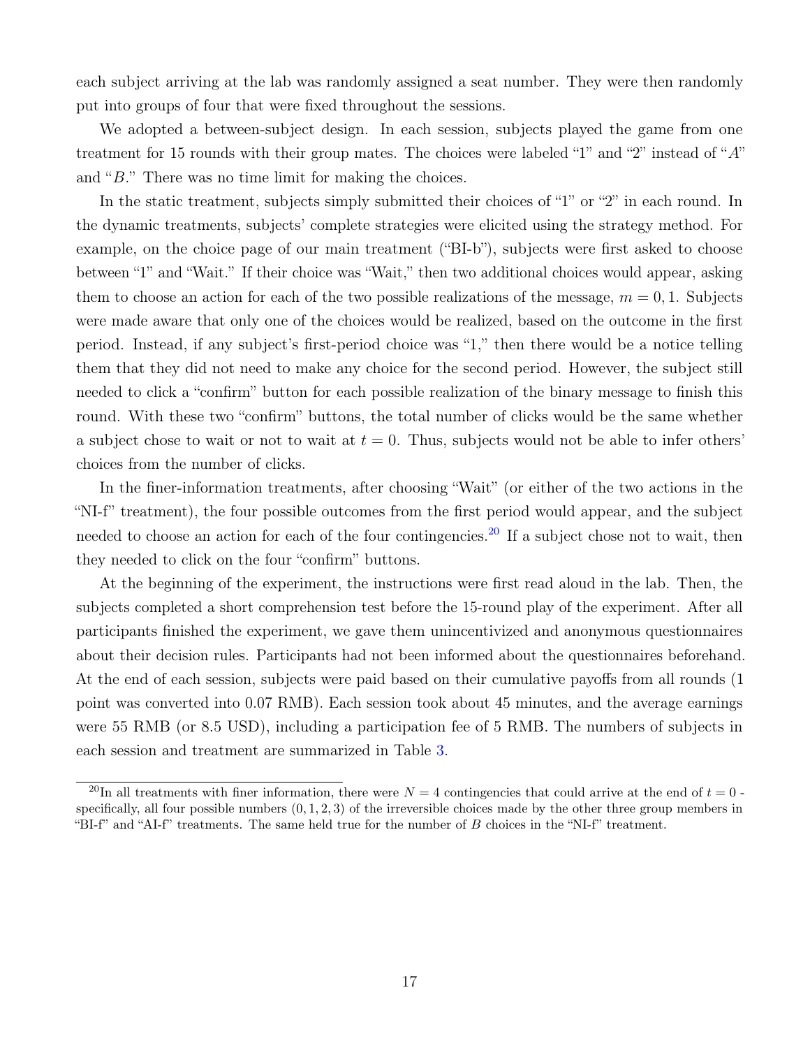each subject arriving at the lab was randomly assigned a seat number. They were then randomly put into groups of four that were fixed throughout the sessions.

We adopted a between-subject design. In each session, subjects played the game from one treatment for 15 rounds with their group mates. The choices were labeled "1" and "2" instead of "$A$" and "$B$." There was no time limit for making the choices.

In the static treatment, subjects simply submitted their choices of "1" or "2" in each round. In the dynamic treatments, subjects' complete strategies were elicited using the strategy method. For example, on the choice page of our main treatment ("BI-b"), subjects were first asked to choose between "1" and "Wait." If their choice was "Wait," then two additional choices would appear, asking them to choose an action for each of the two possible realizations of the message, $m = 0, 1$. Subjects were made aware that only one of the choices would be realized, based on the outcome in the first period. Instead, if any subject's first-period choice was "1," then there would be a notice telling them that they did not need to make any choice for the second period. However, the subject still needed to click a "confirm" button for each possible realization of the binary message to finish this round. With these two "confirm" buttons, the total number of clicks would be the same whether a subject chose to wait or not to wait at $t = 0$. Thus, subjects would not be able to infer others' choices from the number of clicks.

In the finer-information treatments, after choosing "Wait" (or either of the two actions in the "NI-f" treatment), the four possible outcomes from the first period would appear, and the subject needed to choose an action for each of the four contingencies.[20] If a subject chose not to wait, then they needed to click on the four "confirm" buttons.

At the beginning of the experiment, the instructions were first read aloud in the lab. Then, the subjects completed a short comprehension test before the 15-round play of the experiment. After all participants finished the experiment, we gave them unincentivized and anonymous questionnaires about their decision rules. Participants had not been informed about the questionnaires beforehand. At the end of each session, subjects were paid based on their cumulative payoffs from all rounds (1 point was converted into 0.07 RMB). Each session took about 45 minutes, and the average earnings were 55 RMB (or 8.5 USD), including a participation fee of 5 RMB. The numbers of subjects in each session and treatment are summarized in Table 3.

[20] In all treatments with finer information, there were $N = 4$ contingencies that could arrive at the end of $t = 0$ - specifically, all four possible numbers $(0, 1, 2, 3)$ of the irreversible choices made by the other three group members in "BI-f" and "AI-f" treatments. The same held true for the number of $B$ choices in the "NI-f" treatment.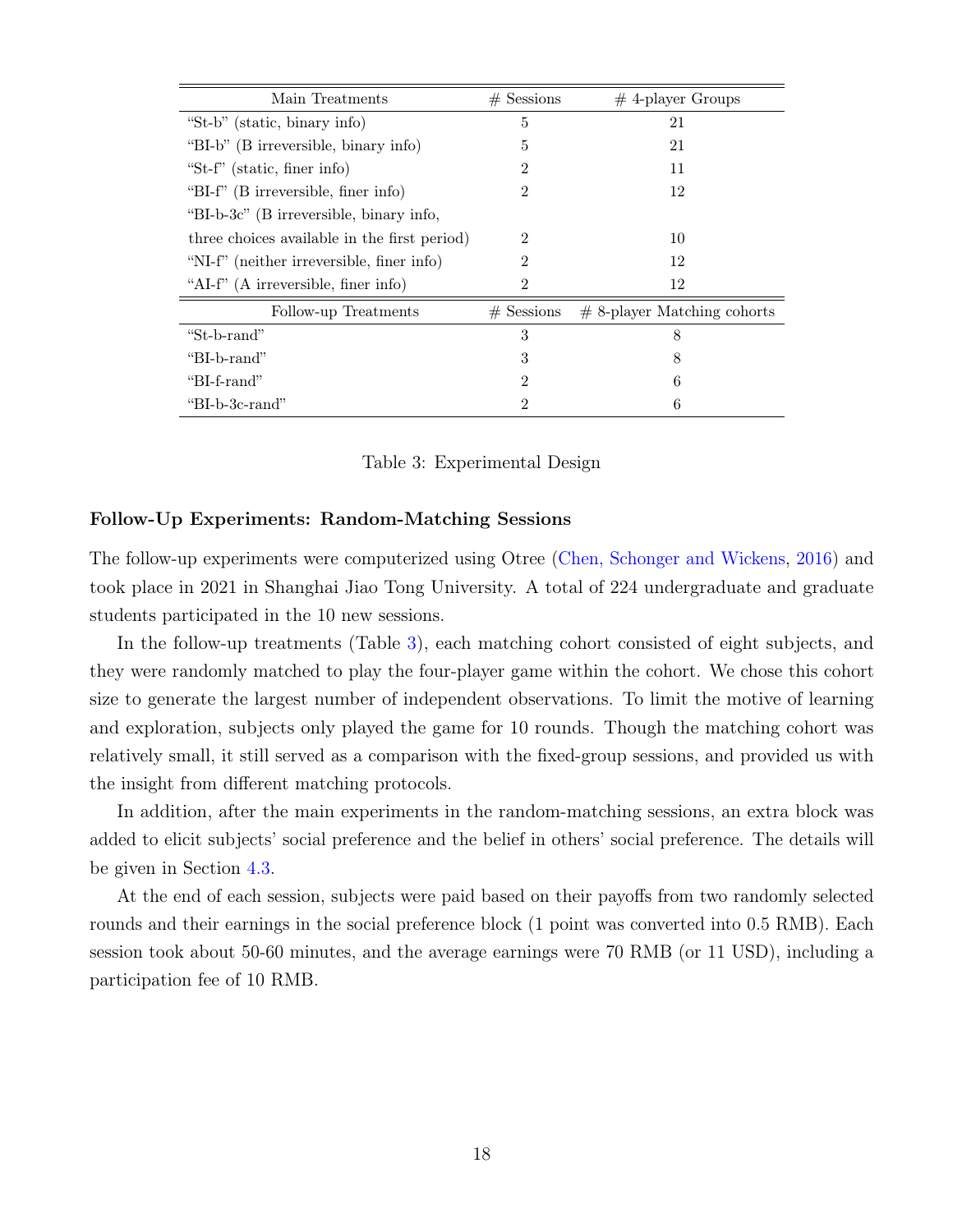| Main Treatments | # Sessions | # 4-player Groups |
|---|---|---|
| "St-b" (static, binary info) | 5 | 21 |
| "BI-b" (B irreversible, binary info) | 5 | 21 |
| "St-f" (static, finer info) | 2 | 11 |
| "BI-f" (B irreversible, finer info) | 2 | 12 |
| "BI-b-3c" (B irreversible, binary info, three choices available in the first period) | 2 | 10 |
| "NI-f" (neither irreversible, finer info) | 2 | 12 |
| "AI-f" (A irreversible, finer info) | 2 | 12 |
| **Follow-up Treatments** | **# Sessions** | **# 8-player Matching cohorts** |
| "St-b-rand" | 3 | 8 |
| "BI-b-rand" | 3 | 8 |
| "BI-f-rand" | 2 | 6 |
| "BI-b-3c-rand" | 2 | 6 |

Table 3: Experimental Design

**Follow-Up Experiments: Random-Matching Sessions**

The follow-up experiments were computerized using Otree (Chen, Schonger and Wickens, 2016) and took place in 2021 in Shanghai Jiao Tong University. A total of 224 undergraduate and graduate students participated in the 10 new sessions.

In the follow-up treatments (Table 3), each matching cohort consisted of eight subjects, and they were randomly matched to play the four-player game within the cohort. We chose this cohort size to generate the largest number of independent observations. To limit the motive of learning and exploration, subjects only played the game for 10 rounds. Though the matching cohort was relatively small, it still served as a comparison with the fixed-group sessions, and provided us with the insight from different matching protocols.

In addition, after the main experiments in the random-matching sessions, an extra block was added to elicit subjects' social preference and the belief in others' social preference. The details will be given in Section 4.3.

At the end of each session, subjects were paid based on their payoffs from two randomly selected rounds and their earnings in the social preference block (1 point was converted into 0.5 RMB). Each session took about 50-60 minutes, and the average earnings were 70 RMB (or 11 USD), including a participation fee of 10 RMB.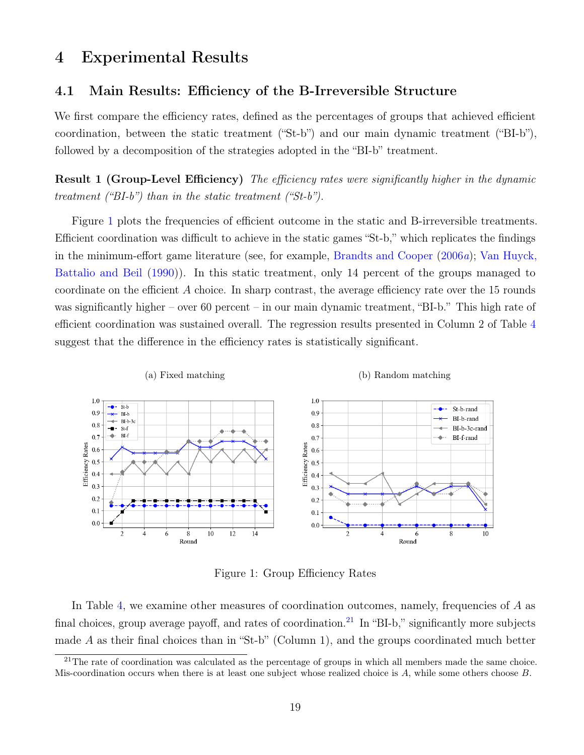# 4 Experimental Results

## 4.1 Main Results: Efficiency of the B-Irreversible Structure

We first compare the efficiency rates, defined as the percentages of groups that achieved efficient coordination, between the static treatment ("St-b") and our main dynamic treatment ("BI-b"), followed by a decomposition of the strategies adopted in the "BI-b" treatment.

**Result 1 (Group-Level Efficiency)** *The efficiency rates were significantly higher in the dynamic treatment ("BI-b") than in the static treatment ("St-b").*

Figure 1 plots the frequencies of efficient outcome in the static and B-irreversible treatments. Efficient coordination was difficult to achieve in the static games "St-b," which replicates the findings in the minimum-effort game literature (see, for example, Brandts and Cooper (2006*a*); Van Huyck, Battalio and Beil (1990)). In this static treatment, only 14 percent of the groups managed to coordinate on the efficient $A$ choice. In sharp contrast, the average efficiency rate over the 15 rounds was significantly higher – over 60 percent – in our main dynamic treatment, "BI-b." This high rate of efficient coordination was sustained overall. The regression results presented in Column 2 of Table 4 suggest that the difference in the efficiency rates is statistically significant.

(a) Fixed matching

(b) Random matching

Figure 1: Group Efficiency Rates

In Table 4, we examine other measures of coordination outcomes, namely, frequencies of $A$ as final choices, group average payoff, and rates of coordination.[21] In "BI-b," significantly more subjects made $A$ as their final choices than in "St-b" (Column 1), and the groups coordinated much better

[21] The rate of coordination was calculated as the percentage of groups in which all members made the same choice. Mis-coordination occurs when there is at least one subject whose realized choice is $A$, while some others choose $B$.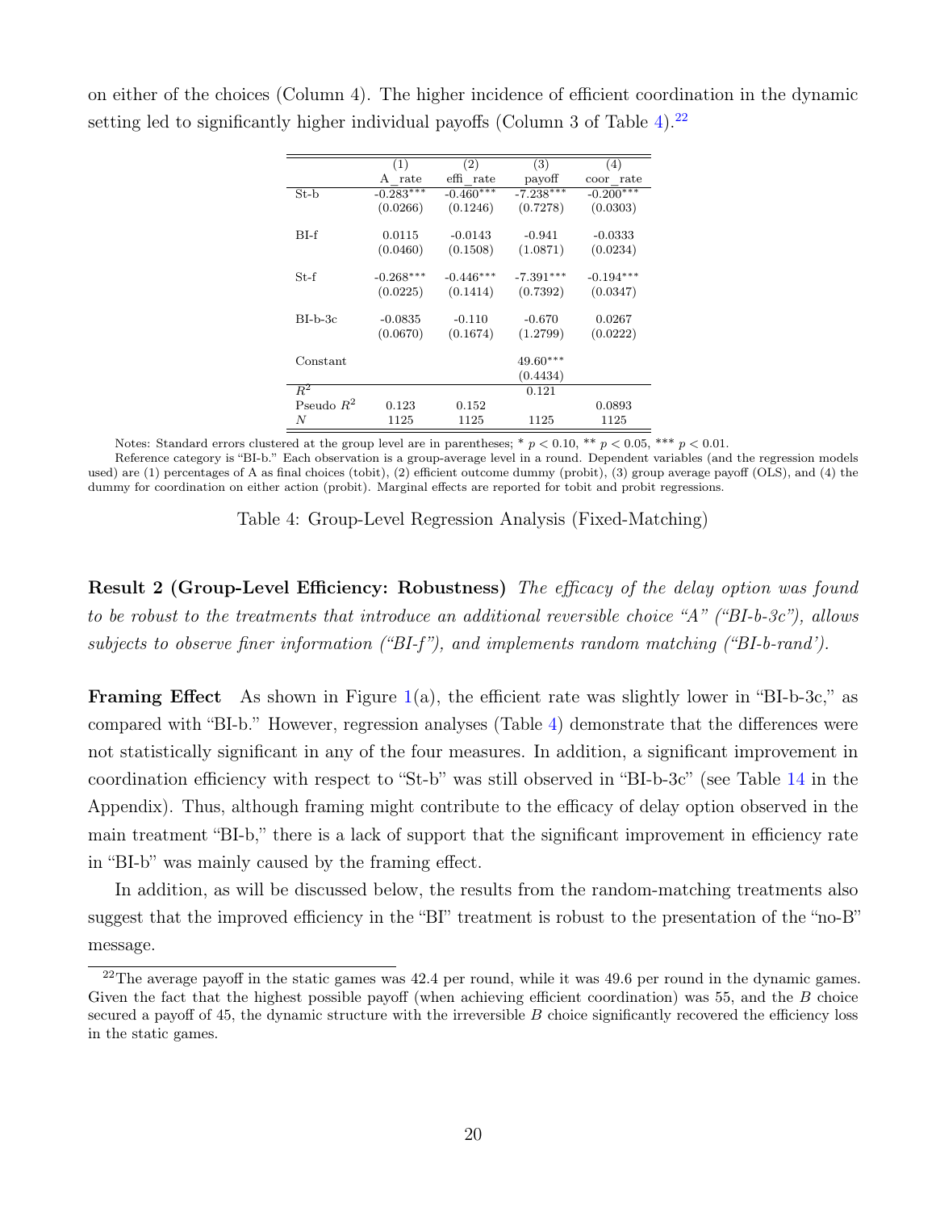on either of the choices (Column 4). The higher incidence of efficient coordination in the dynamic setting led to significantly higher individual payoffs (Column 3 of Table 4).[22]

| | (1) | (2) | (3) | (4) |
|---|---|---|---|---|
| | A_rate | effi_rate | payoff | coor_rate |
| St-b | -0.283*** | -0.460*** | -7.238*** | -0.200*** |
| | (0.0266) | (0.1246) | (0.7278) | (0.0303) |
| BI-f | 0.0115 | -0.0143 | -0.941 | -0.0333 |
| | (0.0460) | (0.1508) | (1.0871) | (0.0234) |
| St-f | -0.268*** | -0.446*** | -7.391*** | -0.194*** |
| | (0.0225) | (0.1414) | (0.7392) | (0.0347) |
| BI-b-3c | -0.0835 | -0.110 | -0.670 | 0.0267 |
| | (0.0670) | (0.1674) | (1.2799) | (0.0222) |
| Constant | | | 49.60*** | |
| | | | (0.4434) | |
| $R^2$ | | | 0.121 | |
| Pseudo $R^2$ | 0.123 | 0.152 | | 0.0893 |
| $N$ | 1125 | 1125 | 1125 | 1125 |

Notes: Standard errors clustered at the group level are in parentheses; * $p < 0.10$, ** $p < 0.05$, *** $p < 0.01$.
Reference category is "BI-b." Each observation is a group-average level in a round. Dependent variables (and the regression models used) are (1) percentages of A as final choices (tobit), (2) efficient outcome dummy (probit), (3) group average payoff (OLS), and (4) the dummy for coordination on either action (probit). Marginal effects are reported for tobit and probit regressions.

Table 4: Group-Level Regression Analysis (Fixed-Matching)

**Result 2 (Group-Level Efficiency: Robustness)** *The efficacy of the delay option was found to be robust to the treatments that introduce an additional reversible choice "A" ("BI-b-3c"), allows subjects to observe finer information ("BI-f"), and implements random matching ("BI-b-rand').*

**Framing Effect** As shown in Figure 1(a), the efficient rate was slightly lower in "BI-b-3c," as compared with "BI-b." However, regression analyses (Table 4) demonstrate that the differences were not statistically significant in any of the four measures. In addition, a significant improvement in coordination efficiency with respect to "St-b" was still observed in "BI-b-3c" (see Table 14 in the Appendix). Thus, although framing might contribute to the efficacy of delay option observed in the main treatment "BI-b," there is a lack of support that the significant improvement in efficiency rate in "BI-b" was mainly caused by the framing effect.

In addition, as will be discussed below, the results from the random-matching treatments also suggest that the improved efficiency in the "BI" treatment is robust to the presentation of the "no-B" message.

[22] The average payoff in the static games was 42.4 per round, while it was 49.6 per round in the dynamic games. Given the fact that the highest possible payoff (when achieving efficient coordination) was 55, and the $B$ choice secured a payoff of 45, the dynamic structure with the irreversible $B$ choice significantly recovered the efficiency loss in the static games.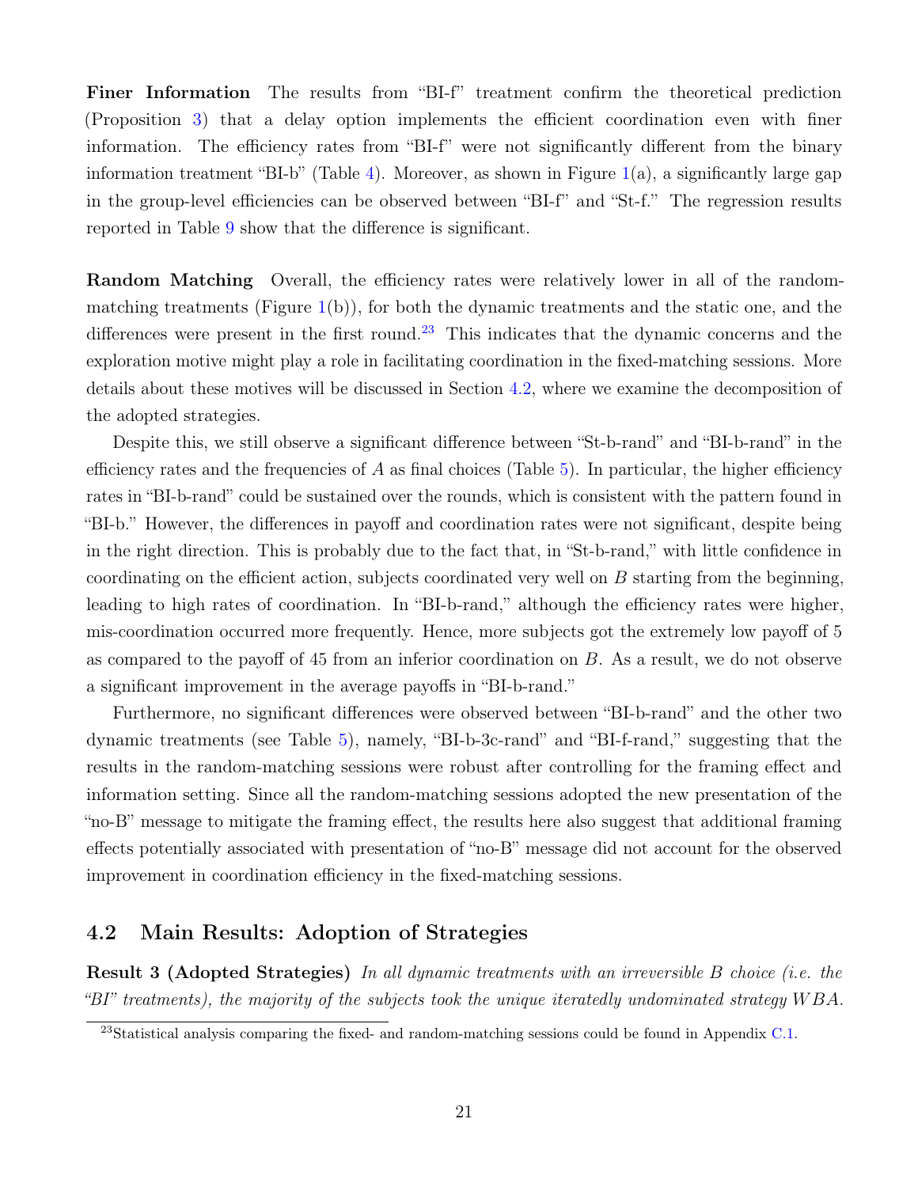**Finer Information** The results from "BI-f" treatment confirm the theoretical prediction (Proposition 3) that a delay option implements the efficient coordination even with finer information. The efficiency rates from "BI-f" were not significantly different from the binary information treatment "BI-b" (Table 4). Moreover, as shown in Figure 1(a), a significantly large gap in the group-level efficiencies can be observed between "BI-f" and "St-f." The regression results reported in Table 9 show that the difference is significant.

**Random Matching** Overall, the efficiency rates were relatively lower in all of the random-matching treatments (Figure 1(b)), for both the dynamic treatments and the static one, and the differences were present in the first round.[23] This indicates that the dynamic concerns and the exploration motive might play a role in facilitating coordination in the fixed-matching sessions. More details about these motives will be discussed in Section 4.2, where we examine the decomposition of the adopted strategies.

Despite this, we still observe a significant difference between "St-b-rand" and "BI-b-rand" in the efficiency rates and the frequencies of $A$ as final choices (Table 5). In particular, the higher efficiency rates in "BI-b-rand" could be sustained over the rounds, which is consistent with the pattern found in "BI-b." However, the differences in payoff and coordination rates were not significant, despite being in the right direction. This is probably due to the fact that, in "St-b-rand," with little confidence in coordinating on the efficient action, subjects coordinated very well on $B$ starting from the beginning, leading to high rates of coordination. In "BI-b-rand," although the efficiency rates were higher, mis-coordination occurred more frequently. Hence, more subjects got the extremely low payoff of 5 as compared to the payoff of 45 from an inferior coordination on $B$. As a result, we do not observe a significant improvement in the average payoffs in "BI-b-rand."

Furthermore, no significant differences were observed between "BI-b-rand" and the other two dynamic treatments (see Table 5), namely, "BI-b-3c-rand" and "BI-f-rand," suggesting that the results in the random-matching sessions were robust after controlling for the framing effect and information setting. Since all the random-matching sessions adopted the new presentation of the "no-B" message to mitigate the framing effect, the results here also suggest that additional framing effects potentially associated with presentation of "no-B" message did not account for the observed improvement in coordination efficiency in the fixed-matching sessions.

## 4.2 Main Results: Adoption of Strategies

**Result 3 (Adopted Strategies)** *In all dynamic treatments with an irreversible $B$ choice (i.e. the "BI" treatments), the majority of the subjects took the unique iteratedly undominated strategy $WBA$.*

[23] Statistical analysis comparing the fixed- and random-matching sessions could be found in Appendix C.1.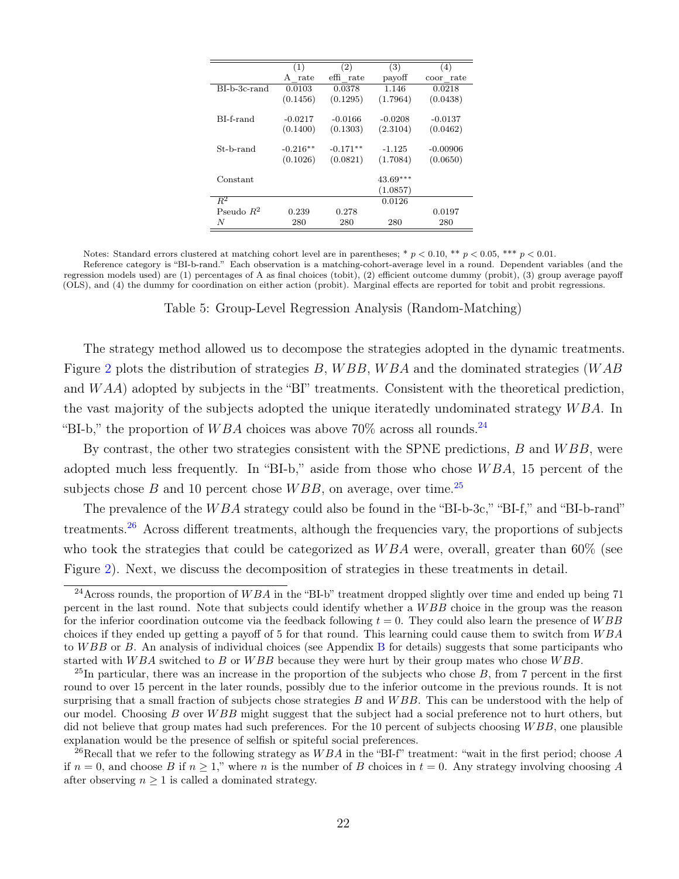|  | (1) | (2) | (3) | (4) |
|---|---|---|---|---|
|  | A_rate | effi_rate | payoff | coor_rate |
| BI-b-3c-rand | 0.0103 | 0.0378 | 1.146 | 0.0218 |
|  | (0.1456) | (0.1295) | (1.7964) | (0.0438) |
| BI-f-rand | -0.0217 | -0.0166 | -0.0208 | -0.0137 |
|  | (0.1400) | (0.1303) | (2.3104) | (0.0462) |
| St-b-rand | -0.216** | -0.171** | -1.125 | -0.00906 |
|  | (0.1026) | (0.0821) | (1.7084) | (0.0650) |
| Constant |  |  | 43.69*** |  |
|  |  |  | (1.0857) |  |
| $R^2$ |  |  | 0.0126 |  |
| Pseudo $R^2$ | 0.239 | 0.278 |  | 0.0197 |
| $N$ | 280 | 280 | 280 | 280 |

Notes: Standard errors clustered at matching cohort level are in parentheses; * $p < 0.10$, ** $p < 0.05$, *** $p < 0.01$.
Reference category is "BI-b-rand." Each observation is a matching-cohort-average level in a round. Dependent variables (and the regression models used) are (1) percentages of A as final choices (tobit), (2) efficient outcome dummy (probit), (3) group average payoff (OLS), and (4) the dummy for coordination on either action (probit). Marginal effects are reported for tobit and probit regressions.

Table 5: Group-Level Regression Analysis (Random-Matching)

The strategy method allowed us to decompose the strategies adopted in the dynamic treatments. Figure 2 plots the distribution of strategies $B$, $WBB$, $WBA$ and the dominated strategies ($WAB$ and $WAA$) adopted by subjects in the "BI" treatments. Consistent with the theoretical prediction, the vast majority of the subjects adopted the unique iteratedly undominated strategy $WBA$. In "BI-b," the proportion of $WBA$ choices was above 70% across all rounds.[24]

By contrast, the other two strategies consistent with the SPNE predictions, $B$ and $WBB$, were adopted much less frequently. In "BI-b," aside from those who chose $WBA$, 15 percent of the subjects chose $B$ and 10 percent chose $WBB$, on average, over time.[25]

The prevalence of the $WBA$ strategy could also be found in the "BI-b-3c," "BI-f," and "BI-b-rand" treatments.[26] Across different treatments, although the frequencies vary, the proportions of subjects who took the strategies that could be categorized as $WBA$ were, overall, greater than 60% (see Figure 2). Next, we discuss the decomposition of strategies in these treatments in detail.

[24] Across rounds, the proportion of $WBA$ in the "BI-b" treatment dropped slightly over time and ended up being 71 percent in the last round. Note that subjects could identify whether a $WBB$ choice in the group was the reason for the inferior coordination outcome via the feedback following $t = 0$. They could also learn the presence of $WBB$ choices if they ended up getting a payoff of 5 for that round. This learning could cause them to switch from $WBA$ to $WBB$ or $B$. An analysis of individual choices (see Appendix B for details) suggests that some participants who started with $WBA$ switched to $B$ or $WBB$ because they were hurt by their group mates who chose $WBB$.

[25] In particular, there was an increase in the proportion of the subjects who chose $B$, from 7 percent in the first round to over 15 percent in the later rounds, possibly due to the inferior outcome in the previous rounds. It is not surprising that a small fraction of subjects chose strategies $B$ and $WBB$. This can be understood with the help of our model. Choosing $B$ over $WBB$ might suggest that the subject had a social preference not to hurt others, but did not believe that group mates had such preferences. For the 10 percent of subjects choosing $WBB$, one plausible explanation would be the presence of selfish or spiteful social preferences.

[26] Recall that we refer to the following strategy as $WBA$ in the "BI-f" treatment: "wait in the first period; choose $A$ if $n = 0$, and choose $B$ if $n \geq 1$," where $n$ is the number of $B$ choices in $t = 0$. Any strategy involving choosing $A$ after observing $n \geq 1$ is called a dominated strategy.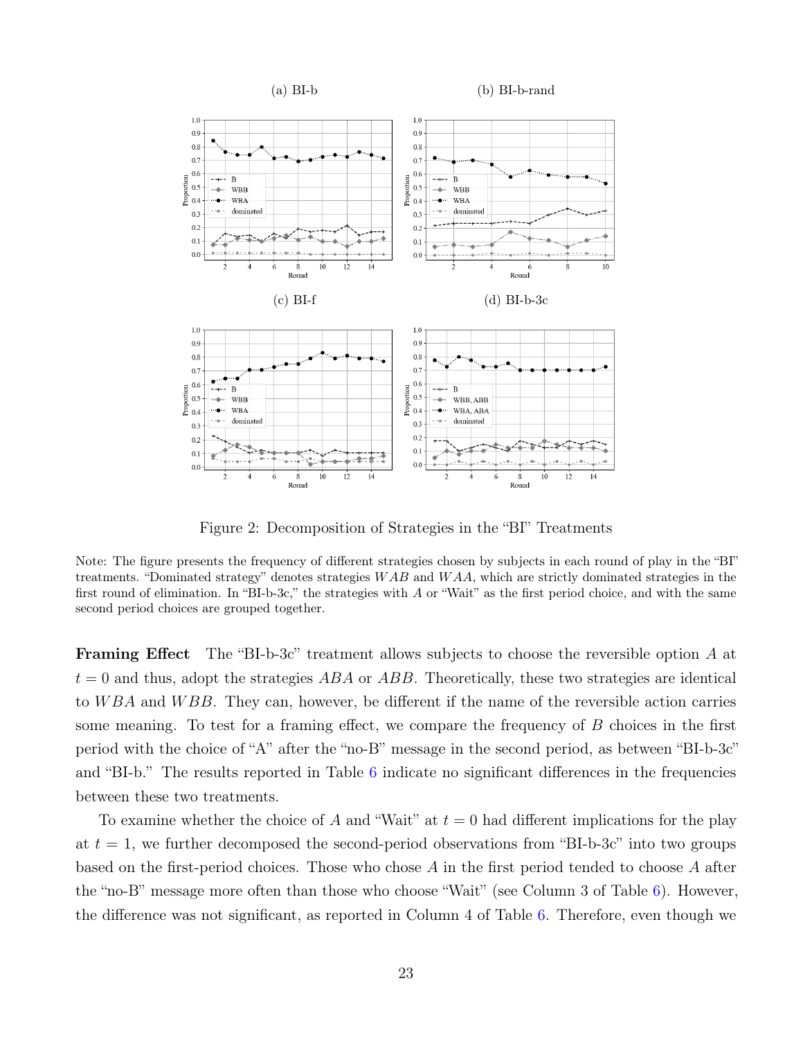(a) BI-b (b) BI-b-rand

(c) BI-f (d) BI-b-3c

Figure 2: Decomposition of Strategies in the "BI" Treatments

Note: The figure presents the frequency of different strategies chosen by subjects in each round of play in the "BI" treatments. "Dominated strategy" denotes strategies $WAB$ and $WAA$, which are strictly dominated strategies in the first round of elimination. In "BI-b-3c," the strategies with $A$ or "Wait" as the first period choice, and with the same second period choices are grouped together.

**Framing Effect** The "BI-b-3c" treatment allows subjects to choose the reversible option $A$ at $t = 0$ and thus, adopt the strategies $ABA$ or $ABB$. Theoretically, these two strategies are identical to $WBA$ and $WBB$. They can, however, be different if the name of the reversible action carries some meaning. To test for a framing effect, we compare the frequency of $B$ choices in the first period with the choice of "A" after the "no-B" message in the second period, as between "BI-b-3c" and "BI-b." The results reported in Table 6 indicate no significant differences in the frequencies between these two treatments.

To examine whether the choice of $A$ and "Wait" at $t = 0$ had different implications for the play at $t = 1$, we further decomposed the second-period observations from "BI-b-3c" into two groups based on the first-period choices. Those who chose $A$ in the first period tended to choose $A$ after the "no-B" message more often than those who choose "Wait" (see Column 3 of Table 6). However, the difference was not significant, as reported in Column 4 of Table 6. Therefore, even though we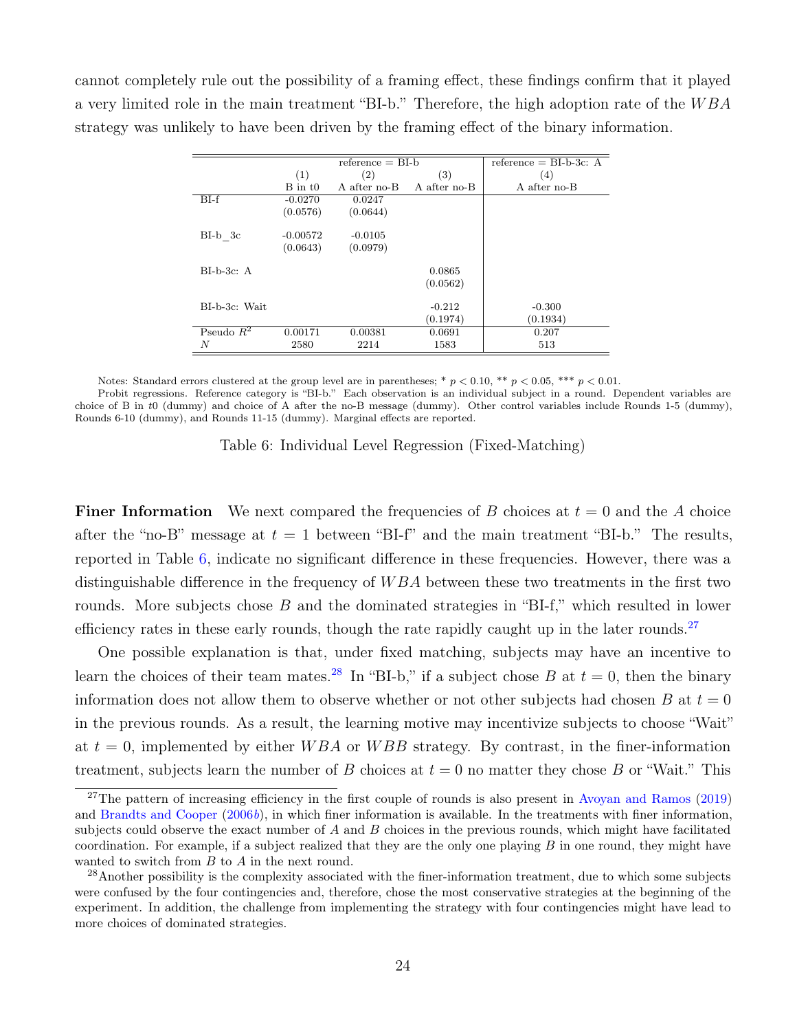cannot completely rule out the possibility of a framing effect, these findings confirm that it played a very limited role in the main treatment "BI-b." Therefore, the high adoption rate of the $WBA$ strategy was unlikely to have been driven by the framing effect of the binary information.

| | reference = BI-b | | | reference = BI-b-3c: A |
|---|---|---|---|---|
| | (1) | (2) | (3) | (4) |
| | B in t0 | A after no-B | A after no-B | A after no-B |
| BI-f | -0.0270 | 0.0247 | | |
| | (0.0576) | (0.0644) | | |
| BI-b_3c | -0.00572 | -0.0105 | | |
| | (0.0643) | (0.0979) | | |
| BI-b-3c: A | | | 0.0865 | |
| | | | (0.0562) | |
| BI-b-3c: Wait | | | -0.212 | -0.300 |
| | | | (0.1974) | (0.1934) |
| Pseudo $R^2$ | 0.00171 | 0.00381 | 0.0691 | 0.207 |
| $N$ | 2580 | 2214 | 1583 | 513 |

Notes: Standard errors clustered at the group level are in parentheses; * $p < 0.10$, ** $p < 0.05$, *** $p < 0.01$.
Probit regressions. Reference category is "BI-b." Each observation is an individual subject in a round. Dependent variables are choice of B in $t0$ (dummy) and choice of A after the no-B message (dummy). Other control variables include Rounds 1-5 (dummy), Rounds 6-10 (dummy), and Rounds 11-15 (dummy). Marginal effects are reported.

Table 6: Individual Level Regression (Fixed-Matching)

**Finer Information** We next compared the frequencies of $B$ choices at $t = 0$ and the $A$ choice after the "no-B" message at $t = 1$ between "BI-f" and the main treatment "BI-b." The results, reported in Table 6, indicate no significant difference in these frequencies. However, there was a distinguishable difference in the frequency of $WBA$ between these two treatments in the first two rounds. More subjects chose $B$ and the dominated strategies in "BI-f," which resulted in lower efficiency rates in these early rounds, though the rate rapidly caught up in the later rounds.[27]

One possible explanation is that, under fixed matching, subjects may have an incentive to learn the choices of their team mates.[28] In "BI-b," if a subject chose $B$ at $t = 0$, then the binary information does not allow them to observe whether or not other subjects had chosen $B$ at $t = 0$ in the previous rounds. As a result, the learning motive may incentivize subjects to choose "Wait" at $t = 0$, implemented by either $WBA$ or $WBB$ strategy. By contrast, in the finer-information treatment, subjects learn the number of $B$ choices at $t = 0$ no matter they chose $B$ or "Wait." This

[27] The pattern of increasing efficiency in the first couple of rounds is also present in Avoyan and Ramos (2019) and Brandts and Cooper (2006*b*), in which finer information is available. In the treatments with finer information, subjects could observe the exact number of $A$ and $B$ choices in the previous rounds, which might have facilitated coordination. For example, if a subject realized that they are the only one playing $B$ in one round, they might have wanted to switch from $B$ to $A$ in the next round.

[28] Another possibility is the complexity associated with the finer-information treatment, due to which some subjects were confused by the four contingencies and, therefore, chose the most conservative strategies at the beginning of the experiment. In addition, the challenge from implementing the strategy with four contingencies might have lead to more choices of dominated strategies.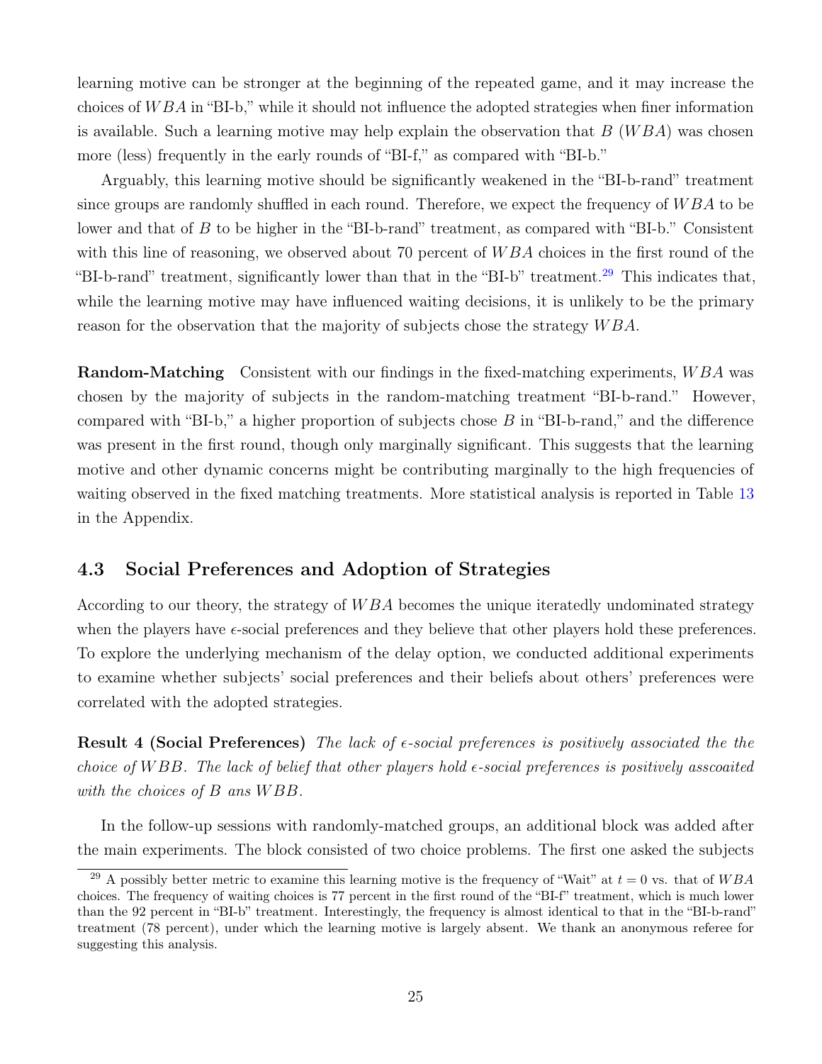learning motive can be stronger at the beginning of the repeated game, and it may increase the choices of $WBA$ in "BI-b," while it should not influence the adopted strategies when finer information is available. Such a learning motive may help explain the observation that $B$ ($WBA$) was chosen more (less) frequently in the early rounds of "BI-f," as compared with "BI-b."

Arguably, this learning motive should be significantly weakened in the "BI-b-rand" treatment since groups are randomly shuffled in each round. Therefore, we expect the frequency of $WBA$ to be lower and that of $B$ to be higher in the "BI-b-rand" treatment, as compared with "BI-b." Consistent with this line of reasoning, we observed about 70 percent of $WBA$ choices in the first round of the "BI-b-rand" treatment, significantly lower than that in the "BI-b" treatment.[29] This indicates that, while the learning motive may have influenced waiting decisions, it is unlikely to be the primary reason for the observation that the majority of subjects chose the strategy $WBA$.

**Random-Matching** Consistent with our findings in the fixed-matching experiments, $WBA$ was chosen by the majority of subjects in the random-matching treatment "BI-b-rand." However, compared with "BI-b," a higher proportion of subjects chose $B$ in "BI-b-rand," and the difference was present in the first round, though only marginally significant. This suggests that the learning motive and other dynamic concerns might be contributing marginally to the high frequencies of waiting observed in the fixed matching treatments. More statistical analysis is reported in Table 13 in the Appendix.

## 4.3 Social Preferences and Adoption of Strategies

According to our theory, the strategy of $WBA$ becomes the unique iteratedly undominated strategy when the players have $\epsilon$-social preferences and they believe that other players hold these preferences. To explore the underlying mechanism of the delay option, we conducted additional experiments to examine whether subjects' social preferences and their beliefs about others' preferences were correlated with the adopted strategies.

**Result 4 (Social Preferences)** *The lack of $\epsilon$-social preferences is positively associated the the choice of $WBB$. The lack of belief that other players hold $\epsilon$-social preferences is positively asscoaited with the choices of $B$ ans $WBB$.*

In the follow-up sessions with randomly-matched groups, an additional block was added after the main experiments. The block consisted of two choice problems. The first one asked the subjects

[29] A possibly better metric to examine this learning motive is the frequency of "Wait" at $t = 0$ vs. that of $WBA$ choices. The frequency of waiting choices is 77 percent in the first round of the "BI-f" treatment, which is much lower than the 92 percent in "BI-b" treatment. Interestingly, the frequency is almost identical to that in the "BI-b-rand" treatment (78 percent), under which the learning motive is largely absent. We thank an anonymous referee for suggesting this analysis.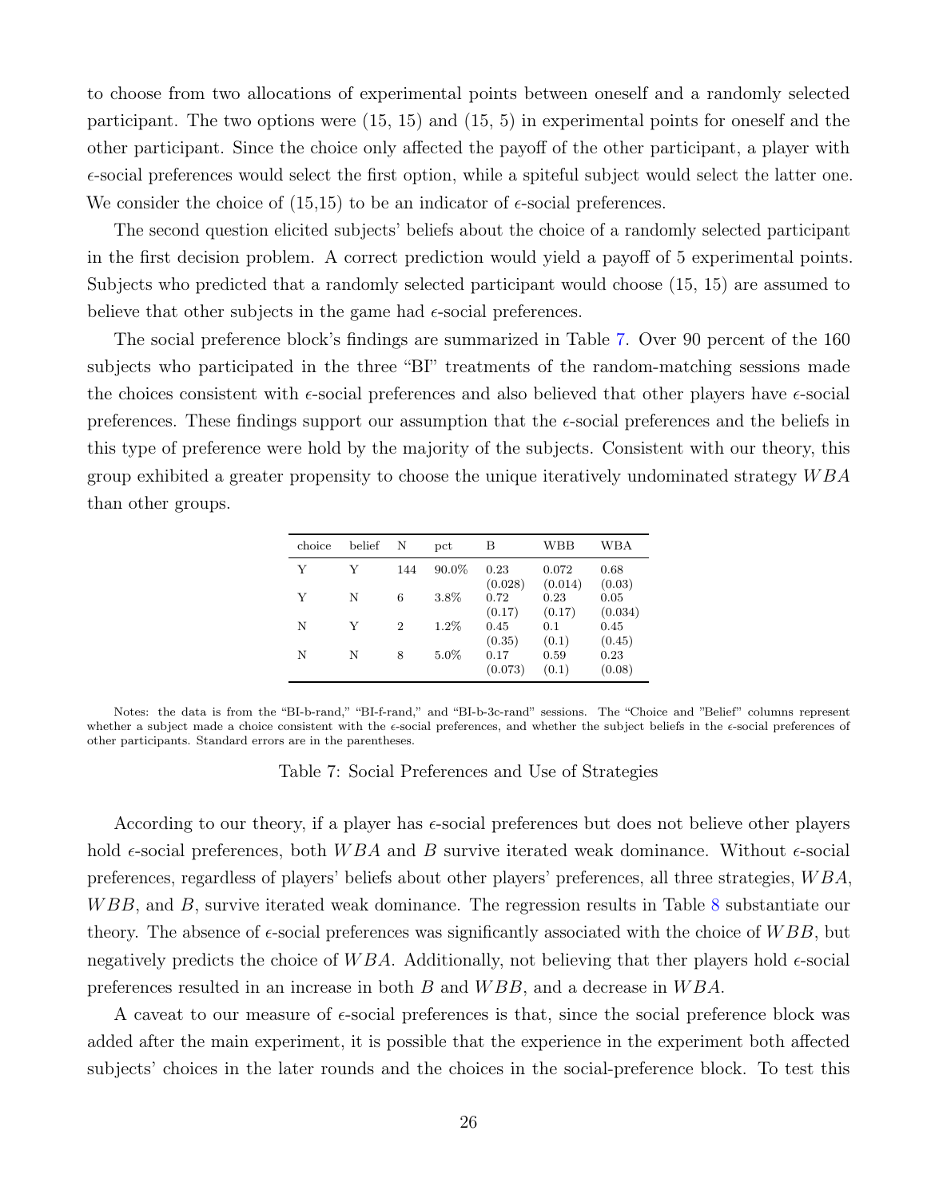to choose from two allocations of experimental points between oneself and a randomly selected participant. The two options were (15, 15) and (15, 5) in experimental points for oneself and the other participant. Since the choice only affected the payoff of the other participant, a player with $\epsilon$-social preferences would select the first option, while a spiteful subject would select the latter one. We consider the choice of (15,15) to be an indicator of $\epsilon$-social preferences.

The second question elicited subjects' beliefs about the choice of a randomly selected participant in the first decision problem. A correct prediction would yield a payoff of 5 experimental points. Subjects who predicted that a randomly selected participant would choose (15, 15) are assumed to believe that other subjects in the game had $\epsilon$-social preferences.

The social preference block's findings are summarized in Table 7. Over 90 percent of the 160 subjects who participated in the three "BI" treatments of the random-matching sessions made the choices consistent with $\epsilon$-social preferences and also believed that other players have $\epsilon$-social preferences. These findings support our assumption that the $\epsilon$-social preferences and the beliefs in this type of preference were hold by the majority of the subjects. Consistent with our theory, this group exhibited a greater propensity to choose the unique iteratively undominated strategy $WBA$ than other groups.

| choice | belief | N | pct | B | WBB | WBA |
|---|---|---|---|---|---|---|
| Y | Y | 144 | 90.0% | 0.23<br>(0.028) | 0.072<br>(0.014) | 0.68<br>(0.03) |
| Y | N | 6 | 3.8% | 0.72<br>(0.17) | 0.23<br>(0.17) | 0.05<br>(0.034) |
| N | Y | 2 | 1.2% | 0.45<br>(0.35) | 0.1<br>(0.1) | 0.45<br>(0.45) |
| N | N | 8 | 5.0% | 0.17<br>(0.073) | 0.59<br>(0.1) | 0.23<br>(0.08) |

Notes: the data is from the "BI-b-rand," "BI-f-rand," and "BI-b-3c-rand" sessions. The "Choice and "Belief" columns represent whether a subject made a choice consistent with the $\epsilon$-social preferences, and whether the subject beliefs in the $\epsilon$-social preferences of other participants. Standard errors are in the parentheses.

Table 7: Social Preferences and Use of Strategies

According to our theory, if a player has $\epsilon$-social preferences but does not believe other players hold $\epsilon$-social preferences, both $WBA$ and $B$ survive iterated weak dominance. Without $\epsilon$-social preferences, regardless of players' beliefs about other players' preferences, all three strategies, $WBA$, $WBB$, and $B$, survive iterated weak dominance. The regression results in Table 8 substantiate our theory. The absence of $\epsilon$-social preferences was significantly associated with the choice of $WBB$, but negatively predicts the choice of $WBA$. Additionally, not believing that ther players hold $\epsilon$-social preferences resulted in an increase in both $B$ and $WBB$, and a decrease in $WBA$.

A caveat to our measure of $\epsilon$-social preferences is that, since the social preference block was added after the main experiment, it is possible that the experience in the experiment both affected subjects' choices in the later rounds and the choices in the social-preference block. To test this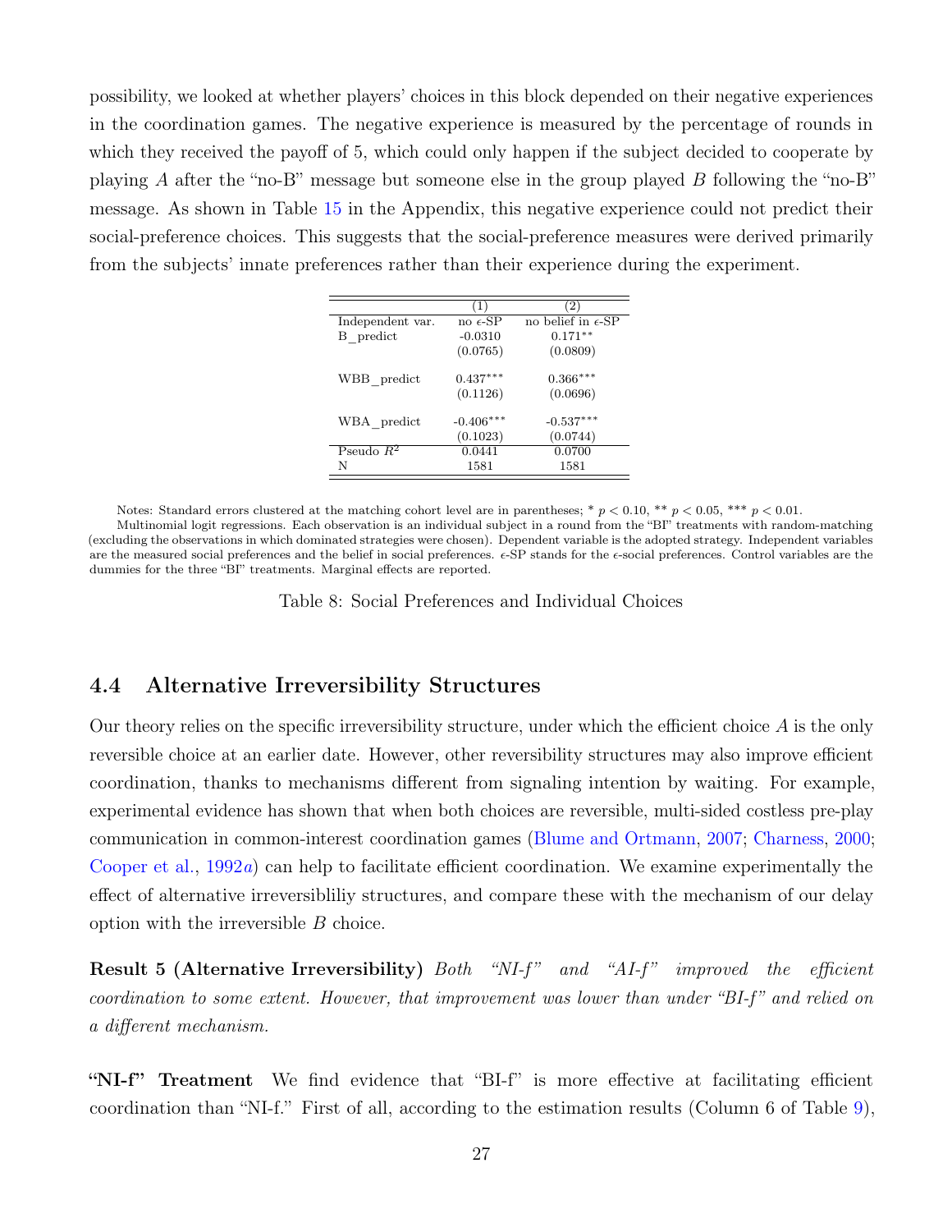possibility, we looked at whether players' choices in this block depended on their negative experiences in the coordination games. The negative experience is measured by the percentage of rounds in which they received the payoff of 5, which could only happen if the subject decided to cooperate by playing $A$ after the "no-B" message but someone else in the group played $B$ following the "no-B" message. As shown in Table 15 in the Appendix, this negative experience could not predict their social-preference choices. This suggests that the social-preference measures were derived primarily from the subjects' innate preferences rather than their experience during the experiment.

| | (1) | (2) |
|---|---|---|
| Independent var. | no $\epsilon$-SP | no belief in $\epsilon$-SP |
| B_predict | -0.0310 | 0.171** |
| | (0.0765) | (0.0809) |
| WBB_predict | 0.437*** | 0.366*** |
| | (0.1126) | (0.0696) |
| WBA_predict | -0.406*** | -0.537*** |
| | (0.1023) | (0.0744) |
| Pseudo $R^2$ | 0.0441 | 0.0700 |
| N | 1581 | 1581 |

Notes: Standard errors clustered at the matching cohort level are in parentheses; * $p < 0.10$, ** $p < 0.05$, *** $p < 0.01$.
Multinomial logit regressions. Each observation is an individual subject in a round from the "BI" treatments with random-matching (excluding the observations in which dominated strategies were chosen). Dependent variable is the adopted strategy. Independent variables are the measured social preferences and the belief in social preferences. $\epsilon$-SP stands for the $\epsilon$-social preferences. Control variables are the dummies for the three "BI" treatments. Marginal effects are reported.

Table 8: Social Preferences and Individual Choices

## 4.4 Alternative Irreversibility Structures

Our theory relies on the specific irreversibility structure, under which the efficient choice $A$ is the only reversible choice at an earlier date. However, other reversibility structures may also improve efficient coordination, thanks to mechanisms different from signaling intention by waiting. For example, experimental evidence has shown that when both choices are reversible, multi-sided costless pre-play communication in common-interest coordination games (Blume and Ortmann, 2007; Charness, 2000; Cooper et al., 1992*a*) can help to facilitate efficient coordination. We examine experimentally the effect of alternative irreversibliliy structures, and compare these with the mechanism of our delay option with the irreversible $B$ choice.

**Result 5 (Alternative Irreversibility)** *Both "NI-f" and "AI-f" improved the efficient coordination to some extent. However, that improvement was lower than under "BI-f" and relied on a different mechanism.*

**"NI-f" Treatment** We find evidence that "BI-f" is more effective at facilitating efficient coordination than "NI-f." First of all, according to the estimation results (Column 6 of Table 9),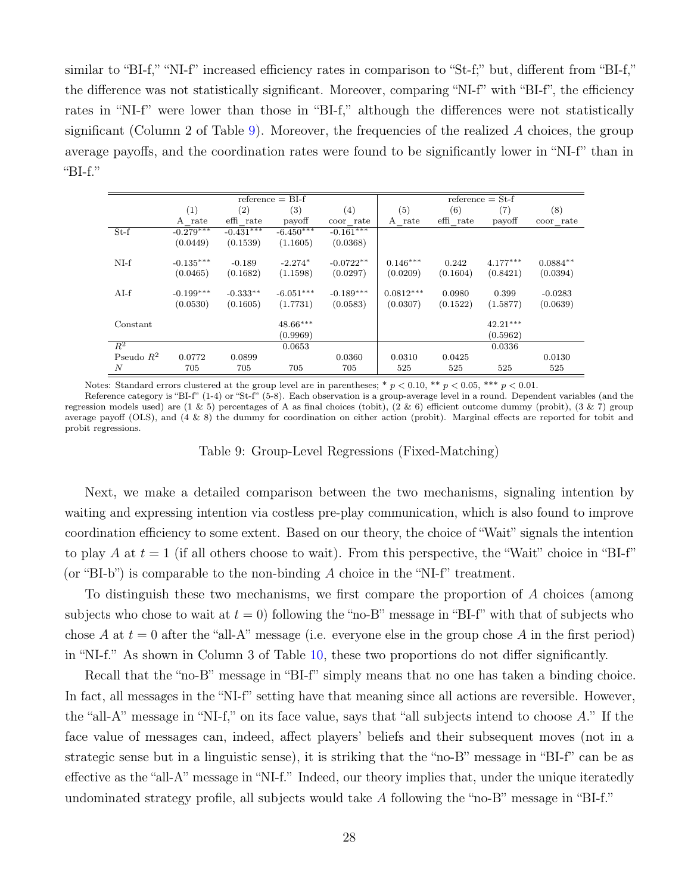similar to "BI-f," "NI-f" increased efficiency rates in comparison to "St-f;" but, different from "BI-f," the difference was not statistically significant. Moreover, comparing "NI-f" with "BI-f", the efficiency rates in "NI-f" were lower than those in "BI-f," although the differences were not statistically significant (Column 2 of Table 9). Moreover, the frequencies of the realized $A$ choices, the group average payoffs, and the coordination rates were found to be significantly lower in "NI-f" than in "BI-f."

| | reference = BI-f | | | | reference = St-f | | | |
|---|---|---|---|---|---|---|---|---|
| | (1) | (2) | (3) | (4) | (5) | (6) | (7) | (8) |
| | A_rate | effi_rate | payoff | coor_rate | A_rate | effi_rate | payoff | coor_rate |
| St-f | -0.279*** | -0.431*** | -6.450*** | -0.161*** | | | | |
| | (0.0449) | (0.1539) | (1.1605) | (0.0368) | | | | |
| NI-f | -0.135*** | -0.189 | -2.274* | -0.0722** | 0.146*** | 0.242 | 4.177*** | 0.0884** |
| | (0.0465) | (0.1682) | (1.1598) | (0.0297) | (0.0209) | (0.1604) | (0.8421) | (0.0394) |
| AI-f | -0.199*** | -0.333** | -6.051*** | -0.189*** | 0.0812*** | 0.0980 | 0.399 | -0.0283 |
| | (0.0530) | (0.1605) | (1.7731) | (0.0583) | (0.0307) | (0.1522) | (1.5877) | (0.0639) |
| Constant | | | 48.66*** | | | | 42.21*** | |
| | | | (0.9969) | | | | (0.5962) | |
| $R^2$ | | | 0.0653 | | | | 0.0336 | |
| Pseudo $R^2$ | 0.0772 | 0.0899 | | 0.0360 | 0.0310 | 0.0425 | | 0.0130 |
| $N$ | 705 | 705 | 705 | 705 | 525 | 525 | 525 | 525 |

Notes: Standard errors clustered at the group level are in parentheses; * $p < 0.10$, ** $p < 0.05$, *** $p < 0.01$.
Reference category is "BI-f" (1-4) or "St-f" (5-8). Each observation is a group-average level in a round. Dependent variables (and the regression models used) are (1 & 5) percentages of A as final choices (tobit), (2 & 6) efficient outcome dummy (probit), (3 & 7) group average payoff (OLS), and (4 & 8) the dummy for coordination on either action (probit). Marginal effects are reported for tobit and probit regressions.

Table 9: Group-Level Regressions (Fixed-Matching)

Next, we make a detailed comparison between the two mechanisms, signaling intention by waiting and expressing intention via costless pre-play communication, which is also found to improve coordination efficiency to some extent. Based on our theory, the choice of "Wait" signals the intention to play $A$ at $t = 1$ (if all others choose to wait). From this perspective, the "Wait" choice in "BI-f" (or "BI-b") is comparable to the non-binding $A$ choice in the "NI-f" treatment.

To distinguish these two mechanisms, we first compare the proportion of $A$ choices (among subjects who chose to wait at $t = 0$) following the "no-B" message in "BI-f" with that of subjects who chose $A$ at $t = 0$ after the "all-A" message (i.e. everyone else in the group chose $A$ in the first period) in "NI-f." As shown in Column 3 of Table 10, these two proportions do not differ significantly.

Recall that the "no-B" message in "BI-f" simply means that no one has taken a binding choice. In fact, all messages in the "NI-f" setting have that meaning since all actions are reversible. However, the "all-A" message in "NI-f," on its face value, says that "all subjects intend to choose $A$." If the face value of messages can, indeed, affect players' beliefs and their subsequent moves (not in a strategic sense but in a linguistic sense), it is striking that the "no-B" message in "BI-f" can be as effective as the "all-A" message in "NI-f." Indeed, our theory implies that, under the unique iteratedly undominated strategy profile, all subjects would take $A$ following the "no-B" message in "BI-f."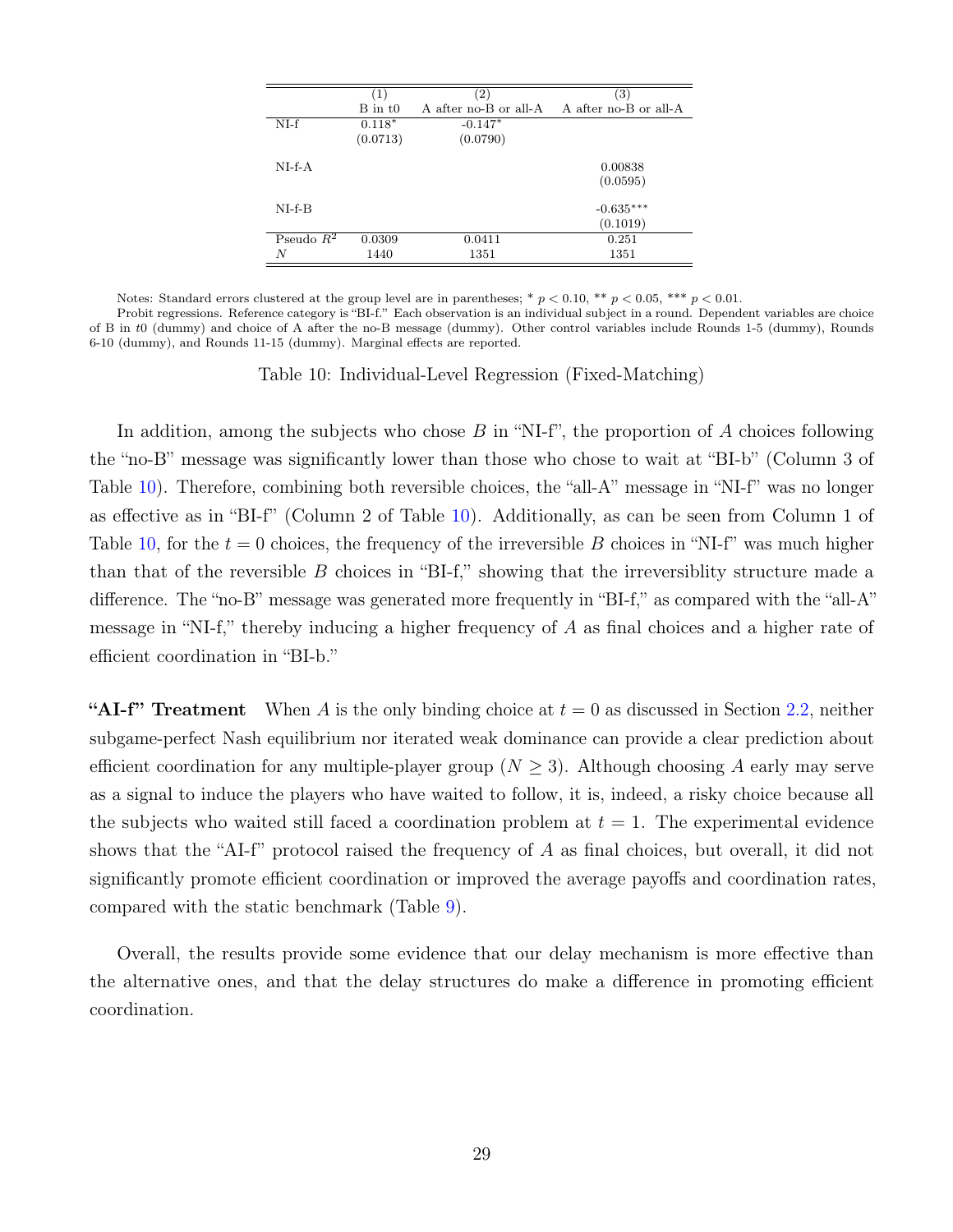|  | (1) | (2) | (3) |
|---|---|---|---|
|  | B in t0 | A after no-B or all-A | A after no-B or all-A |
| NI-f | 0.118* | -0.147* |  |
|  | (0.0713) | (0.0790) |  |
| NI-f-A |  |  | 0.00838 |
|  |  |  | (0.0595) |
| NI-f-B |  |  | -0.635*** |
|  |  |  | (0.1019) |
| Pseudo $R^2$ | 0.0309 | 0.0411 | 0.251 |
| $N$ | 1440 | 1351 | 1351 |

Notes: Standard errors clustered at the group level are in parentheses; * $p < 0.10$, ** $p < 0.05$, *** $p < 0.01$.
Probit regressions. Reference category is "BI-f." Each observation is an individual subject in a round. Dependent variables are choice of B in $t0$ (dummy) and choice of A after the no-B message (dummy). Other control variables include Rounds 1-5 (dummy), Rounds 6-10 (dummy), and Rounds 11-15 (dummy). Marginal effects are reported.

Table 10: Individual-Level Regression (Fixed-Matching)

In addition, among the subjects who chose $B$ in "NI-f", the proportion of $A$ choices following the "no-B" message was significantly lower than those who chose to wait at "BI-b" (Column 3 of Table 10). Therefore, combining both reversible choices, the "all-A" message in "NI-f" was no longer as effective as in "BI-f" (Column 2 of Table 10). Additionally, as can be seen from Column 1 of Table 10, for the $t = 0$ choices, the frequency of the irreversible $B$ choices in "NI-f" was much higher than that of the reversible $B$ choices in "BI-f," showing that the irreversiblity structure made a difference. The "no-B" message was generated more frequently in "BI-f," as compared with the "all-A" message in "NI-f," thereby inducing a higher frequency of $A$ as final choices and a higher rate of efficient coordination in "BI-b."

**"AI-f" Treatment** When $A$ is the only binding choice at $t = 0$ as discussed in Section 2.2, neither subgame-perfect Nash equilibrium nor iterated weak dominance can provide a clear prediction about efficient coordination for any multiple-player group ($N \geq 3$). Although choosing $A$ early may serve as a signal to induce the players who have waited to follow, it is, indeed, a risky choice because all the subjects who waited still faced a coordination problem at $t = 1$. The experimental evidence shows that the "AI-f" protocol raised the frequency of $A$ as final choices, but overall, it did not significantly promote efficient coordination or improved the average payoffs and coordination rates, compared with the static benchmark (Table 9).

Overall, the results provide some evidence that our delay mechanism is more effective than the alternative ones, and that the delay structures do make a difference in promoting efficient coordination.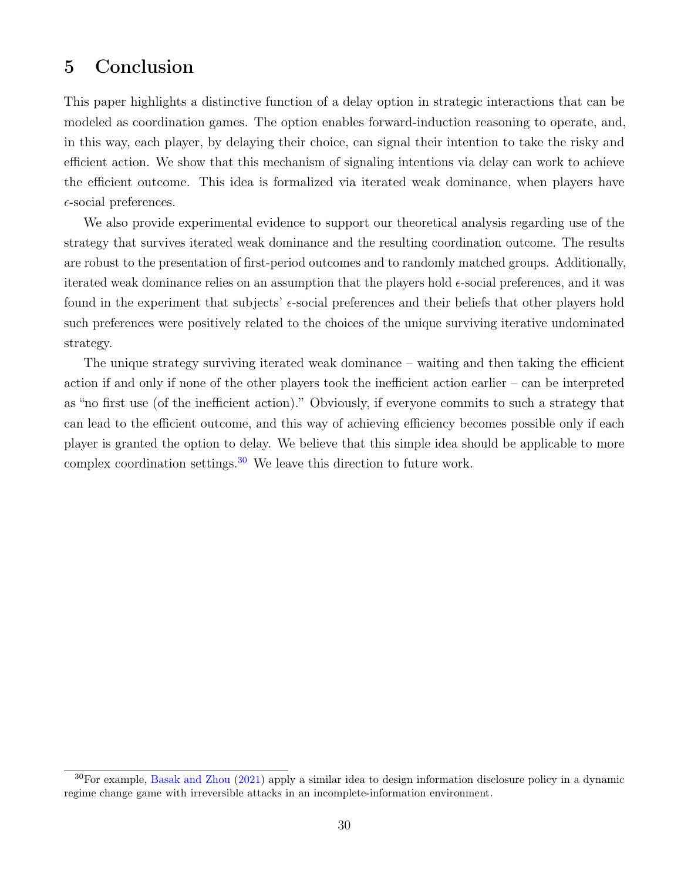# 5 Conclusion

This paper highlights a distinctive function of a delay option in strategic interactions that can be modeled as coordination games. The option enables forward-induction reasoning to operate, and, in this way, each player, by delaying their choice, can signal their intention to take the risky and efficient action. We show that this mechanism of signaling intentions via delay can work to achieve the efficient outcome. This idea is formalized via iterated weak dominance, when players have $\epsilon$-social preferences.

We also provide experimental evidence to support our theoretical analysis regarding use of the strategy that survives iterated weak dominance and the resulting coordination outcome. The results are robust to the presentation of first-period outcomes and to randomly matched groups. Additionally, iterated weak dominance relies on an assumption that the players hold $\epsilon$-social preferences, and it was found in the experiment that subjects' $\epsilon$-social preferences and their beliefs that other players hold such preferences were positively related to the choices of the unique surviving iterative undominated strategy.

The unique strategy surviving iterated weak dominance – waiting and then taking the efficient action if and only if none of the other players took the inefficient action earlier – can be interpreted as "no first use (of the inefficient action)." Obviously, if everyone commits to such a strategy that can lead to the efficient outcome, and this way of achieving efficiency becomes possible only if each player is granted the option to delay. We believe that this simple idea should be applicable to more complex coordination settings.[30] We leave this direction to future work.

[30] For example, Basak and Zhou (2021) apply a similar idea to design information disclosure policy in a dynamic regime change game with irreversible attacks in an incomplete-information environment.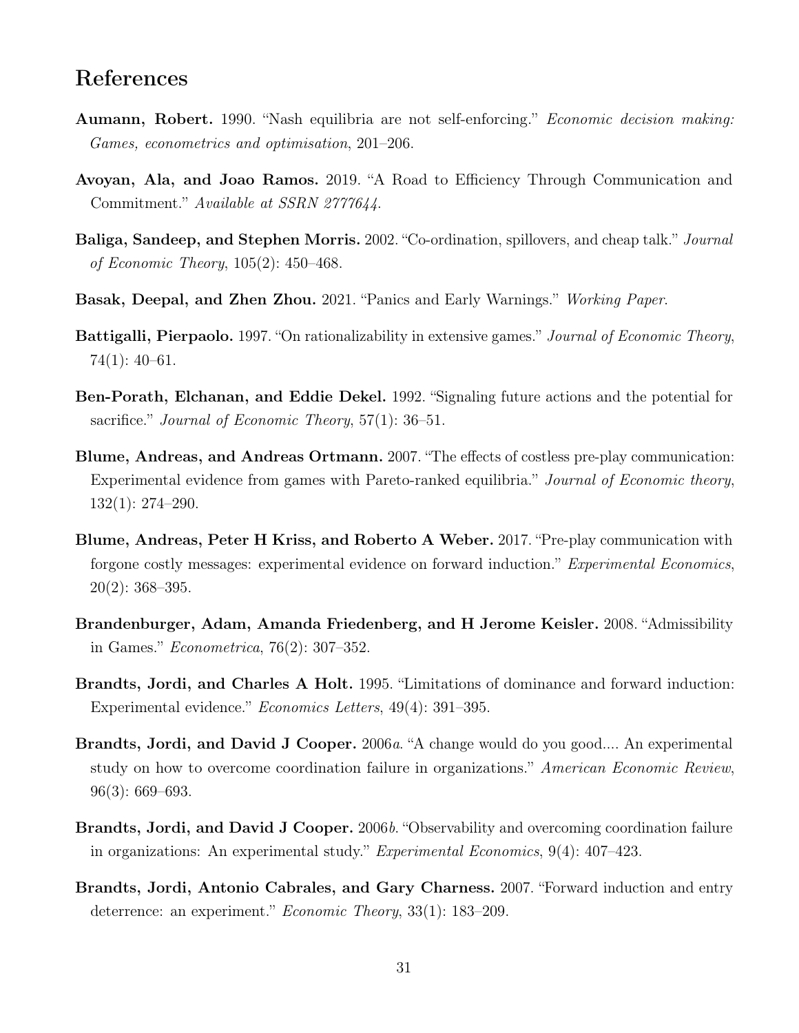# References

**Aumann, Robert.** 1990. "Nash equilibria are not self-enforcing." *Economic decision making: Games, econometrics and optimisation*, 201–206.

**Avoyan, Ala, and Joao Ramos.** 2019. "A Road to Efficiency Through Communication and Commitment." *Available at SSRN 2777644*.

**Baliga, Sandeep, and Stephen Morris.** 2002. "Co-ordination, spillovers, and cheap talk." *Journal of Economic Theory*, 105(2): 450–468.

**Basak, Deepal, and Zhen Zhou.** 2021. "Panics and Early Warnings." *Working Paper*.

**Battigalli, Pierpaolo.** 1997. "On rationalizability in extensive games." *Journal of Economic Theory*, 74(1): 40–61.

**Ben-Porath, Elchanan, and Eddie Dekel.** 1992. "Signaling future actions and the potential for sacrifice." *Journal of Economic Theory*, 57(1): 36–51.

**Blume, Andreas, and Andreas Ortmann.** 2007. "The effects of costless pre-play communication: Experimental evidence from games with Pareto-ranked equilibria." *Journal of Economic theory*, 132(1): 274–290.

**Blume, Andreas, Peter H Kriss, and Roberto A Weber.** 2017. "Pre-play communication with forgone costly messages: experimental evidence on forward induction." *Experimental Economics*, 20(2): 368–395.

**Brandenburger, Adam, Amanda Friedenberg, and H Jerome Keisler.** 2008. "Admissibility in Games." *Econometrica*, 76(2): 307–352.

**Brandts, Jordi, and Charles A Holt.** 1995. "Limitations of dominance and forward induction: Experimental evidence." *Economics Letters*, 49(4): 391–395.

**Brandts, Jordi, and David J Cooper.** 2006*a*. "A change would do you good.... An experimental study on how to overcome coordination failure in organizations." *American Economic Review*, 96(3): 669–693.

**Brandts, Jordi, and David J Cooper.** 2006*b*. "Observability and overcoming coordination failure in organizations: An experimental study." *Experimental Economics*, 9(4): 407–423.

**Brandts, Jordi, Antonio Cabrales, and Gary Charness.** 2007. "Forward induction and entry deterrence: an experiment." *Economic Theory*, 33(1): 183–209.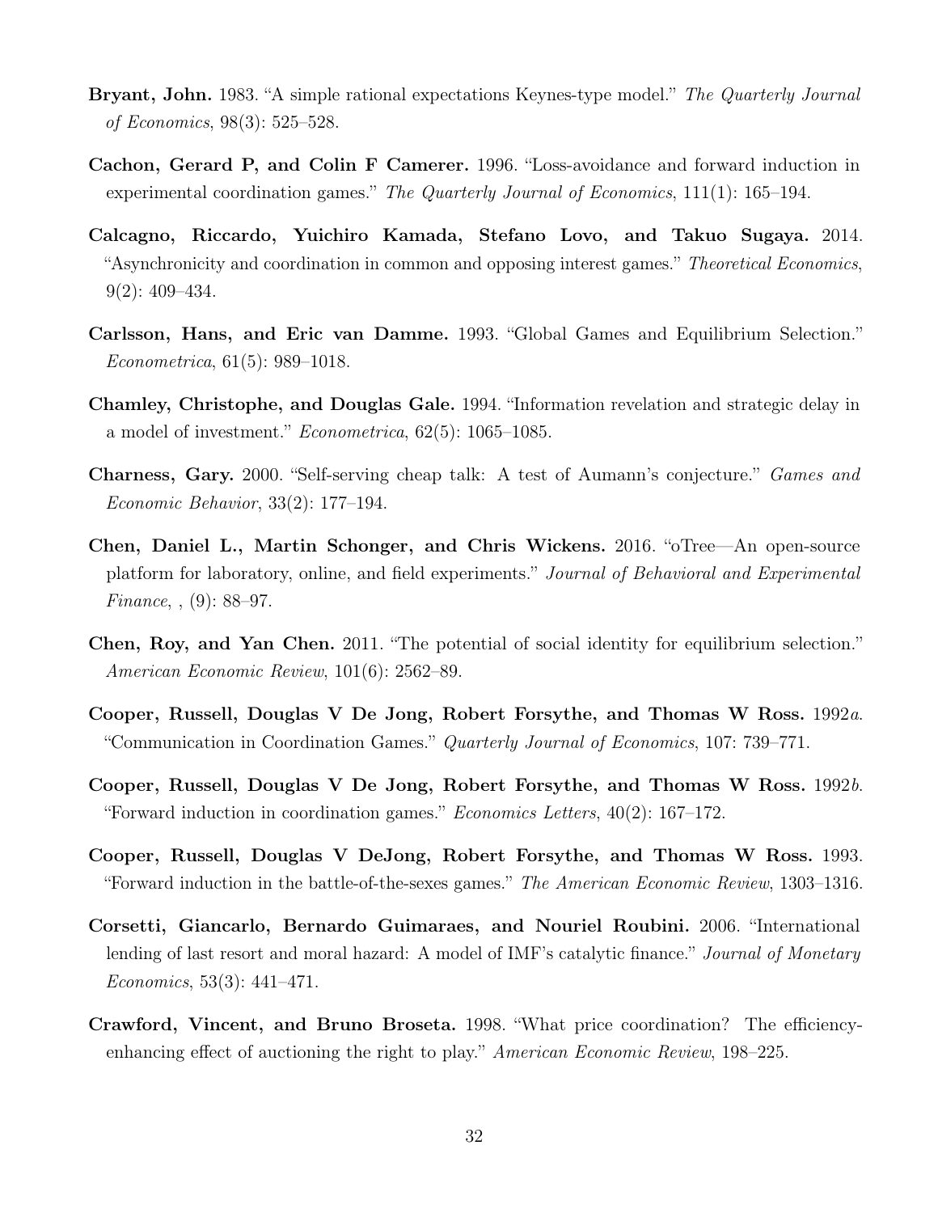**Bryant, John.** 1983. "A simple rational expectations Keynes-type model." *The Quarterly Journal of Economics*, 98(3): 525–528.

**Cachon, Gerard P, and Colin F Camerer.** 1996. "Loss-avoidance and forward induction in experimental coordination games." *The Quarterly Journal of Economics*, 111(1): 165–194.

**Calcagno, Riccardo, Yuichiro Kamada, Stefano Lovo, and Takuo Sugaya.** 2014. "Asynchronicity and coordination in common and opposing interest games." *Theoretical Economics*, 9(2): 409–434.

**Carlsson, Hans, and Eric van Damme.** 1993. "Global Games and Equilibrium Selection." *Econometrica*, 61(5): 989–1018.

**Chamley, Christophe, and Douglas Gale.** 1994. "Information revelation and strategic delay in a model of investment." *Econometrica*, 62(5): 1065–1085.

**Charness, Gary.** 2000. "Self-serving cheap talk: A test of Aumann's conjecture." *Games and Economic Behavior*, 33(2): 177–194.

**Chen, Daniel L., Martin Schonger, and Chris Wickens.** 2016. "oTree—An open-source platform for laboratory, online, and field experiments." *Journal of Behavioral and Experimental Finance*, , (9): 88–97.

**Chen, Roy, and Yan Chen.** 2011. "The potential of social identity for equilibrium selection." *American Economic Review*, 101(6): 2562–89.

**Cooper, Russell, Douglas V De Jong, Robert Forsythe, and Thomas W Ross.** 1992*a*. "Communication in Coordination Games." *Quarterly Journal of Economics*, 107: 739–771.

**Cooper, Russell, Douglas V De Jong, Robert Forsythe, and Thomas W Ross.** 1992*b*. "Forward induction in coordination games." *Economics Letters*, 40(2): 167–172.

**Cooper, Russell, Douglas V DeJong, Robert Forsythe, and Thomas W Ross.** 1993. "Forward induction in the battle-of-the-sexes games." *The American Economic Review*, 1303–1316.

**Corsetti, Giancarlo, Bernardo Guimaraes, and Nouriel Roubini.** 2006. "International lending of last resort and moral hazard: A model of IMF's catalytic finance." *Journal of Monetary Economics*, 53(3): 441–471.

**Crawford, Vincent, and Bruno Broseta.** 1998. "What price coordination? The efficiency-enhancing effect of auctioning the right to play." *American Economic Review*, 198–225.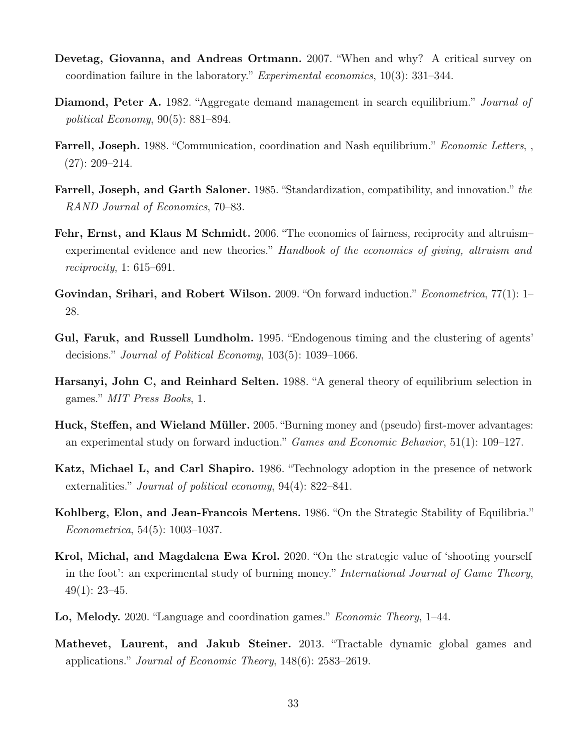**Devetag, Giovanna, and Andreas Ortmann.** 2007. "When and why? A critical survey on coordination failure in the laboratory." *Experimental economics*, 10(3): 331–344.

**Diamond, Peter A.** 1982. "Aggregate demand management in search equilibrium." *Journal of political Economy*, 90(5): 881–894.

**Farrell, Joseph.** 1988. "Communication, coordination and Nash equilibrium." *Economic Letters*, , (27): 209–214.

**Farrell, Joseph, and Garth Saloner.** 1985. "Standardization, compatibility, and innovation." *the RAND Journal of Economics*, 70–83.

**Fehr, Ernst, and Klaus M Schmidt.** 2006. "The economics of fairness, reciprocity and altruism–experimental evidence and new theories." *Handbook of the economics of giving, altruism and reciprocity*, 1: 615–691.

**Govindan, Srihari, and Robert Wilson.** 2009. "On forward induction." *Econometrica*, 77(1): 1–28.

**Gul, Faruk, and Russell Lundholm.** 1995. "Endogenous timing and the clustering of agents' decisions." *Journal of Political Economy*, 103(5): 1039–1066.

**Harsanyi, John C, and Reinhard Selten.** 1988. "A general theory of equilibrium selection in games." *MIT Press Books*, 1.

**Huck, Steffen, and Wieland Müller.** 2005. "Burning money and (pseudo) first-mover advantages: an experimental study on forward induction." *Games and Economic Behavior*, 51(1): 109–127.

**Katz, Michael L, and Carl Shapiro.** 1986. "Technology adoption in the presence of network externalities." *Journal of political economy*, 94(4): 822–841.

**Kohlberg, Elon, and Jean-Francois Mertens.** 1986. "On the Strategic Stability of Equilibria." *Econometrica*, 54(5): 1003–1037.

**Krol, Michal, and Magdalena Ewa Krol.** 2020. "On the strategic value of 'shooting yourself in the foot': an experimental study of burning money." *International Journal of Game Theory*, 49(1): 23–45.

**Lo, Melody.** 2020. "Language and coordination games." *Economic Theory*, 1–44.

**Mathevet, Laurent, and Jakub Steiner.** 2013. "Tractable dynamic global games and applications." *Journal of Economic Theory*, 148(6): 2583–2619.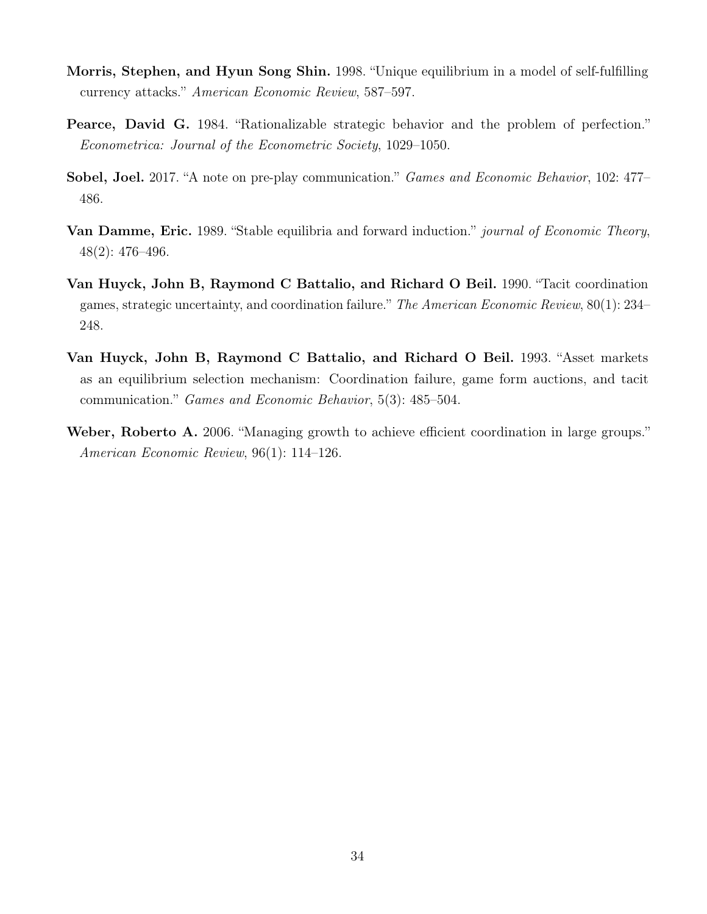**Morris, Stephen, and Hyun Song Shin.** 1998. "Unique equilibrium in a model of self-fulfilling currency attacks." *American Economic Review*, 587–597.

**Pearce, David G.** 1984. "Rationalizable strategic behavior and the problem of perfection." *Econometrica: Journal of the Econometric Society*, 1029–1050.

**Sobel, Joel.** 2017. "A note on pre-play communication." *Games and Economic Behavior*, 102: 477–486.

**Van Damme, Eric.** 1989. "Stable equilibria and forward induction." *journal of Economic Theory*, 48(2): 476–496.

**Van Huyck, John B, Raymond C Battalio, and Richard O Beil.** 1990. "Tacit coordination games, strategic uncertainty, and coordination failure." *The American Economic Review*, 80(1): 234–248.

**Van Huyck, John B, Raymond C Battalio, and Richard O Beil.** 1993. "Asset markets as an equilibrium selection mechanism: Coordination failure, game form auctions, and tacit communication." *Games and Economic Behavior*, 5(3): 485–504.

**Weber, Roberto A.** 2006. "Managing growth to achieve efficient coordination in large groups." *American Economic Review*, 96(1): 114–126.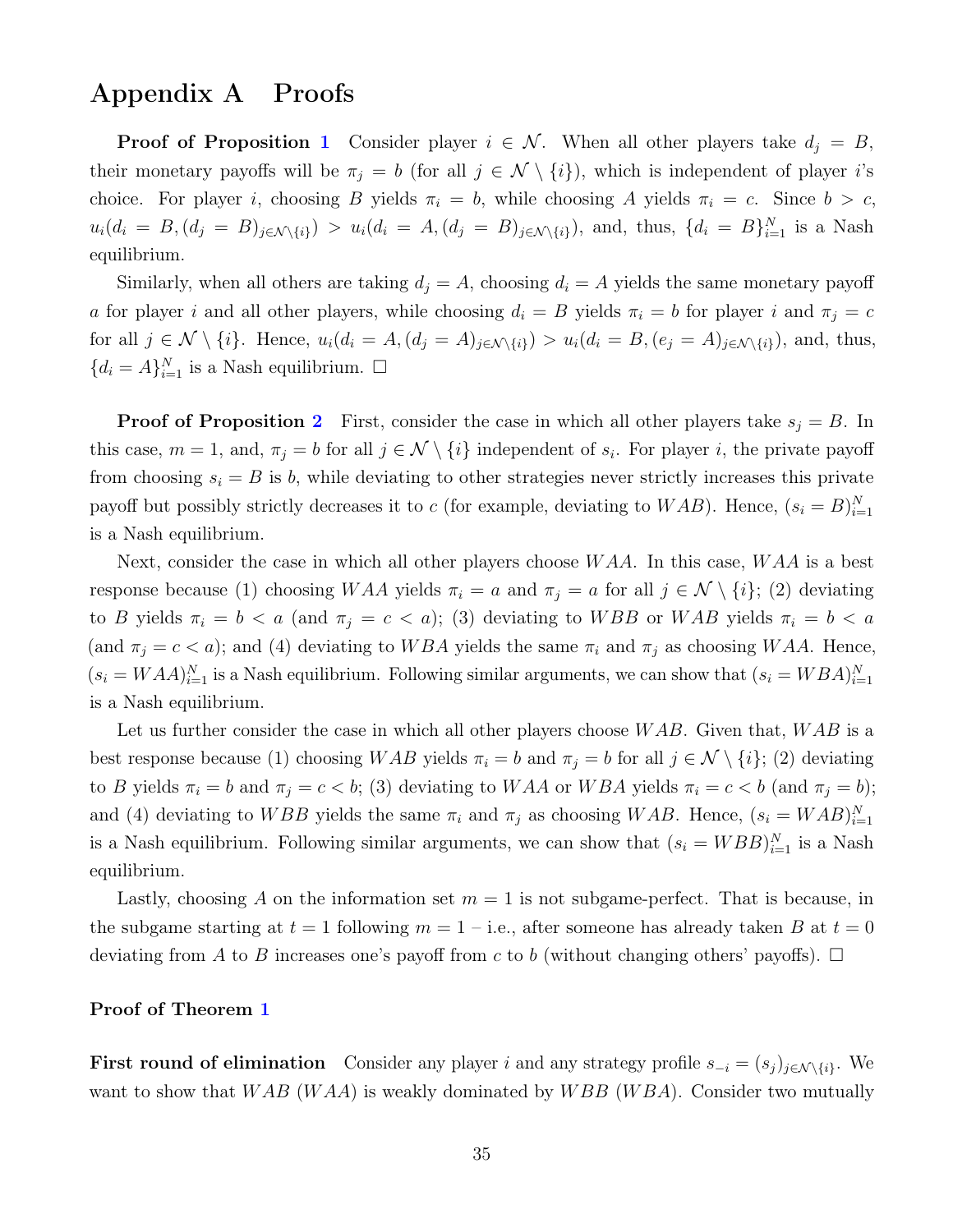# Appendix A Proofs

**Proof of Proposition 1** Consider player $i \in \mathcal{N}$. When all other players take $d_j = B$, their monetary payoffs will be $\pi_j = b$ (for all $j \in \mathcal{N} \setminus \{i\}$), which is independent of player $i$'s choice. For player $i$, choosing $B$ yields $\pi_i = b$, while choosing $A$ yields $\pi_i = c$. Since $b > c$, $u_i(d_i = B, (d_j = B)_{j \in \mathcal{N} \setminus \{i\}}) > u_i(d_i = A, (d_j = B)_{j \in \mathcal{N} \setminus \{i\}})$, and, thus, $\{d_i = B\}_{i=1}^N$ is a Nash equilibrium.

Similarly, when all others are taking $d_j = A$, choosing $d_i = A$ yields the same monetary payoff $a$ for player $i$ and all other players, while choosing $d_i = B$ yields $\pi_i = b$ for player $i$ and $\pi_j = c$ for all $j \in \mathcal{N} \setminus \{i\}$. Hence, $u_i(d_i = A, (d_j = A)_{j \in \mathcal{N} \setminus \{i\}}) > u_i(d_i = B, (e_j = A)_{j \in \mathcal{N} \setminus \{i\}})$, and, thus, $\{d_i = A\}_{i=1}^N$ is a Nash equilibrium. □

**Proof of Proposition 2** First, consider the case in which all other players take $s_j = B$. In this case, $m = 1$, and, $\pi_j = b$ for all $j \in \mathcal{N} \setminus \{i\}$ independent of $s_i$. For player $i$, the private payoff from choosing $s_i = B$ is $b$, while deviating to other strategies never strictly increases this private payoff but possibly strictly decreases it to $c$ (for example, deviating to $WAB$). Hence, $(s_i = B)_{i=1}^N$ is a Nash equilibrium.

Next, consider the case in which all other players choose $WAA$. In this case, $WAA$ is a best response because (1) choosing $WAA$ yields $\pi_i = a$ and $\pi_j = a$ for all $j \in \mathcal{N} \setminus \{i\}$; (2) deviating to $B$ yields $\pi_i = b < a$ (and $\pi_j = c < a$); (3) deviating to $WBB$ or $WAB$ yields $\pi_i = b < a$ (and $\pi_j = c < a$); and (4) deviating to $WBA$ yields the same $\pi_i$ and $\pi_j$ as choosing $WAA$. Hence, $(s_i = WAA)_{i=1}^N$ is a Nash equilibrium. Following similar arguments, we can show that $(s_i = WBA)_{i=1}^N$ is a Nash equilibrium.

Let us further consider the case in which all other players choose $WAB$. Given that, $WAB$ is a best response because (1) choosing $WAB$ yields $\pi_i = b$ and $\pi_j = b$ for all $j \in \mathcal{N} \setminus \{i\}$; (2) deviating to $B$ yields $\pi_i = b$ and $\pi_j = c < b$; (3) deviating to $WAA$ or $WBA$ yields $\pi_i = c < b$ (and $\pi_j = b$); and (4) deviating to $WBB$ yields the same $\pi_i$ and $\pi_j$ as choosing $WAB$. Hence, $(s_i = WAB)_{i=1}^N$ is a Nash equilibrium. Following similar arguments, we can show that $(s_i = WBB)_{i=1}^N$ is a Nash equilibrium.

Lastly, choosing $A$ on the information set $m = 1$ is not subgame-perfect. That is because, in the subgame starting at $t = 1$ following $m = 1$ – i.e., after someone has already taken $B$ at $t = 0$ deviating from $A$ to $B$ increases one's payoff from $c$ to $b$ (without changing others' payoffs). □

**Proof of Theorem 1**

**First round of elimination** Consider any player $i$ and any strategy profile $s_{-i} = (s_j)_{j \in \mathcal{N} \setminus \{i\}}$. We want to show that $WAB$ ($WAA$) is weakly dominated by $WBB$ ($WBA$). Consider two mutually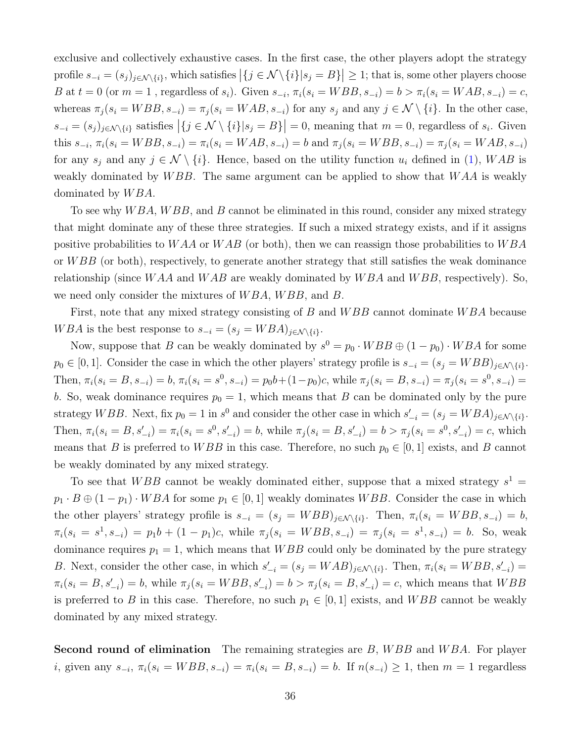exclusive and collectively exhaustive cases. In the first case, the other players adopt the strategy profile $s_{-i} = (s_j)_{j \in \mathcal{N} \setminus \{i\}}$, which satisfies $\left|\{j \in \mathcal{N} \setminus \{i\} | s_j = B\}\right| \geq 1$; that is, some other players choose $B$ at $t = 0$ (or $m = 1$ , regardless of $s_i$). Given $s_{-i}$, $\pi_i(s_i = WBB, s_{-i}) = b > \pi_i(s_i = WAB, s_{-i}) = c$, whereas $\pi_j(s_i = WBB, s_{-i}) = \pi_j(s_i = WAB, s_{-i})$ for any $s_j$ and any $j \in \mathcal{N} \setminus \{i\}$. In the other case, $s_{-i} = (s_j)_{j \in \mathcal{N} \setminus \{i\}}$ satisfies $\left|\{j \in \mathcal{N} \setminus \{i\} | s_j = B\}\right| = 0$, meaning that $m = 0$, regardless of $s_i$. Given this $s_{-i}$, $\pi_i(s_i = WBB, s_{-i}) = \pi_i(s_i = WAB, s_{-i}) = b$ and $\pi_j(s_i = WBB, s_{-i}) = \pi_j(s_i = WAB, s_{-i})$ for any $s_j$ and any $j \in \mathcal{N} \setminus \{i\}$. Hence, based on the utility function $u_i$ defined in (1), $WAB$ is weakly dominated by $WBB$. The same argument can be applied to show that $WAA$ is weakly dominated by $WBA$.

To see why $WBA$, $WBB$, and $B$ cannot be eliminated in this round, consider any mixed strategy that might dominate any of these three strategies. If such a mixed strategy exists, and if it assigns positive probabilities to $WAA$ or $WAB$ (or both), then we can reassign those probabilities to $WBA$ or $WBB$ (or both), respectively, to generate another strategy that still satisfies the weak dominance relationship (since $WAA$ and $WAB$ are weakly dominated by $WBA$ and $WBB$, respectively). So, we need only consider the mixtures of $WBA$, $WBB$, and $B$.

First, note that any mixed strategy consisting of $B$ and $WBB$ cannot dominate $WBA$ because $WBA$ is the best response to $s_{-i} = (s_j = WBA)_{j \in \mathcal{N} \setminus \{i\}}$.

Now, suppose that $B$ can be weakly dominated by $s^0 = p_0 \cdot WBB \oplus (1 - p_0) \cdot WBA$ for some $p_0 \in [0, 1]$. Consider the case in which the other players' strategy profile is $s_{-i} = (s_j = WBB)_{j \in \mathcal{N} \setminus \{i\}}$. Then, $\pi_i(s_i = B, s_{-i}) = b$, $\pi_i(s_i = s^0, s_{-i}) = p_0 b + (1 - p_0) c$, while $\pi_j(s_i = B, s_{-i}) = \pi_j(s_i = s^0, s_{-i}) = b$. So, weak dominance requires $p_0 = 1$, which means that $B$ can be dominated only by the pure strategy $WBB$. Next, fix $p_0 = 1$ in $s^0$ and consider the other case in which $s'_{-i} = (s_j = WBA)_{j \in \mathcal{N} \setminus \{i\}}$. Then, $\pi_i(s_i = B, s'_{-i}) = \pi_i(s_i = s^0, s'_{-i}) = b$, while $\pi_j(s_i = B, s'_{-i}) = b > \pi_j(s_i = s^0, s'_{-i}) = c$, which means that $B$ is preferred to $WBB$ in this case. Therefore, no such $p_0 \in [0, 1]$ exists, and $B$ cannot be weakly dominated by any mixed strategy.

To see that $WBB$ cannot be weakly dominated either, suppose that a mixed strategy $s^1 = p_1 \cdot B \oplus (1 - p_1) \cdot WBA$ for some $p_1 \in [0, 1]$ weakly dominates $WBB$. Consider the case in which the other players' strategy profile is $s_{-i} = (s_j = WBB)_{j \in \mathcal{N} \setminus \{i\}}$. Then, $\pi_i(s_i = WBB, s_{-i}) = b$, $\pi_i(s_i = s^1, s_{-i}) = p_1 b + (1 - p_1) c$, while $\pi_j(s_i = WBB, s_{-i}) = \pi_j(s_i = s^1, s_{-i}) = b$. So, weak dominance requires $p_1 = 1$, which means that $WBB$ could only be dominated by the pure strategy $B$. Next, consider the other case, in which $s'_{-i} = (s_j = WAB)_{j \in \mathcal{N} \setminus \{i\}}$. Then, $\pi_i(s_i = WBB, s'_{-i}) = \pi_i(s_i = B, s'_{-i}) = b$, while $\pi_j(s_i = WBB, s'_{-i}) = b > \pi_j(s_i = B, s'_{-i}) = c$, which means that $WBB$ is preferred to $B$ in this case. Therefore, no such $p_1 \in [0, 1]$ exists, and $WBB$ cannot be weakly dominated by any mixed strategy.

**Second round of elimination** The remaining strategies are $B$, $WBB$ and $WBA$. For player $i$, given any $s_{-i}$, $\pi_i(s_i = WBB, s_{-i}) = \pi_i(s_i = B, s_{-i}) = b$. If $n(s_{-i}) \geq 1$, then $m = 1$ regardless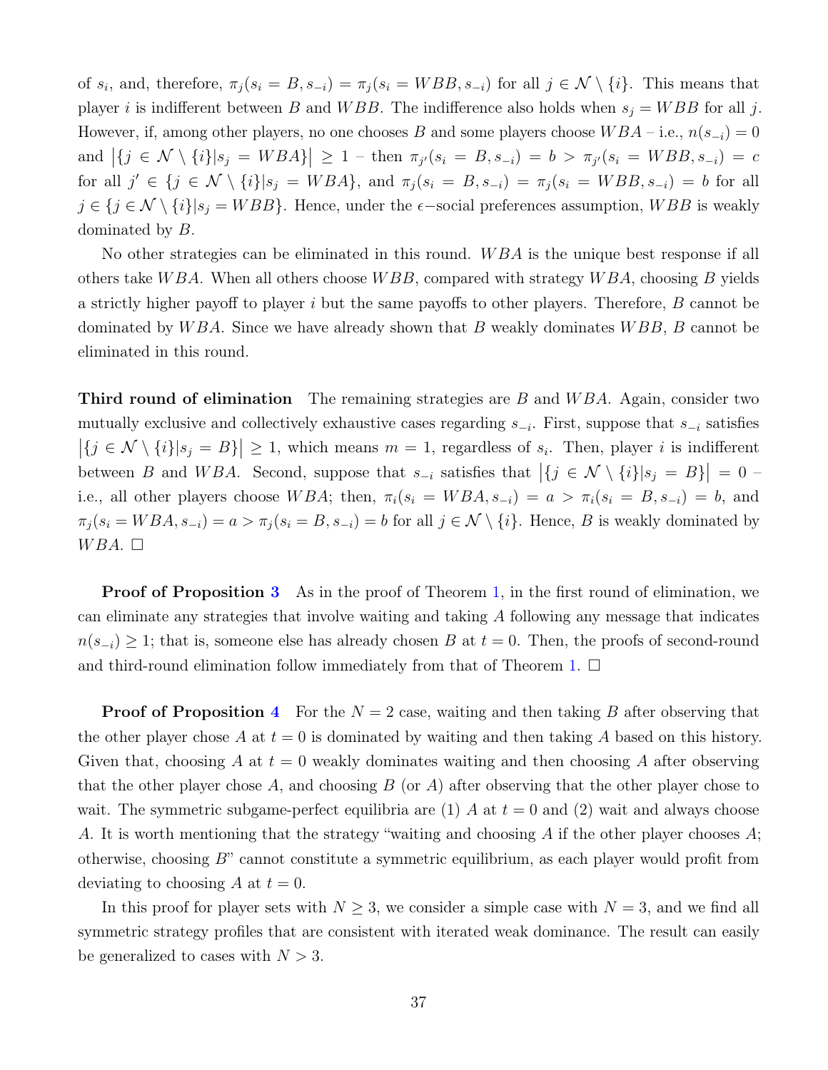of $s_i$, and, therefore, $\pi_j(s_i = B, s_{-i}) = \pi_j(s_i = WBB, s_{-i})$ for all $j \in \mathcal{N} \setminus \{i\}$. This means that player $i$ is indifferent between $B$ and $WBB$. The indifference also holds when $s_j = WBB$ for all $j$. However, if, among other players, no one chooses $B$ and some players choose $WBA$ – i.e., $n(s_{-i}) = 0$ and $\left|\{j \in \mathcal{N} \setminus \{i\} | s_j = WBA\}\right| \geq 1$ – then $\pi_{j'}(s_i = B, s_{-i}) = b > \pi_{j'}(s_i = WBB, s_{-i}) = c$ for all $j' \in \{j \in \mathcal{N} \setminus \{i\} | s_j = WBA\}$, and $\pi_j(s_i = B, s_{-i}) = \pi_j(s_i = WBB, s_{-i}) = b$ for all $j \in \{j \in \mathcal{N} \setminus \{i\} | s_j = WBB\}$. Hence, under the $\epsilon$−social preferences assumption, $WBB$ is weakly dominated by $B$.

No other strategies can be eliminated in this round. $WBA$ is the unique best response if all others take $WBA$. When all others choose $WBB$, compared with strategy $WBA$, choosing $B$ yields a strictly higher payoff to player $i$ but the same payoffs to other players. Therefore, $B$ cannot be dominated by $WBA$. Since we have already shown that $B$ weakly dominates $WBB$, $B$ cannot be eliminated in this round.

**Third round of elimination** The remaining strategies are $B$ and $WBA$. Again, consider two mutually exclusive and collectively exhaustive cases regarding $s_{-i}$. First, suppose that $s_{-i}$ satisfies $\left|\{j \in \mathcal{N} \setminus \{i\} | s_j = B\}\right| \geq 1$, which means $m = 1$, regardless of $s_i$. Then, player $i$ is indifferent between $B$ and $WBA$. Second, suppose that $s_{-i}$ satisfies that $\left|\{j \in \mathcal{N} \setminus \{i\} | s_j = B\}\right| = 0$ – i.e., all other players choose $WBA$; then, $\pi_i(s_i = WBA, s_{-i}) = a > \pi_i(s_i = B, s_{-i}) = b$, and $\pi_j(s_i = WBA, s_{-i}) = a > \pi_j(s_i = B, s_{-i}) = b$ for all $j \in \mathcal{N} \setminus \{i\}$. Hence, $B$ is weakly dominated by $WBA$. □

**Proof of Proposition 3** As in the proof of Theorem 1, in the first round of elimination, we can eliminate any strategies that involve waiting and taking $A$ following any message that indicates $n(s_{-i}) \geq 1$; that is, someone else has already chosen $B$ at $t = 0$. Then, the proofs of second-round and third-round elimination follow immediately from that of Theorem 1. □

**Proof of Proposition 4** For the $N = 2$ case, waiting and then taking $B$ after observing that the other player chose $A$ at $t = 0$ is dominated by waiting and then taking $A$ based on this history. Given that, choosing $A$ at $t = 0$ weakly dominates waiting and then choosing $A$ after observing that the other player chose $A$, and choosing $B$ (or $A$) after observing that the other player chose to wait. The symmetric subgame-perfect equilibria are (1) $A$ at $t = 0$ and (2) wait and always choose $A$. It is worth mentioning that the strategy "waiting and choosing $A$ if the other player chooses $A$; otherwise, choosing $B$" cannot constitute a symmetric equilibrium, as each player would profit from deviating to choosing $A$ at $t = 0$.

In this proof for player sets with $N \geq 3$, we consider a simple case with $N = 3$, and we find all symmetric strategy profiles that are consistent with iterated weak dominance. The result can easily be generalized to cases with $N > 3$.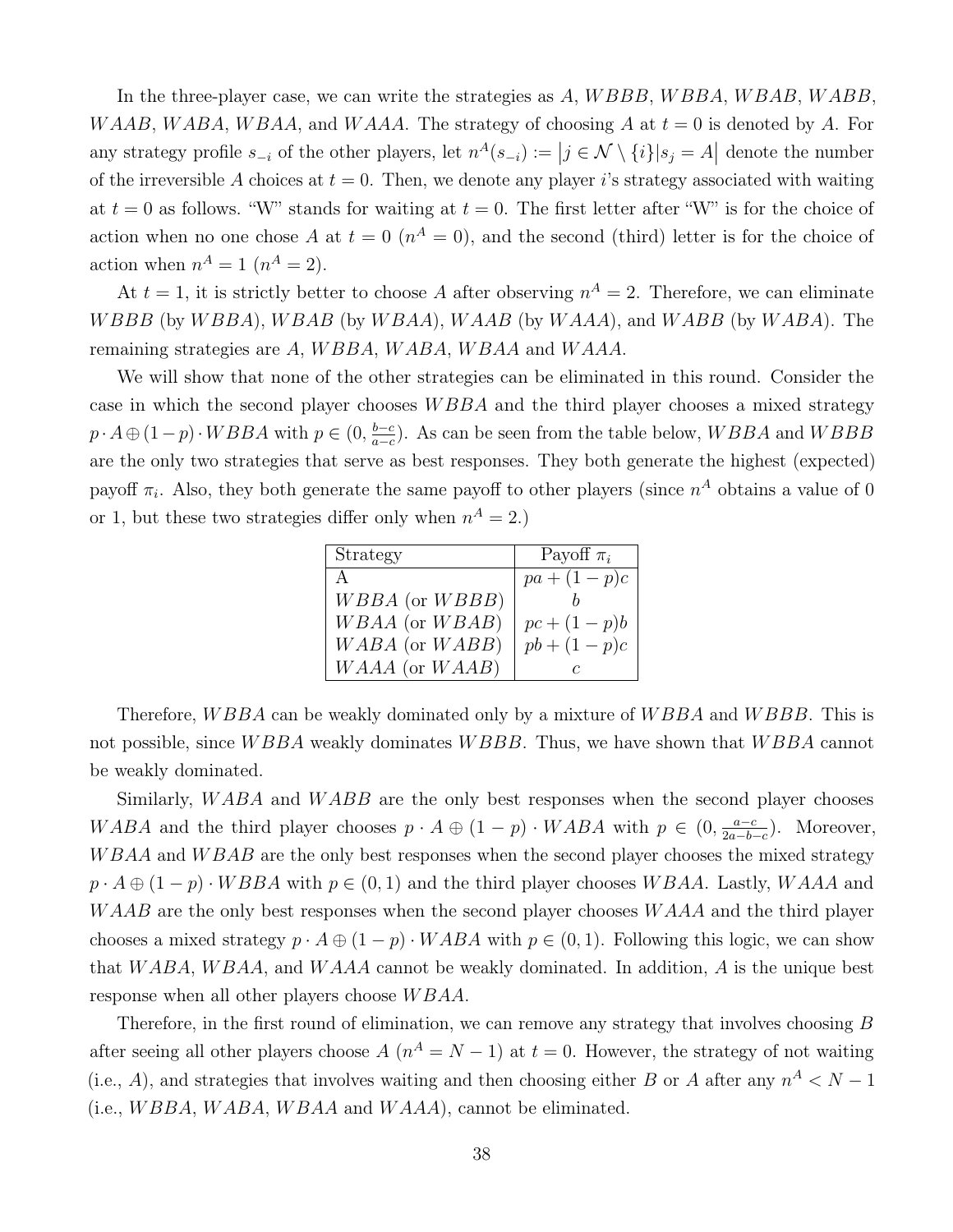In the three-player case, we can write the strategies as $A$, $WBBB$, $WBBA$, $WBAB$, $WABB$, $WAAB$, $WABA$, $WBAA$, and $WAAA$. The strategy of choosing $A$ at $t = 0$ is denoted by $A$. For any strategy profile $s_{-i}$ of the other players, let $n^A(s_{-i}) := \big|j \in \mathcal{N} \setminus \{i\}|s_j = A\big|$ denote the number of the irreversible $A$ choices at $t = 0$. Then, we denote any player $i$'s strategy associated with waiting at $t = 0$ as follows. "W" stands for waiting at $t = 0$. The first letter after "W" is for the choice of action when no one chose $A$ at $t = 0$ ($n^A = 0$), and the second (third) letter is for the choice of action when $n^A = 1$ ($n^A = 2$).

At $t = 1$, it is strictly better to choose $A$ after observing $n^A = 2$. Therefore, we can eliminate $WBBB$ (by $WBBA$), $WBAB$ (by $WBAA$), $WAAB$ (by $WAAA$), and $WABB$ (by $WABA$). The remaining strategies are $A$, $WBBA$, $WABA$, $WBAA$ and $WAAA$.

We will show that none of the other strategies can be eliminated in this round. Consider the case in which the second player chooses $WBBA$ and the third player chooses a mixed strategy $p \cdot A \oplus (1-p) \cdot WBBA$ with $p \in (0, \frac{b-c}{a-c})$. As can be seen from the table below, $WBBA$ and $WBBB$ are the only two strategies that serve as best responses. They both generate the highest (expected) payoff $\pi_i$. Also, they both generate the same payoff to other players (since $n^A$ obtains a value of 0 or 1, but these two strategies differ only when $n^A = 2$.)

| Strategy | Payoff $\pi_i$ |
|---|---|
| A | $pa + (1-p)c$ |
| $WBBA$ (or $WBBB$) | $b$ |
| $WBAA$ (or $WBAB$) | $pc + (1-p)b$ |
| $WABA$ (or $WABB$) | $pb + (1-p)c$ |
| $WAAA$ (or $WAAB$) | $c$ |

Therefore, $WBBA$ can be weakly dominated only by a mixture of $WBBA$ and $WBBB$. This is not possible, since $WBBA$ weakly dominates $WBBB$. Thus, we have shown that $WBBA$ cannot be weakly dominated.

Similarly, $WABA$ and $WABB$ are the only best responses when the second player chooses $WABA$ and the third player chooses $p \cdot A \oplus (1-p) \cdot WABA$ with $p \in (0, \frac{a-c}{2a-b-c})$. Moreover, $WBAA$ and $WBAB$ are the only best responses when the second player chooses the mixed strategy $p \cdot A \oplus (1-p) \cdot WBBA$ with $p \in (0, 1)$ and the third player chooses $WBAA$. Lastly, $WAAA$ and $WAAB$ are the only best responses when the second player chooses $WAAA$ and the third player chooses a mixed strategy $p \cdot A \oplus (1-p) \cdot WABA$ with $p \in (0, 1)$. Following this logic, we can show that $WABA$, $WBAA$, and $WAAA$ cannot be weakly dominated. In addition, $A$ is the unique best response when all other players choose $WBAA$.

Therefore, in the first round of elimination, we can remove any strategy that involves choosing $B$ after seeing all other players choose $A$ ($n^A = N - 1$) at $t = 0$. However, the strategy of not waiting (i.e., $A$), and strategies that involves waiting and then choosing either $B$ or $A$ after any $n^A < N - 1$ (i.e., $WBBA$, $WABA$, $WBAA$ and $WAAA$), cannot be eliminated.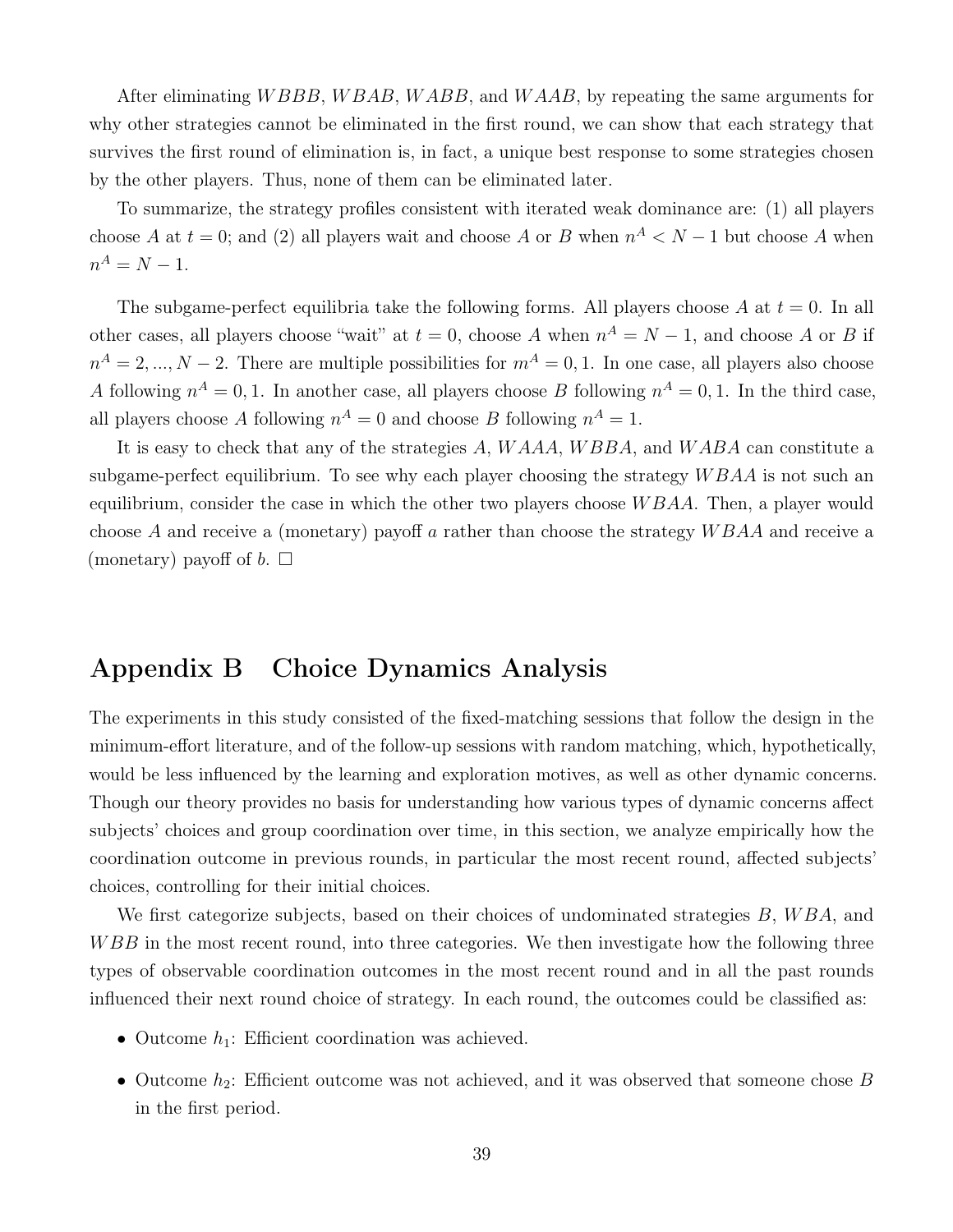After eliminating $WBBB$, $WBAB$, $WABB$, and $WAAB$, by repeating the same arguments for why other strategies cannot be eliminated in the first round, we can show that each strategy that survives the first round of elimination is, in fact, a unique best response to some strategies chosen by the other players. Thus, none of them can be eliminated later.

To summarize, the strategy profiles consistent with iterated weak dominance are: (1) all players choose $A$ at $t = 0$; and (2) all players wait and choose $A$ or $B$ when $n^A < N - 1$ but choose $A$ when $n^A = N - 1$.

The subgame-perfect equilibria take the following forms. All players choose $A$ at $t = 0$. In all other cases, all players choose "wait" at $t = 0$, choose $A$ when $n^A = N - 1$, and choose $A$ or $B$ if $n^A = 2, ..., N - 2$. There are multiple possibilities for $m^A = 0, 1$. In one case, all players also choose $A$ following $n^A = 0, 1$. In another case, all players choose $B$ following $n^A = 0, 1$. In the third case, all players choose $A$ following $n^A = 0$ and choose $B$ following $n^A = 1$.

It is easy to check that any of the strategies $A$, $WAAA$, $WBBA$, and $WABA$ can constitute a subgame-perfect equilibrium. To see why each player choosing the strategy $WBAA$ is not such an equilibrium, consider the case in which the other two players choose $WBAA$. Then, a player would choose $A$ and receive a (monetary) payoff $a$ rather than choose the strategy $WBAA$ and receive a (monetary) payoff of $b$. $\square$

# Appendix B Choice Dynamics Analysis

The experiments in this study consisted of the fixed-matching sessions that follow the design in the minimum-effort literature, and of the follow-up sessions with random matching, which, hypothetically, would be less influenced by the learning and exploration motives, as well as other dynamic concerns. Though our theory provides no basis for understanding how various types of dynamic concerns affect subjects' choices and group coordination over time, in this section, we analyze empirically how the coordination outcome in previous rounds, in particular the most recent round, affected subjects' choices, controlling for their initial choices.

We first categorize subjects, based on their choices of undominated strategies $B$, $WBA$, and $WBB$ in the most recent round, into three categories. We then investigate how the following three types of observable coordination outcomes in the most recent round and in all the past rounds influenced their next round choice of strategy. In each round, the outcomes could be classified as:

- Outcome $h_1$: Efficient coordination was achieved.
- Outcome $h_2$: Efficient outcome was not achieved, and it was observed that someone chose $B$ in the first period.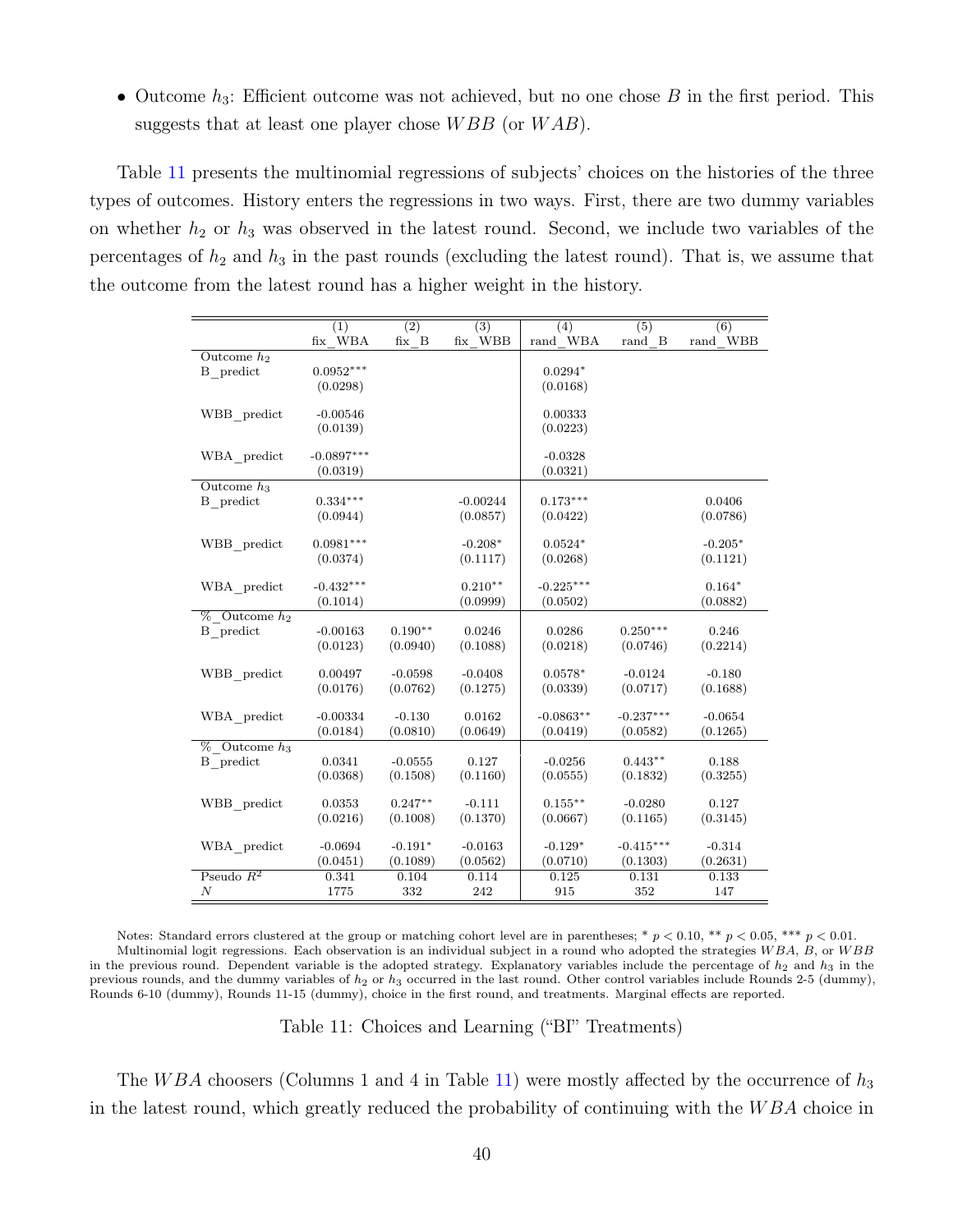- Outcome $h_3$: Efficient outcome was not achieved, but no one chose $B$ in the first period. This suggests that at least one player chose $WBB$ (or $WAB$).

Table 11 presents the multinomial regressions of subjects' choices on the histories of the three types of outcomes. History enters the regressions in two ways. First, there are two dummy variables on whether $h_2$ or $h_3$ was observed in the latest round. Second, we include two variables of the percentages of $h_2$ and $h_3$ in the past rounds (excluding the latest round). That is, we assume that the outcome from the latest round has a higher weight in the history.

| | (1) fix_WBA | (2) fix_B | (3) fix_WBB | (4) rand_WBA | (5) rand_B | (6) rand_WBB |
|---|---|---|---|---|---|---|
| **Outcome $h_2$** | | | | | | |
| B_predict | 0.0952*** | | | 0.0294* | | |
| | (0.0298) | | | (0.0168) | | |
| WBB_predict | -0.00546 | | | 0.00333 | | |
| | (0.0139) | | | (0.0223) | | |
| WBA_predict | -0.0897*** | | | -0.0328 | | |
| | (0.0319) | | | (0.0321) | | |
| **Outcome $h_3$** | | | | | | |
| B_predict | 0.334*** | | -0.00244 | 0.173*** | | 0.0406 |
| | (0.0944) | | (0.0857) | (0.0422) | | (0.0786) |
| WBB_predict | 0.0981*** | | -0.208* | 0.0524* | | -0.205* |
| | (0.0374) | | (0.1117) | (0.0268) | | (0.1121) |
| WBA_predict | -0.432*** | | 0.210** | -0.225*** | | 0.164* |
| | (0.1014) | | (0.0999) | (0.0502) | | (0.0882) |
| **%_Outcome $h_2$** | | | | | | |
| B_predict | -0.00163 | 0.190** | 0.0246 | 0.0286 | 0.250*** | 0.246 |
| | (0.0123) | (0.0940) | (0.1088) | (0.0218) | (0.0746) | (0.2214) |
| WBB_predict | 0.00497 | -0.0598 | -0.0408 | 0.0578* | -0.0124 | -0.180 |
| | (0.0176) | (0.0762) | (0.1275) | (0.0339) | (0.0717) | (0.1688) |
| WBA_predict | -0.00334 | -0.130 | 0.0162 | -0.0863** | -0.237*** | -0.0654 |
| | (0.0184) | (0.0810) | (0.0649) | (0.0419) | (0.0582) | (0.1265) |
| **%_Outcome $h_3$** | | | | | | |
| B_predict | 0.0341 | -0.0555 | 0.127 | -0.0256 | 0.443** | 0.188 |
| | (0.0368) | (0.1508) | (0.1160) | (0.0555) | (0.1832) | (0.3255) |
| WBB_predict | 0.0353 | 0.247** | -0.111 | 0.155** | -0.0280 | 0.127 |
| | (0.0216) | (0.1008) | (0.1370) | (0.0667) | (0.1165) | (0.3145) |
| WBA_predict | -0.0694 | -0.191* | -0.0163 | -0.129* | -0.415*** | -0.314 |
| | (0.0451) | (0.1089) | (0.0562) | (0.0710) | (0.1303) | (0.2631) |
| Pseudo $R^2$ | 0.341 | 0.104 | 0.114 | 0.125 | 0.131 | 0.133 |
| $N$ | 1775 | 332 | 242 | 915 | 352 | 147 |

Notes: Standard errors clustered at the group or matching cohort level are in parentheses; * $p < 0.10$, ** $p < 0.05$, *** $p < 0.01$. Multinomial logit regressions. Each observation is an individual subject in a round who adopted the strategies $WBA$, $B$, or $WBB$ in the previous round. Dependent variable is the adopted strategy. Explanatory variables include the percentage of $h_2$ and $h_3$ in the previous rounds, and the dummy variables of $h_2$ or $h_3$ occurred in the last round. Other control variables include Rounds 2-5 (dummy), Rounds 6-10 (dummy), Rounds 11-15 (dummy), choice in the first round, and treatments. Marginal effects are reported.

Table 11: Choices and Learning ("BI" Treatments)

The $WBA$ choosers (Columns 1 and 4 in Table 11) were mostly affected by the occurrence of $h_3$ in the latest round, which greatly reduced the probability of continuing with the $WBA$ choice in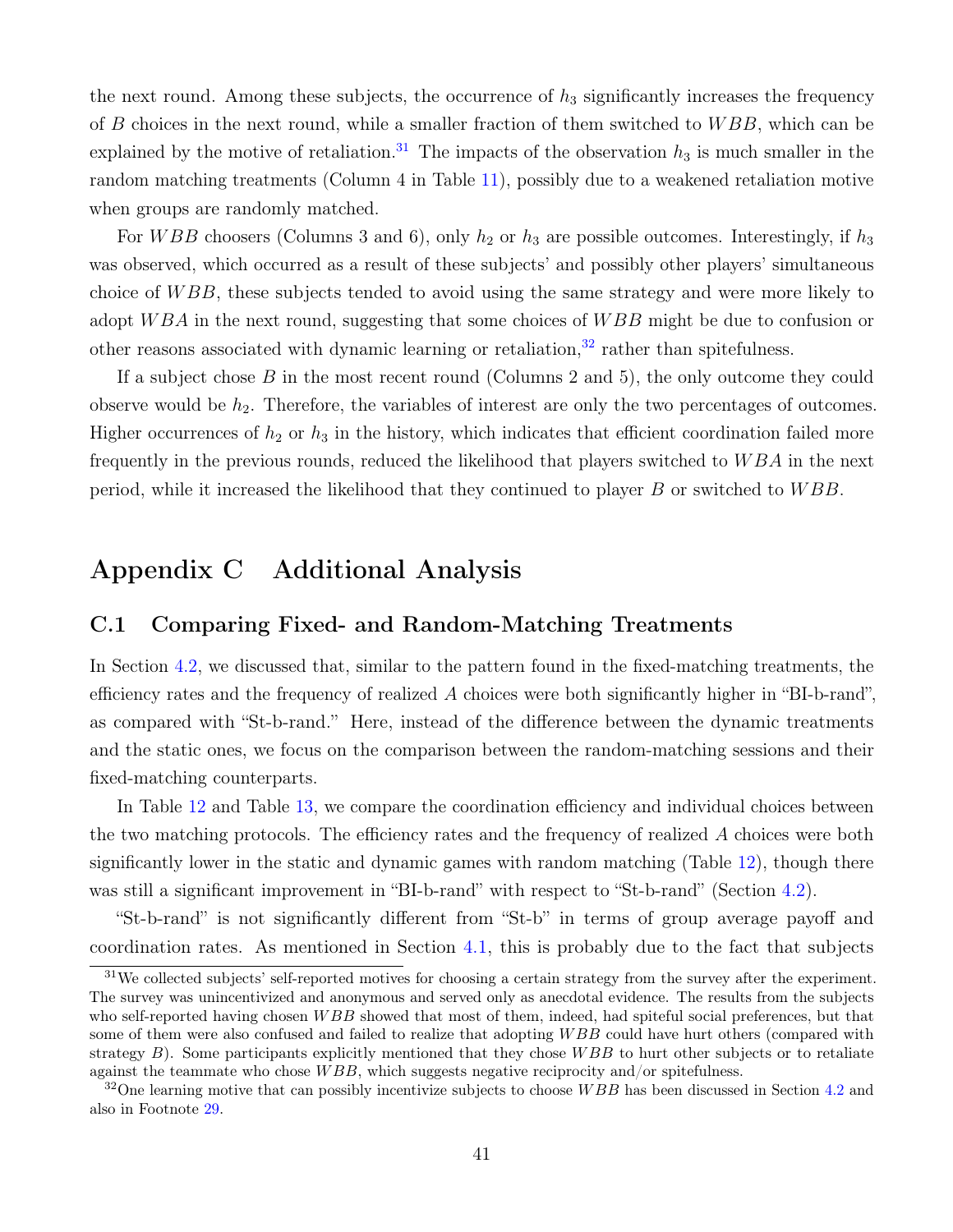the next round. Among these subjects, the occurrence of $h_3$ significantly increases the frequency of $B$ choices in the next round, while a smaller fraction of them switched to $WBB$, which can be explained by the motive of retaliation.[31] The impacts of the observation $h_3$ is much smaller in the random matching treatments (Column 4 in Table 11), possibly due to a weakened retaliation motive when groups are randomly matched.

For $WBB$ choosers (Columns 3 and 6), only $h_2$ or $h_3$ are possible outcomes. Interestingly, if $h_3$ was observed, which occurred as a result of these subjects' and possibly other players' simultaneous choice of $WBB$, these subjects tended to avoid using the same strategy and were more likely to adopt $WBA$ in the next round, suggesting that some choices of $WBB$ might be due to confusion or other reasons associated with dynamic learning or retaliation,[32] rather than spitefulness.

If a subject chose $B$ in the most recent round (Columns 2 and 5), the only outcome they could observe would be $h_2$. Therefore, the variables of interest are only the two percentages of outcomes. Higher occurrences of $h_2$ or $h_3$ in the history, which indicates that efficient coordination failed more frequently in the previous rounds, reduced the likelihood that players switched to $WBA$ in the next period, while it increased the likelihood that they continued to player $B$ or switched to $WBB$.

# Appendix C Additional Analysis

## C.1 Comparing Fixed- and Random-Matching Treatments

In Section 4.2, we discussed that, similar to the pattern found in the fixed-matching treatments, the efficiency rates and the frequency of realized $A$ choices were both significantly higher in "BI-b-rand", as compared with "St-b-rand." Here, instead of the difference between the dynamic treatments and the static ones, we focus on the comparison between the random-matching sessions and their fixed-matching counterparts.

In Table 12 and Table 13, we compare the coordination efficiency and individual choices between the two matching protocols. The efficiency rates and the frequency of realized $A$ choices were both significantly lower in the static and dynamic games with random matching (Table 12), though there was still a significant improvement in "BI-b-rand" with respect to "St-b-rand" (Section 4.2).

"St-b-rand" is not significantly different from "St-b" in terms of group average payoff and coordination rates. As mentioned in Section 4.1, this is probably due to the fact that subjects

[31] We collected subjects' self-reported motives for choosing a certain strategy from the survey after the experiment. The survey was unincentivized and anonymous and served only as anecdotal evidence. The results from the subjects who self-reported having chosen $WBB$ showed that most of them, indeed, had spiteful social preferences, but that some of them were also confused and failed to realize that adopting $WBB$ could have hurt others (compared with strategy $B$). Some participants explicitly mentioned that they chose $WBB$ to hurt other subjects or to retaliate against the teammate who chose $WBB$, which suggests negative reciprocity and/or spitefulness.

[32] One learning motive that can possibly incentivize subjects to choose $WBB$ has been discussed in Section 4.2 and also in Footnote 29.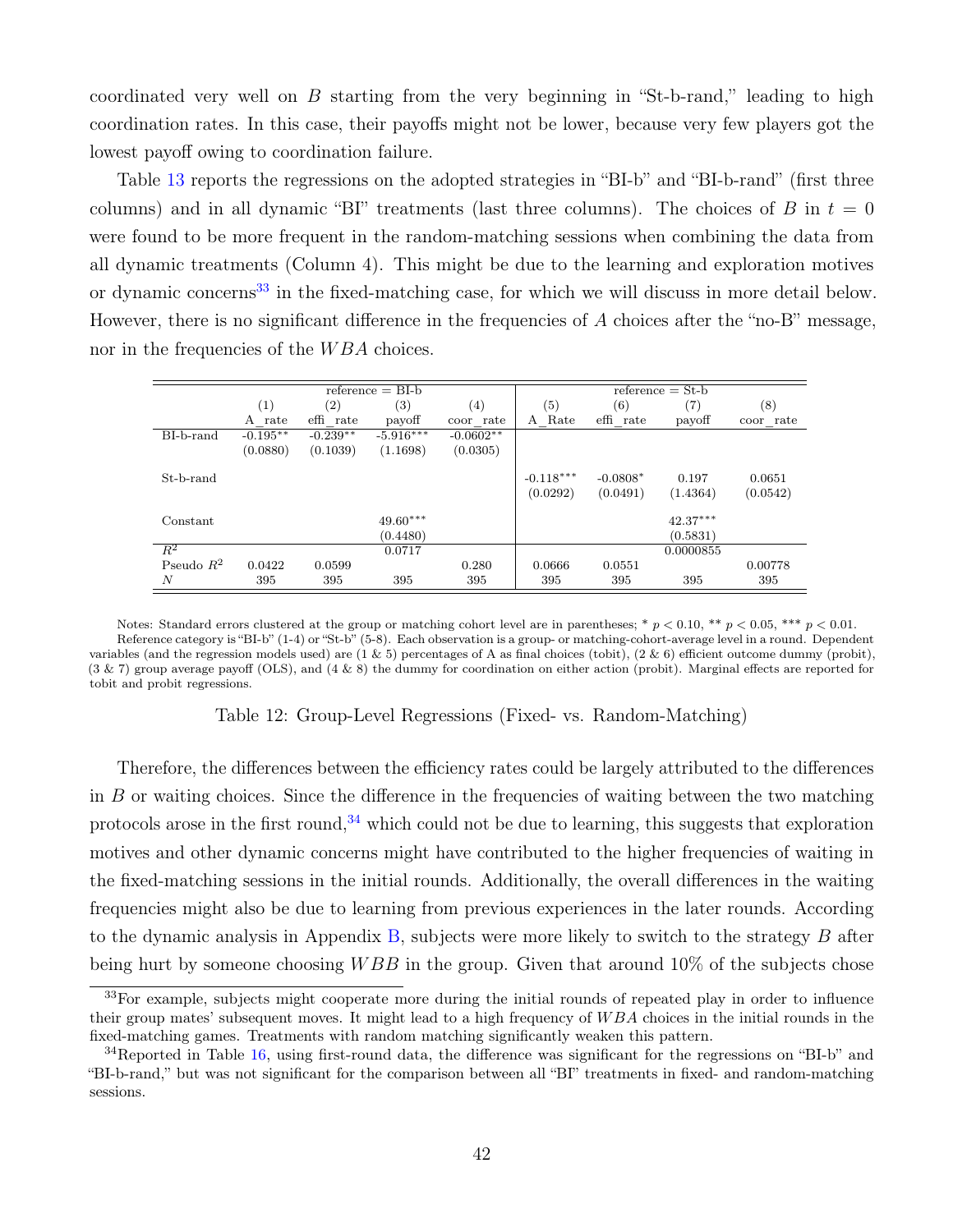coordinated very well on $B$ starting from the very beginning in "St-b-rand," leading to high coordination rates. In this case, their payoffs might not be lower, because very few players got the lowest payoff owing to coordination failure.

Table 13 reports the regressions on the adopted strategies in "BI-b" and "BI-b-rand" (first three columns) and in all dynamic "BI" treatments (last three columns). The choices of $B$ in $t = 0$ were found to be more frequent in the random-matching sessions when combining the data from all dynamic treatments (Column 4). This might be due to the learning and exploration motives or dynamic concerns[33] in the fixed-matching case, for which we will discuss in more detail below. However, there is no significant difference in the frequencies of $A$ choices after the "no-B" message, nor in the frequencies of the $WBA$ choices.

| | reference = BI-b | | | | reference = St-b | | | |
|---|---|---|---|---|---|---|---|---|
| | (1) | (2) | (3) | (4) | (5) | (6) | (7) | (8) |
| | A_rate | effi_rate | payoff | coor_rate | A_Rate | effi_rate | payoff | coor_rate |
| BI-b-rand | -0.195** | -0.239** | -5.916*** | -0.0602** | | | | |
| | (0.0880) | (0.1039) | (1.1698) | (0.0305) | | | | |
| St-b-rand | | | | | -0.118*** | -0.0808* | 0.197 | 0.0651 |
| | | | | | (0.0292) | (0.0491) | (1.4364) | (0.0542) |
| Constant | | | 49.60*** | | | | 42.37*** | |
| | | | (0.4480) | | | | (0.5831) | |
| $R^2$ | | | 0.0717 | | | | 0.0000855 | |
| Pseudo $R^2$ | 0.0422 | 0.0599 | | 0.280 | 0.0666 | 0.0551 | | 0.00778 |
| $N$ | 395 | 395 | 395 | 395 | 395 | 395 | 395 | 395 |

Notes: Standard errors clustered at the group or matching cohort level are in parentheses; * $p < 0.10$, ** $p < 0.05$, *** $p < 0.01$. Reference category is "BI-b" (1-4) or "St-b" (5-8). Each observation is a group- or matching-cohort-average level in a round. Dependent variables (and the regression models used) are (1 & 5) percentages of A as final choices (tobit), (2 & 6) efficient outcome dummy (probit), (3 & 7) group average payoff (OLS), and (4 & 8) the dummy for coordination on either action (probit). Marginal effects are reported for tobit and probit regressions.

Table 12: Group-Level Regressions (Fixed- vs. Random-Matching)

Therefore, the differences between the efficiency rates could be largely attributed to the differences in $B$ or waiting choices. Since the difference in the frequencies of waiting between the two matching protocols arose in the first round,[34] which could not be due to learning, this suggests that exploration motives and other dynamic concerns might have contributed to the higher frequencies of waiting in the fixed-matching sessions in the initial rounds. Additionally, the overall differences in the waiting frequencies might also be due to learning from previous experiences in the later rounds. According to the dynamic analysis in Appendix B, subjects were more likely to switch to the strategy $B$ after being hurt by someone choosing $WBB$ in the group. Given that around 10% of the subjects chose

[33] For example, subjects might cooperate more during the initial rounds of repeated play in order to influence their group mates' subsequent moves. It might lead to a high frequency of $WBA$ choices in the initial rounds in the fixed-matching games. Treatments with random matching significantly weaken this pattern.

[34] Reported in Table 16, using first-round data, the difference was significant for the regressions on "BI-b" and "BI-b-rand," but was not significant for the comparison between all "BI" treatments in fixed- and random-matching sessions.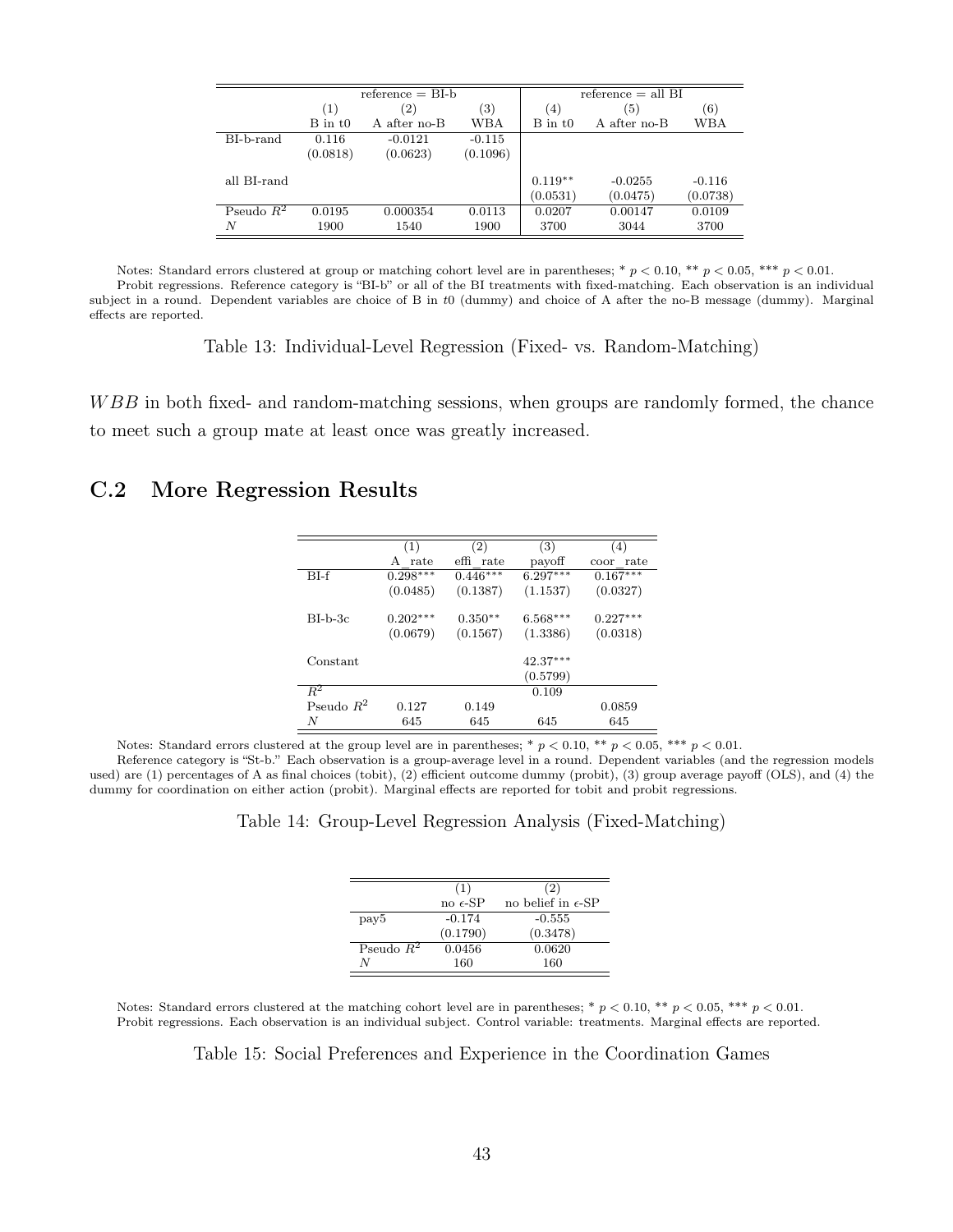| | reference = BI-b | | | reference = all BI | | |
|---|---|---|---|---|---|---|
| | (1) | (2) | (3) | (4) | (5) | (6) |
| | B in t0 | A after no-B | WBA | B in t0 | A after no-B | WBA |
| BI-b-rand | 0.116 | -0.0121 | -0.115 | | | |
| | (0.0818) | (0.0623) | (0.1096) | | | |
| all BI-rand | | | | 0.119** | -0.0255 | -0.116 |
| | | | | (0.0531) | (0.0475) | (0.0738) |
| Pseudo $R^2$ | 0.0195 | 0.000354 | 0.0113 | 0.0207 | 0.00147 | 0.0109 |
| $N$ | 1900 | 1540 | 1900 | 3700 | 3044 | 3700 |

Notes: Standard errors clustered at group or matching cohort level are in parentheses; * $p < 0.10$, ** $p < 0.05$, *** $p < 0.01$.
Probit regressions. Reference category is "BI-b" or all of the BI treatments with fixed-matching. Each observation is an individual subject in a round. Dependent variables are choice of B in $t0$ (dummy) and choice of A after the no-B message (dummy). Marginal effects are reported.

Table 13: Individual-Level Regression (Fixed- vs. Random-Matching)

$WBB$ in both fixed- and random-matching sessions, when groups are randomly formed, the chance to meet such a group mate at least once was greatly increased.

## C.2 More Regression Results

| | (1) | (2) | (3) | (4) |
|---|---|---|---|---|
| | A_rate | effi_rate | payoff | coor_rate |
| BI-f | 0.298*** | 0.446*** | 6.297*** | 0.167*** |
| | (0.0485) | (0.1387) | (1.1537) | (0.0327) |
| BI-b-3c | 0.202*** | 0.350** | 6.568*** | 0.227*** |
| | (0.0679) | (0.1567) | (1.3386) | (0.0318) |
| Constant | | | 42.37*** | |
| | | | (0.5799) | |
| $R^2$ | | | 0.109 | |
| Pseudo $R^2$ | 0.127 | 0.149 | | 0.0859 |
| $N$ | 645 | 645 | 645 | 645 |

Notes: Standard errors clustered at the group level are in parentheses; * $p < 0.10$, ** $p < 0.05$, *** $p < 0.01$.
Reference category is "St-b." Each observation is a group-average level in a round. Dependent variables (and the regression models used) are (1) percentages of A as final choices (tobit), (2) efficient outcome dummy (probit), (3) group average payoff (OLS), and (4) the dummy for coordination on either action (probit). Marginal effects are reported for tobit and probit regressions.

Table 14: Group-Level Regression Analysis (Fixed-Matching)

| | (1) | (2) |
|---|---|---|
| | no $\epsilon$-SP | no belief in $\epsilon$-SP |
| pay5 | -0.174 | -0.555 |
| | (0.1790) | (0.3478) |
| Pseudo $R^2$ | 0.0456 | 0.0620 |
| $N$ | 160 | 160 |

Notes: Standard errors clustered at the matching cohort level are in parentheses; * $p < 0.10$, ** $p < 0.05$, *** $p < 0.01$.
Probit regressions. Each observation is an individual subject. Control variable: treatments. Marginal effects are reported.

Table 15: Social Preferences and Experience in the Coordination Games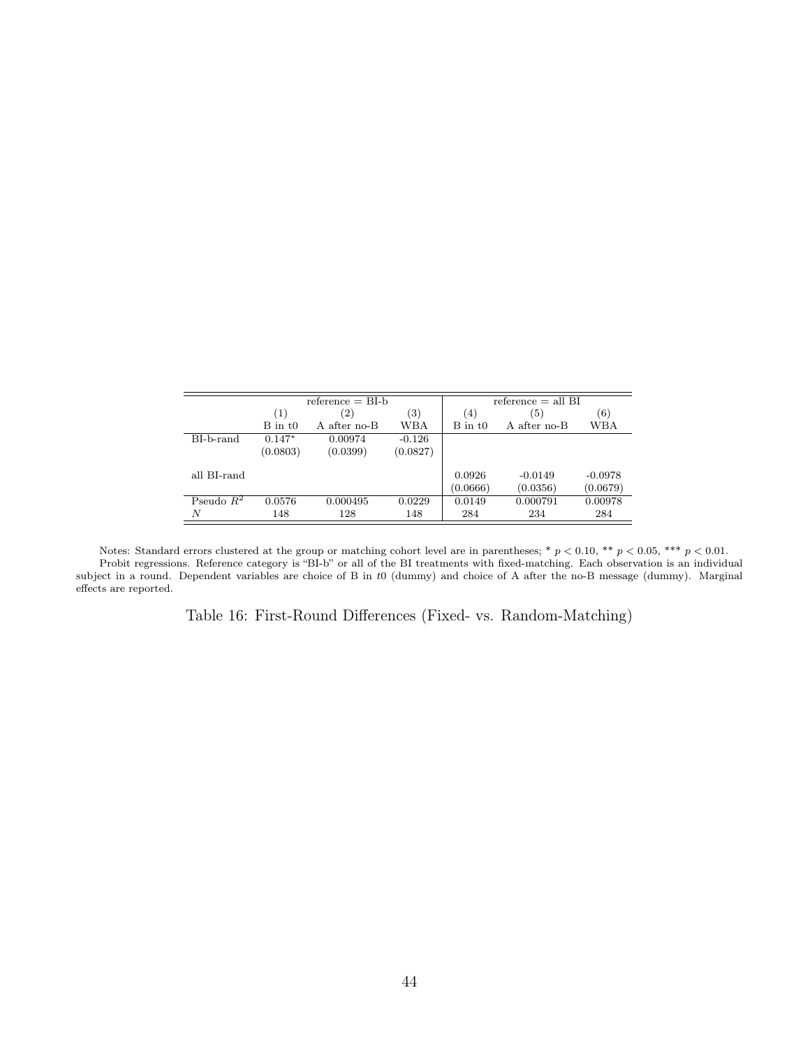| | reference = BI-b | | | reference = all BI | | |
|---|---|---|---|---|---|---|
| | (1) | (2) | (3) | (4) | (5) | (6) |
| | B in t0 | A after no-B | WBA | B in t0 | A after no-B | WBA |
| BI-b-rand | 0.147* | 0.00974 | -0.126 | | | |
| | (0.0803) | (0.0399) | (0.0827) | | | |
| all BI-rand | | | | 0.0926 | -0.0149 | -0.0978 |
| | | | | (0.0666) | (0.0356) | (0.0679) |
| Pseudo $R^2$ | 0.0576 | 0.000495 | 0.0229 | 0.0149 | 0.000791 | 0.00978 |
| $N$ | 148 | 128 | 148 | 284 | 234 | 284 |

Notes: Standard errors clustered at the group or matching cohort level are in parentheses; * $p < 0.10$, ** $p < 0.05$, *** $p < 0.01$.
Probit regressions. Reference category is "BI-b" or all of the BI treatments with fixed-matching. Each observation is an individual subject in a round. Dependent variables are choice of B in $t0$ (dummy) and choice of A after the no-B message (dummy). Marginal effects are reported.

Table 16: First-Round Differences (Fixed- vs. Random-Matching)